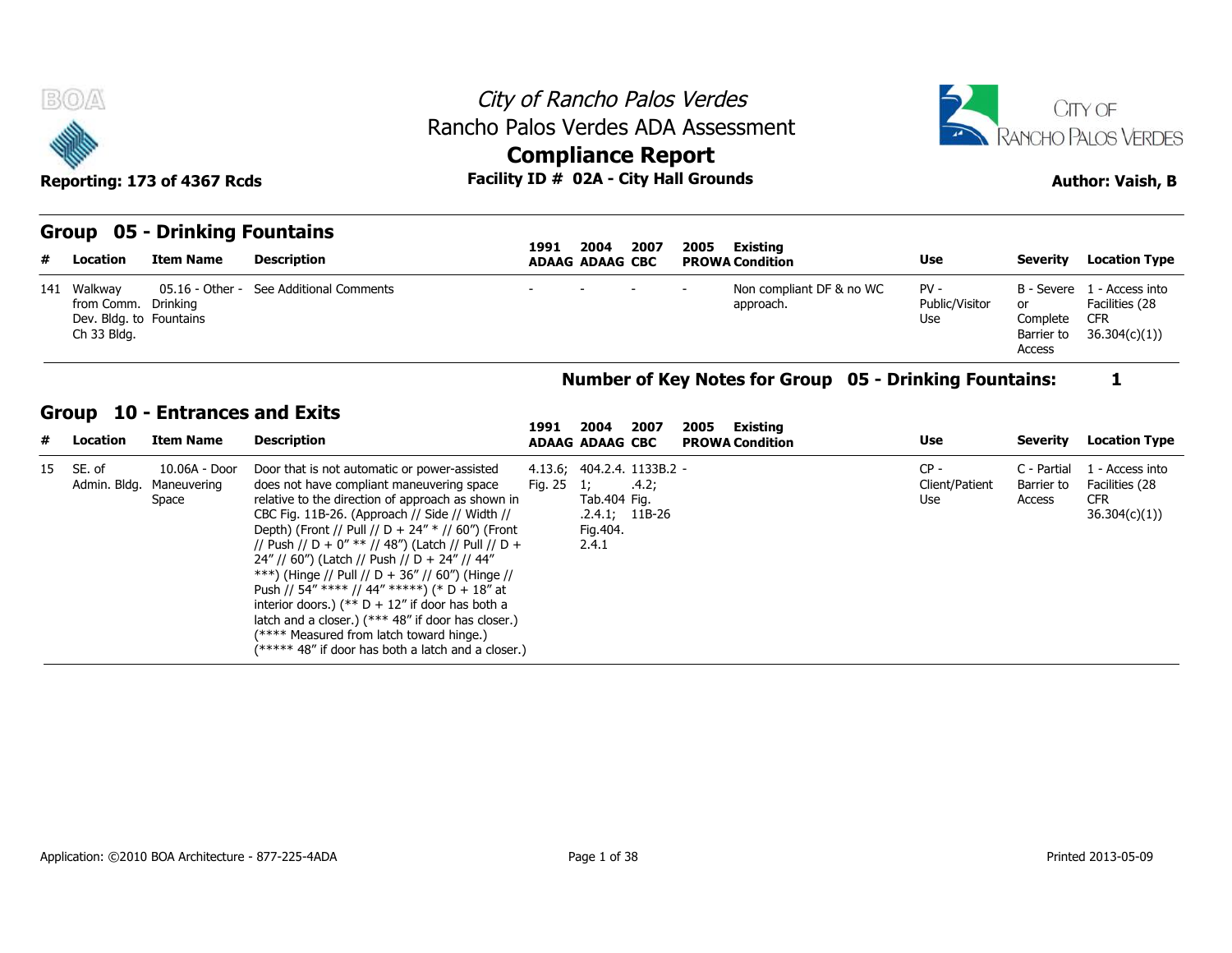# City of Rancho Palos Verdes
## Rancho Palos Verdes ADA Assessment
## Compliance Report

**Reporting: 173 of 4367 Rcds** | **Facility ID # 02A - City Hall Grounds** | **Author: Vaish, B**

## Group 05 - Drinking Fountains

| # | Location | Item Name | Description | 1991 ADAAG | 2004 ADAAG | 2007 CBC | 2005 PROWA | Existing Condition | Use | Severity | Location Type |
|---|---|---|---|---|---|---|---|---|---|---|---|
| 141 | Walkway from Comm. Dev. Bldg. to Ch 33 Bldg. | 05.16 - Other - Drinking Fountains | See Additional Comments | - | - | - | - | Non compliant DF & no WC approach. | PV - Public/Visitor Use | B - Severe or Complete Barrier to Access | 1 - Access into Facilities (28 CFR 36.304(c)(1)) |

**Number of Key Notes for Group 05 - Drinking Fountains: 1**

## Group 10 - Entrances and Exits

| # | Location | Item Name | Description | 1991 ADAAG | 2004 ADAAG | 2007 CBC | 2005 PROWA | Existing Condition | Use | Severity | Location Type |
|---|---|---|---|---|---|---|---|---|---|---|---|
| 15 | SE. of Admin. Bldg. | 10.06A - Door Maneuvering Space | Door that is not automatic or power-assisted does not have compliant maneuvering space relative to the direction of approach as shown in CBC Fig. 11B-26. (Approach // Side // Width // Depth) (Front // Pull // D + 24" * // 60") (Front // Push // D + 0" ** // 48") (Latch // Pull // D + 24" // 60") (Latch // Push // D + 24" // 44" ***) (Hinge // Pull // D + 36" // 60") (Hinge // Push // 54" **** // 44" *****) (* D + 18" at interior doors.) (** D + 12" if door has both a latch and a closer.) (*** 48" if door has closer.) (**** Measured from latch toward hinge.) (***** 48" if door has both a latch and a closer.) | 4.13.6; Fig. 25 | 404.2.4. 1; Tab.404 .2.4.1; Fig.404. 2.4.1 | 1133B.2 .4.2; Fig. 11B-26 | - | | CP - Client/Patient Use | C - Partial Barrier to Access | 1 - Access into Facilities (28 CFR 36.304(c)(1)) |

Application: ©2010 BOA Architecture - 877-225-4ADA

Printed 2013-05-09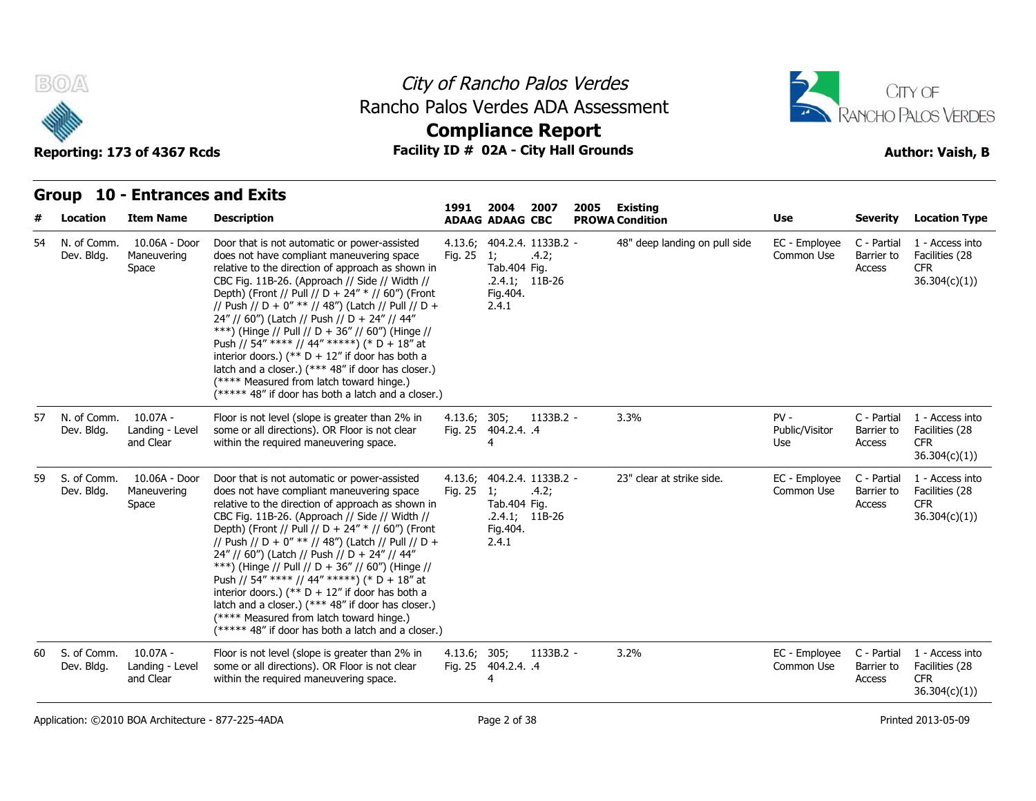# City of Rancho Palos Verdes
## Rancho Palos Verdes ADA Assessment
## Compliance Report

**Reporting: 173 of 4367 Rcds** | **Facility ID # 02A - City Hall Grounds** | **Author: Vaish, B**

## Group 10 - Entrances and Exits

| # | Location | Item Name | Description | 1991 ADAAG | 2004 ADAAG | 2007 CBC | 2005 PROWA | Existing Condition | Use | Severity | Location Type |
|---|---|---|---|---|---|---|---|---|---|---|---|
| 54 | N. of Comm. Dev. Bldg. | 10.06A - Door Maneuvering Space | Door that is not automatic or power-assisted does not have compliant maneuvering space relative to the direction of approach as shown in CBC Fig. 11B-26. (Approach // Side // Width // Depth) (Front // Pull // D + 24" * // 60") (Front // Push // D + 0" ** // 48") (Latch // Pull // D + 24" // 60") (Latch // Push // D + 24" // 44" ***) (Hinge // Pull // D + 36" // 60") (Hinge // Push // 54" **** // 44" *****) (* D + 18" at interior doors.) (** D + 12" if door has both a latch and a closer.) (*** 48" if door has closer.) (**** Measured from latch toward hinge.) (***** 48" if door has both a latch and a closer.) | 4.13.6; Fig. 25 | 404.2.4.1; Tab.404.2.4.1; Fig.404.2.4.1 | 1133B.2.4.2; Fig. 11B-26 | - | 48" deep landing on pull side | EC - Employee Common Use | C - Partial Barrier to Access | 1 - Access into Facilities (28 CFR 36.304(c)(1)) |
| 57 | N. of Comm. Dev. Bldg. | 10.07A - Landing - Level and Clear | Floor is not level (slope is greater than 2% in some or all directions). OR Floor is not clear within the required maneuvering space. | 4.13.6; Fig. 25 | 305; 404.2.4.4 | 1133B.2.4 | - | 3.3% | PV - Public/Visitor Use | C - Partial Barrier to Access | 1 - Access into Facilities (28 CFR 36.304(c)(1)) |
| 59 | S. of Comm. Dev. Bldg. | 10.06A - Door Maneuvering Space | Door that is not automatic or power-assisted does not have compliant maneuvering space relative to the direction of approach as shown in CBC Fig. 11B-26. (Approach // Side // Width // Depth) (Front // Pull // D + 24" * // 60") (Front // Push // D + 0" ** // 48") (Latch // Pull // D + 24" // 60") (Latch // Push // D + 24" // 44" ***) (Hinge // Pull // D + 36" // 60") (Hinge // Push // 54" **** // 44" *****) (* D + 18" at interior doors.) (** D + 12" if door has both a latch and a closer.) (*** 48" if door has closer.) (**** Measured from latch toward hinge.) (***** 48" if door has both a latch and a closer.) | 4.13.6; Fig. 25 | 404.2.4.1; Tab.404.2.4.1; Fig.404.2.4.1 | 1133B.2.4.2; Fig. 11B-26 | - | 23" clear at strike side. | EC - Employee Common Use | C - Partial Barrier to Access | 1 - Access into Facilities (28 CFR 36.304(c)(1)) |
| 60 | S. of Comm. Dev. Bldg. | 10.07A - Landing - Level and Clear | Floor is not level (slope is greater than 2% in some or all directions). OR Floor is not clear within the required maneuvering space. | 4.13.6; Fig. 25 | 305; 404.2.4.4 | 1133B.2.4 | - | 3.2% | EC - Employee Common Use | C - Partial Barrier to Access | 1 - Access into Facilities (28 CFR 36.304(c)(1)) |

Application: ©2010 BOA Architecture - 877-225-4ADA | Printed 2013-05-09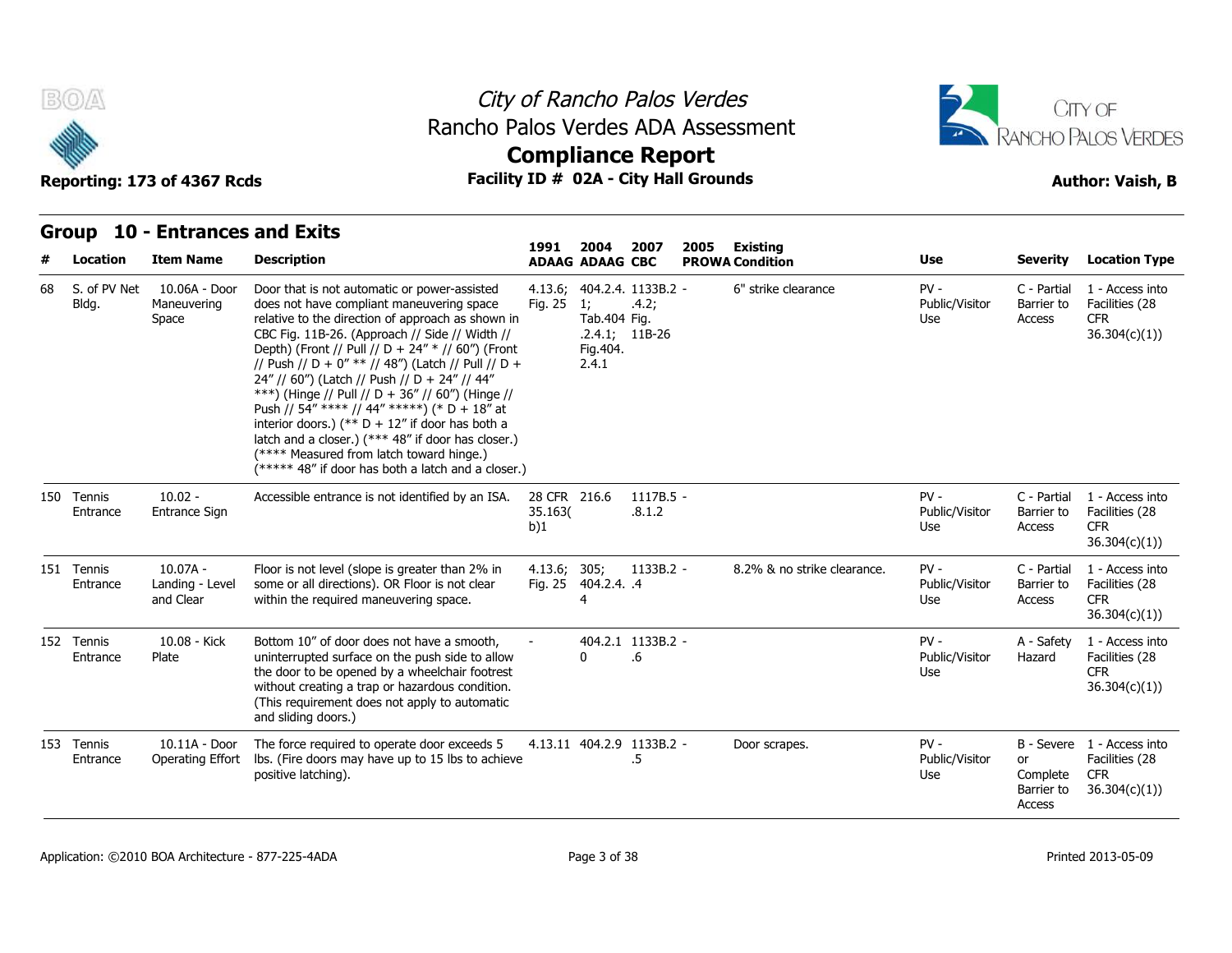# City of Rancho Palos Verdes
## Rancho Palos Verdes ADA Assessment
## Compliance Report

**Reporting: 173 of 4367 Rcds** | **Facility ID # 02A - City Hall Grounds** | **Author: Vaish, B**

## Group 10 - Entrances and Exits

| # | Location | Item Name | Description | 1991 ADAAG | 2004 ADAAG | 2007 CBC | 2005 PROWA | Existing Condition | Use | Severity | Location Type |
|---|---|---|---|---|---|---|---|---|---|---|---|
| 68 | S. of PV Net Bldg. | 10.06A - Door Maneuvering Space | Door that is not automatic or power-assisted does not have compliant maneuvering space relative to the direction of approach as shown in CBC Fig. 11B-26. (Approach // Side // Width // Depth) (Front // Pull // D + 24" * // 60") (Front // Push // D + 0" ** // 48") (Latch // Pull // D + 24" // 60") (Latch // Push // D + 24" // 44" ***) (Hinge // Pull // D + 36" // 60") (Hinge // Push // 54" **** // 44" *****) (* D + 18" at interior doors.) (** D + 12" if door has both a latch and a closer.) (*** 48" if door has closer.) (**** Measured from latch toward hinge.) (***** 48" if door has both a latch and a closer.) | 4.13.6; Fig. 25 | 404.2.4.1; Tab.404.2.4.1; Fig.404.2.4.1 | 1133B.2.4.2; Fig. 11B-26 | - | 6" strike clearance | PV - Public/Visitor Use | C - Partial Barrier to Access | 1 - Access into Facilities (28 CFR 36.304(c)(1)) |
| 150 | Tennis Entrance | 10.02 - Entrance Sign | Accessible entrance is not identified by an ISA. | 28 CFR 35.163(b)1 | 216.6 | 1117B.5.8.1.2 | - | | PV - Public/Visitor Use | C - Partial Barrier to Access | 1 - Access into Facilities (28 CFR 36.304(c)(1)) |
| 151 | Tennis Entrance | 10.07A - Landing - Level and Clear | Floor is not level (slope is greater than 2% in some or all directions). OR Floor is not clear within the required maneuvering space. | 4.13.6; Fig. 25 | 305; 404.2.4.4 | 1133B.2.4 | - | 8.2% & no strike clearance. | PV - Public/Visitor Use | C - Partial Barrier to Access | 1 - Access into Facilities (28 CFR 36.304(c)(1)) |
| 152 | Tennis Entrance | 10.08 - Kick Plate | Bottom 10" of door does not have a smooth, uninterrupted surface on the push side to allow the door to be opened by a wheelchair footrest without creating a trap or hazardous condition. (This requirement does not apply to automatic and sliding doors.) | - | 404.2.10 | 1133B.2.6 | - | | PV - Public/Visitor Use | A - Safety Hazard | 1 - Access into Facilities (28 CFR 36.304(c)(1)) |
| 153 | Tennis Entrance | 10.11A - Door Operating Effort | The force required to operate door exceeds 5 lbs. (Fire doors may have up to 15 lbs to achieve positive latching). | 4.13.11 | 404.2.9 | 1133B.2.5 | - | Door scrapes. | PV - Public/Visitor Use | B - Severe or Complete Barrier to Access | 1 - Access into Facilities (28 CFR 36.304(c)(1)) |

Application: ©2010 BOA Architecture - 877-225-4ADA | Printed 2013-05-09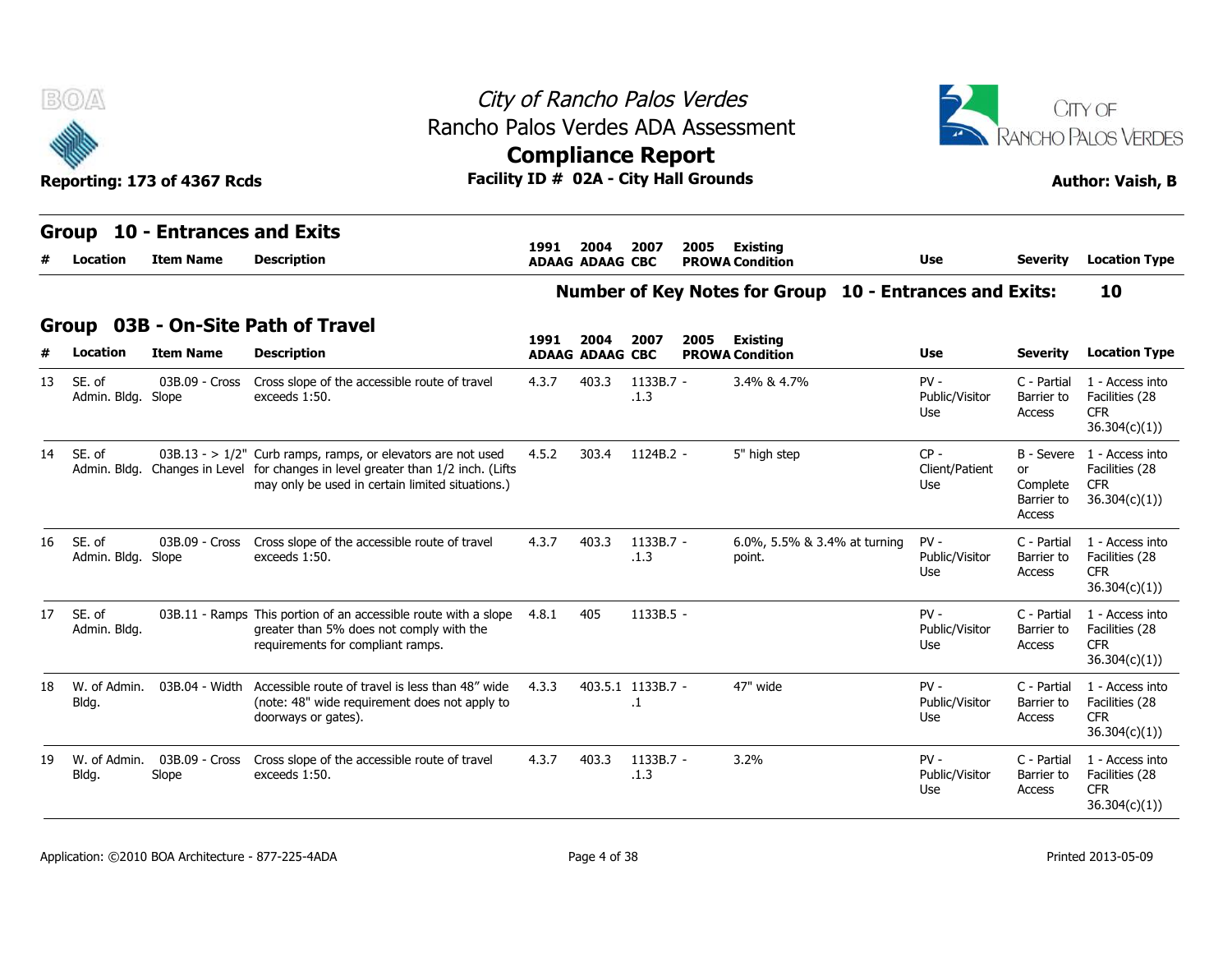# City of Rancho Palos Verdes

## Rancho Palos Verdes ADA Assessment

## Compliance Report

**Reporting: 173 of 4367 Rcds** **Facility ID # 02A - City Hall Grounds** **Author: Vaish, B**

## Group 10 - Entrances and Exits

| # | Location | Item Name | Description | 1991 ADAAG | 2004 ADAAG | 2007 CBC | 2005 PROWA | Existing Condition | Use | Severity | Location Type |
|---|---|---|---|---|---|---|---|---|---|---|---|

**Number of Key Notes for Group 10 - Entrances and Exits: 10**

## Group 03B - On-Site Path of Travel

| # | Location | Item Name | Description | 1991 ADAAG | 2004 ADAAG | 2007 CBC | 2005 PROWA | Existing Condition | Use | Severity | Location Type |
|---|---|---|---|---|---|---|---|---|---|---|---|
| 13 | SE. of Admin. Bldg. | 03B.09 - Cross Slope | Cross slope of the accessible route of travel exceeds 1:50. | 4.3.7 | 403.3 | 1133B.7 - .1.3 | | 3.4% & 4.7% | PV - Public/Visitor Use | C - Partial Barrier to Access | 1 - Access into Facilities (28 CFR 36.304(c)(1)) |
| 14 | SE. of Admin. Bldg. | 03B.13 - > 1/2" Changes in Level | Curb ramps, ramps, or elevators are not used for changes in level greater than 1/2 inch. (Lifts may only be used in certain limited situations.) | 4.5.2 | 303.4 | 1124B.2 - | | 5" high step | CP - Client/Patient Use | B - Severe or Complete Barrier to Access | 1 - Access into Facilities (28 CFR 36.304(c)(1)) |
| 16 | SE. of Admin. Bldg. | 03B.09 - Cross Slope | Cross slope of the accessible route of travel exceeds 1:50. | 4.3.7 | 403.3 | 1133B.7 - .1.3 | | 6.0%, 5.5% & 3.4% at turning point. | PV - Public/Visitor Use | C - Partial Barrier to Access | 1 - Access into Facilities (28 CFR 36.304(c)(1)) |
| 17 | SE. of Admin. Bldg. | 03B.11 - Ramps | This portion of an accessible route with a slope greater than 5% does not comply with the requirements for compliant ramps. | 4.8.1 | 405 | 1133B.5 - | | | PV - Public/Visitor Use | C - Partial Barrier to Access | 1 - Access into Facilities (28 CFR 36.304(c)(1)) |
| 18 | W. of Admin. Bldg. | 03B.04 - Width | Accessible route of travel is less than 48" wide (note: 48" wide requirement does not apply to doorways or gates). | 4.3.3 | 403.5.1 | 1133B.7 - .1 | | 47" wide | PV - Public/Visitor Use | C - Partial Barrier to Access | 1 - Access into Facilities (28 CFR 36.304(c)(1)) |
| 19 | W. of Admin. Bldg. | 03B.09 - Cross Slope | Cross slope of the accessible route of travel exceeds 1:50. | 4.3.7 | 403.3 | 1133B.7 - .1.3 | | 3.2% | PV - Public/Visitor Use | C - Partial Barrier to Access | 1 - Access into Facilities (28 CFR 36.304(c)(1)) |

Application: ©2010 BOA Architecture - 877-225-4ADA Printed 2013-05-09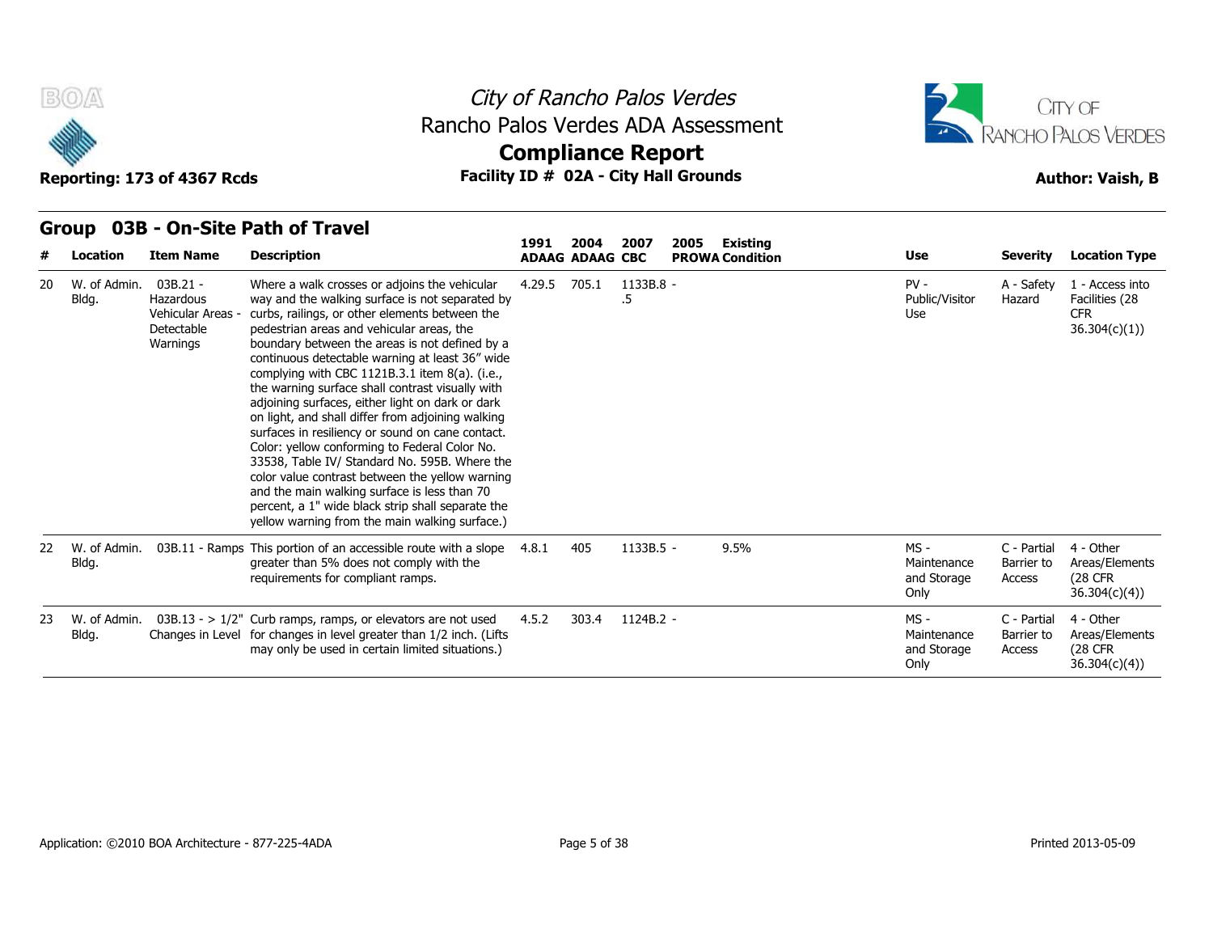City of Rancho Palos Verdes
Rancho Palos Verdes ADA Assessment

# Compliance Report

Reporting: 173 of 4367 Rcds — Facility ID # 02A - City Hall Grounds — Author: Vaish, B

## Group 03B - On-Site Path of Travel

| # | Location | Item Name | Description | 1991 ADAAG | 2004 ADAAG | 2007 CBC | 2005 PROWA | Existing Condition | Use | Severity | Location Type |
|---|---|---|---|---|---|---|---|---|---|---|---|
| 20 | W. of Admin. Bldg. | 03B.21 - Hazardous Vehicular Areas - Detectable Warnings | Where a walk crosses or adjoins the vehicular way and the walking surface is not separated by curbs, railings, or other elements between the pedestrian areas and vehicular areas, the boundary between the areas is not defined by a continuous detectable warning at least 36" wide complying with CBC 1121B.3.1 item 8(a). (i.e., the warning surface shall contrast visually with adjoining surfaces, either light on dark or dark on light, and shall differ from adjoining walking surfaces in resiliency or sound on cane contact. Color: yellow conforming to Federal Color No. 33538, Table IV/ Standard No. 595B. Where the color value contrast between the yellow warning and the main walking surface is less than 70 percent, a 1" wide black strip shall separate the yellow warning from the main walking surface.) | 4.29.5 | 705.1 | 1133B.8 - .5 | | | PV - Public/Visitor Use | A - Safety Hazard | 1 - Access into Facilities (28 CFR 36.304(c)(1)) |
| 22 | W. of Admin. Bldg. | 03B.11 - Ramps | This portion of an accessible route with a slope greater than 5% does not comply with the requirements for compliant ramps. | 4.8.1 | 405 | 1133B.5 - | | 9.5% | MS - Maintenance and Storage Only | C - Partial Barrier to Access | 4 - Other Areas/Elements (28 CFR 36.304(c)(4)) |
| 23 | W. of Admin. Bldg. | 03B.13 - > 1/2" Changes in Level | Curb ramps, ramps, or elevators are not used for changes in level greater than 1/2 inch. (Lifts may only be used in certain limited situations.) | 4.5.2 | 303.4 | 1124B.2 - | | | MS - Maintenance and Storage Only | C - Partial Barrier to Access | 4 - Other Areas/Elements (28 CFR 36.304(c)(4)) |

Application: ©2010 BOA Architecture - 877-225-4ADA

Printed 2013-05-09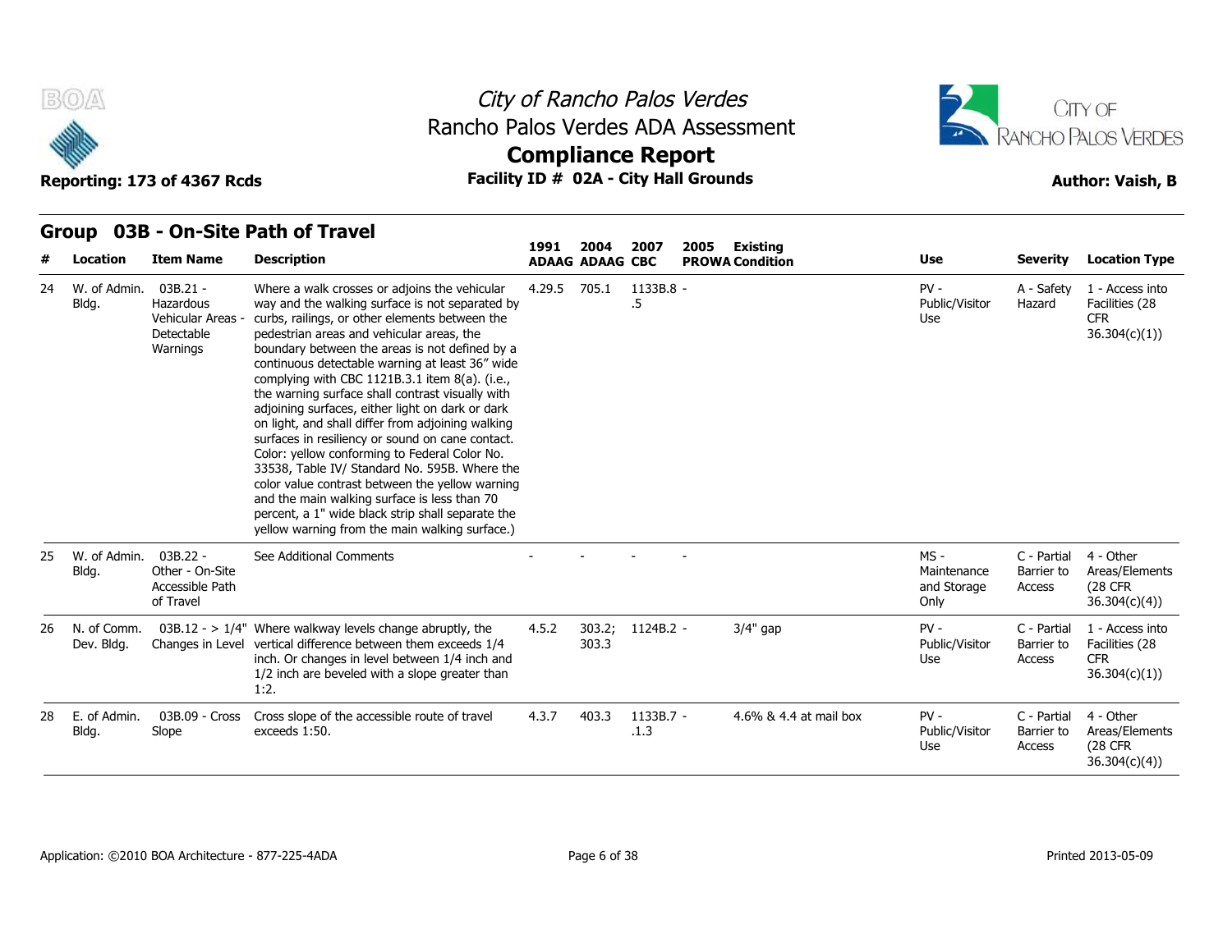# City of Rancho Palos Verdes
## Rancho Palos Verdes ADA Assessment
## Compliance Report

**Reporting: 173 of 4367 Rcds** | **Facility ID # 02A - City Hall Grounds** | **Author: Vaish, B**

## Group 03B - On-Site Path of Travel

| # | Location | Item Name | Description | 1991 ADAAG | 2004 ADAAG | 2007 CBC | 2005 PROWA | Existing Condition | Use | Severity | Location Type |
|---|---|---|---|---|---|---|---|---|---|---|---|
| 24 | W. of Admin. Bldg. | 03B.21 - Hazardous Vehicular Areas - Detectable Warnings | Where a walk crosses or adjoins the vehicular way and the walking surface is not separated by curbs, railings, or other elements between the pedestrian areas and vehicular areas, the boundary between the areas is not defined by a continuous detectable warning at least 36" wide complying with CBC 1121B.3.1 item 8(a). (i.e., the warning surface shall contrast visually with adjoining surfaces, either light on dark or dark on light, and shall differ from adjoining walking surfaces in resiliency or sound on cane contact. Color: yellow conforming to Federal Color No. 33538, Table IV/ Standard No. 595B. Where the color value contrast between the yellow warning and the main walking surface is less than 70 percent, a 1" wide black strip shall separate the yellow warning from the main walking surface.) | 4.29.5 | 705.1 | 1133B.8 - .5 | | | PV - Public/Visitor Use | A - Safety Hazard | 1 - Access into Facilities (28 CFR 36.304(c)(1)) |
| 25 | W. of Admin. Bldg. | 03B.22 - Other - On-Site Accessible Path of Travel | See Additional Comments | - | - | - | - | | MS - Maintenance and Storage Only | C - Partial Barrier to Access | 4 - Other Areas/Elements (28 CFR 36.304(c)(4)) |
| 26 | N. of Comm. Dev. Bldg. | 03B.12 - > 1/4" Changes in Level | Where walkway levels change abruptly, the vertical difference between them exceeds 1/4 inch. Or changes in level between 1/4 inch and 1/2 inch are beveled with a slope greater than 1:2. | 4.5.2 | 303.2; 303.3 | 1124B.2 - | | 3/4" gap | PV - Public/Visitor Use | C - Partial Barrier to Access | 1 - Access into Facilities (28 CFR 36.304(c)(1)) |
| 28 | E. of Admin. Bldg. | 03B.09 - Cross Slope | Cross slope of the accessible route of travel exceeds 1:50. | 4.3.7 | 403.3 | 1133B.7 - .1.3 | | 4.6% & 4.4 at mail box | PV - Public/Visitor Use | C - Partial Barrier to Access | 4 - Other Areas/Elements (28 CFR 36.304(c)(4)) |

Application: ©2010 BOA Architecture - 877-225-4ADA

Printed 2013-05-09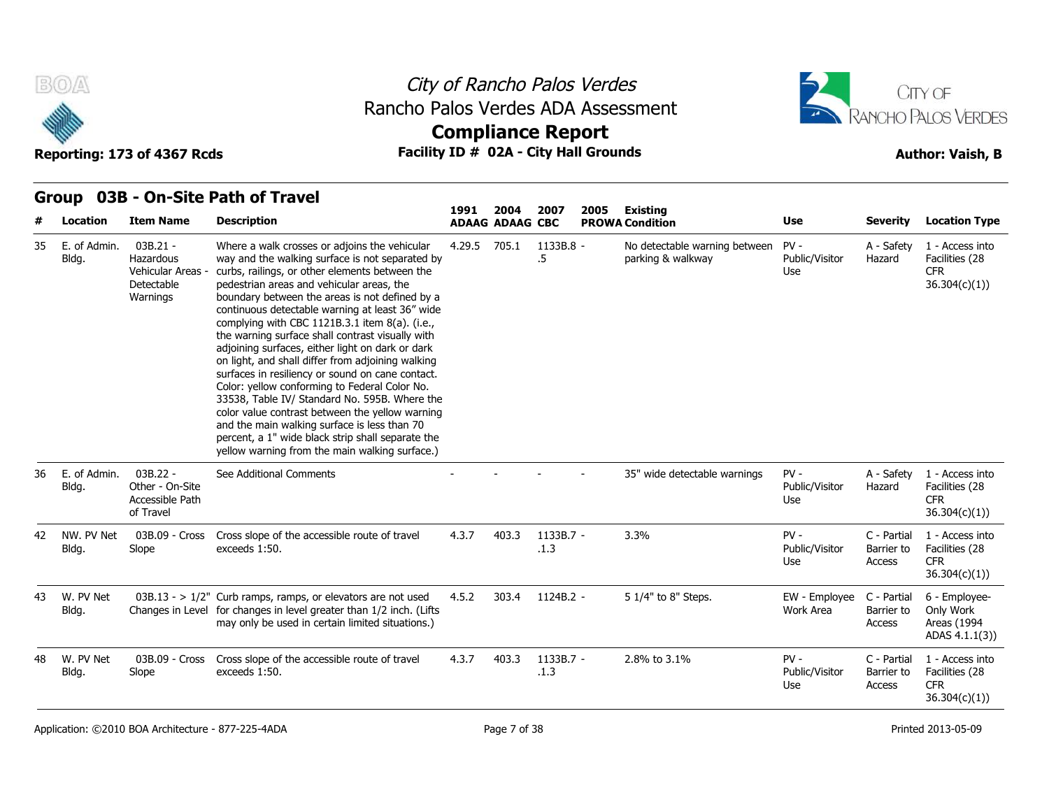# City of Rancho Palos Verdes
## Rancho Palos Verdes ADA Assessment
## Compliance Report

**Reporting: 173 of 4367 Rcds** | **Facility ID # 02A - City Hall Grounds** | **Author: Vaish, B**

## Group 03B - On-Site Path of Travel

| # | Location | Item Name | Description | 1991 ADAAG | 2004 ADAAG | 2007 CBC | 2005 PROWA | Existing Condition | Use | Severity | Location Type |
|---|---|---|---|---|---|---|---|---|---|---|---|
| 35 | E. of Admin. Bldg. | 03B.21 - Hazardous Vehicular Areas - Detectable Warnings | Where a walk crosses or adjoins the vehicular way and the walking surface is not separated by curbs, railings, or other elements between the pedestrian areas and vehicular areas, the boundary between the areas is not defined by a continuous detectable warning at least 36" wide complying with CBC 1121B.3.1 item 8(a). (i.e., the warning surface shall contrast visually with adjoining surfaces, either light on dark or dark on light, and shall differ from adjoining walking surfaces in resiliency or sound on cane contact. Color: yellow conforming to Federal Color No. 33538, Table IV/ Standard No. 595B. Where the color value contrast between the yellow warning and the main walking surface is less than 70 percent, a 1" wide black strip shall separate the yellow warning from the main walking surface.) | 4.29.5 | 705.1 | 1133B.8 - .5 | | No detectable warning between parking & walkway | PV - Public/Visitor Use | A - Safety Hazard | 1 - Access into Facilities (28 CFR 36.304(c)(1)) |
| 36 | E. of Admin. Bldg. | 03B.22 - Other - On-Site Accessible Path of Travel | See Additional Comments | - | - | - | - | 35" wide detectable warnings | PV - Public/Visitor Use | A - Safety Hazard | 1 - Access into Facilities (28 CFR 36.304(c)(1)) |
| 42 | NW. PV Net Bldg. | 03B.09 - Cross Slope | Cross slope of the accessible route of travel exceeds 1:50. | 4.3.7 | 403.3 | 1133B.7 - .1.3 | | 3.3% | PV - Public/Visitor Use | C - Partial Barrier to Access | 1 - Access into Facilities (28 CFR 36.304(c)(1)) |
| 43 | W. PV Net Bldg. | 03B.13 - > 1/2" Changes in Level | Curb ramps, ramps, or elevators are not used for changes in level greater than 1/2 inch. (Lifts may only be used in certain limited situations.) | 4.5.2 | 303.4 | 1124B.2 - | | 5 1/4" to 8" Steps. | EW - Employee Work Area | C - Partial Barrier to Access | 6 - Employee-Only Work Areas (1994 ADAS 4.1.1(3)) |
| 48 | W. PV Net Bldg. | 03B.09 - Cross Slope | Cross slope of the accessible route of travel exceeds 1:50. | 4.3.7 | 403.3 | 1133B.7 - .1.3 | | 2.8% to 3.1% | PV - Public/Visitor Use | C - Partial Barrier to Access | 1 - Access into Facilities (28 CFR 36.304(c)(1)) |

Application: ©2010 BOA Architecture - 877-225-4ADA | Printed 2013-05-09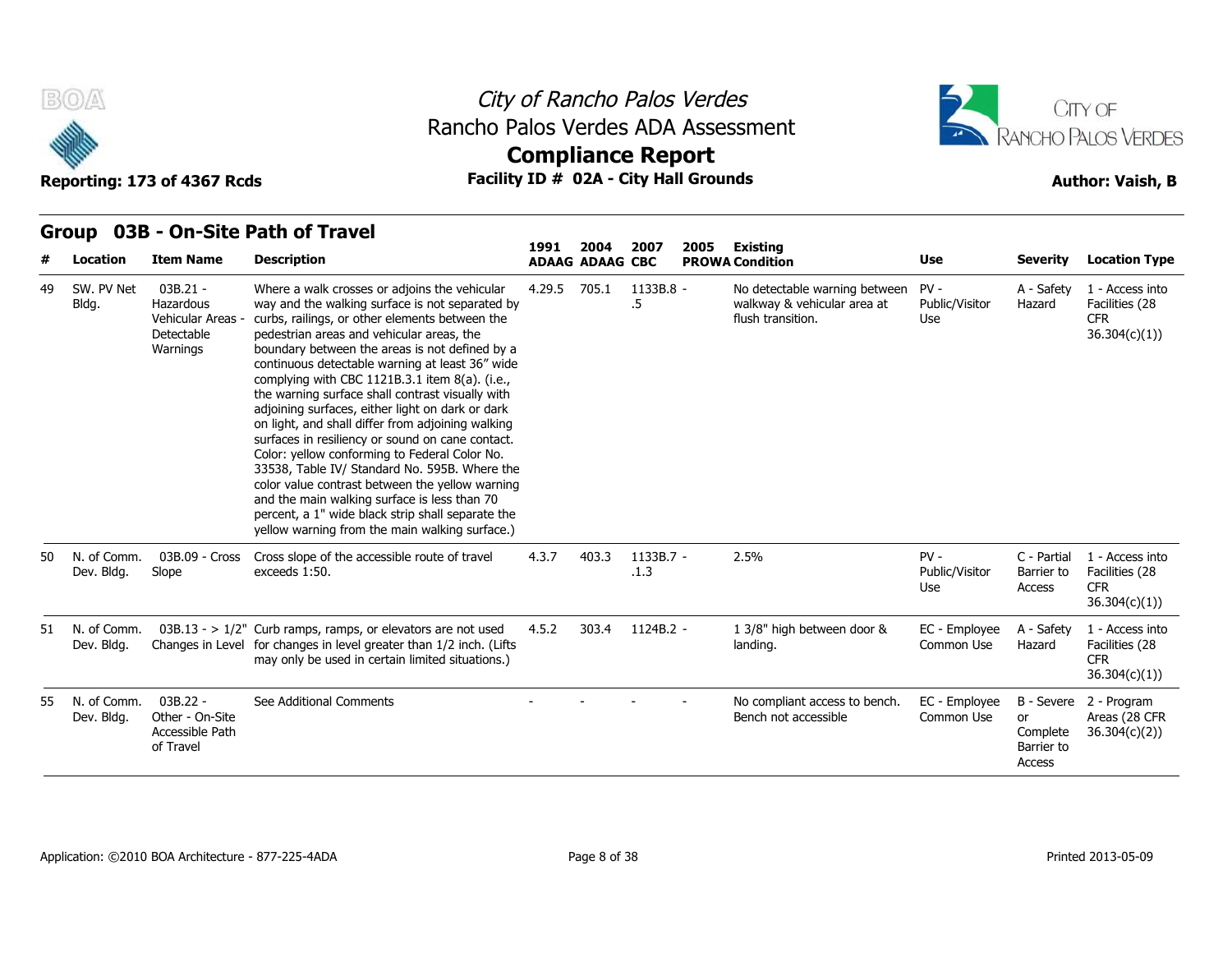# City of Rancho Palos Verdes
## Rancho Palos Verdes ADA Assessment
## Compliance Report

Reporting: 173 of 4367 Rcds — Facility ID # 02A - City Hall Grounds — Author: Vaish, B

## Group 03B - On-Site Path of Travel

| # | Location | Item Name | Description | 1991 ADAAG | 2004 ADAAG | 2007 CBC | 2005 PROWA | Existing Condition | Use | Severity | Location Type |
|---|---|---|---|---|---|---|---|---|---|---|---|
| 49 | SW. PV Net Bldg. | 03B.21 - Hazardous Vehicular Areas - Detectable Warnings | Where a walk crosses or adjoins the vehicular way and the walking surface is not separated by curbs, railings, or other elements between the pedestrian areas and vehicular areas, the boundary between the areas is not defined by a continuous detectable warning at least 36" wide complying with CBC 1121B.3.1 item 8(a). (i.e., the warning surface shall contrast visually with adjoining surfaces, either light on dark or dark on light, and shall differ from adjoining walking surfaces in resiliency or sound on cane contact. Color: yellow conforming to Federal Color No. 33538, Table IV/ Standard No. 595B. Where the color value contrast between the yellow warning and the main walking surface is less than 70 percent, a 1" wide black strip shall separate the yellow warning from the main walking surface.) | 4.29.5 | 705.1 | 1133B.8 - .5 | | No detectable warning between walkway & vehicular area at flush transition. | PV - Public/Visitor Use | A - Safety Hazard | 1 - Access into Facilities (28 CFR 36.304(c)(1)) |
| 50 | N. of Comm. Dev. Bldg. | 03B.09 - Cross Slope | Cross slope of the accessible route of travel exceeds 1:50. | 4.3.7 | 403.3 | 1133B.7 - .1.3 | | 2.5% | PV - Public/Visitor Use | C - Partial Barrier to Access | 1 - Access into Facilities (28 CFR 36.304(c)(1)) |
| 51 | N. of Comm. Dev. Bldg. | 03B.13 - > 1/2" Changes in Level | Curb ramps, ramps, or elevators are not used for changes in level greater than 1/2 inch. (Lifts may only be used in certain limited situations.) | 4.5.2 | 303.4 | 1124B.2 - | | 1 3/8" high between door & landing. | EC - Employee Common Use | A - Safety Hazard | 1 - Access into Facilities (28 CFR 36.304(c)(1)) |
| 55 | N. of Comm. Dev. Bldg. | 03B.22 - Other - On-Site Accessible Path of Travel | See Additional Comments | - | - | - | - | No compliant access to bench. Bench not accessible | EC - Employee Common Use | B - Severe or Complete Barrier to Access | 2 - Program Areas (28 CFR 36.304(c)(2)) |

Application: ©2010 BOA Architecture - 877-225-4ADA — Printed 2013-05-09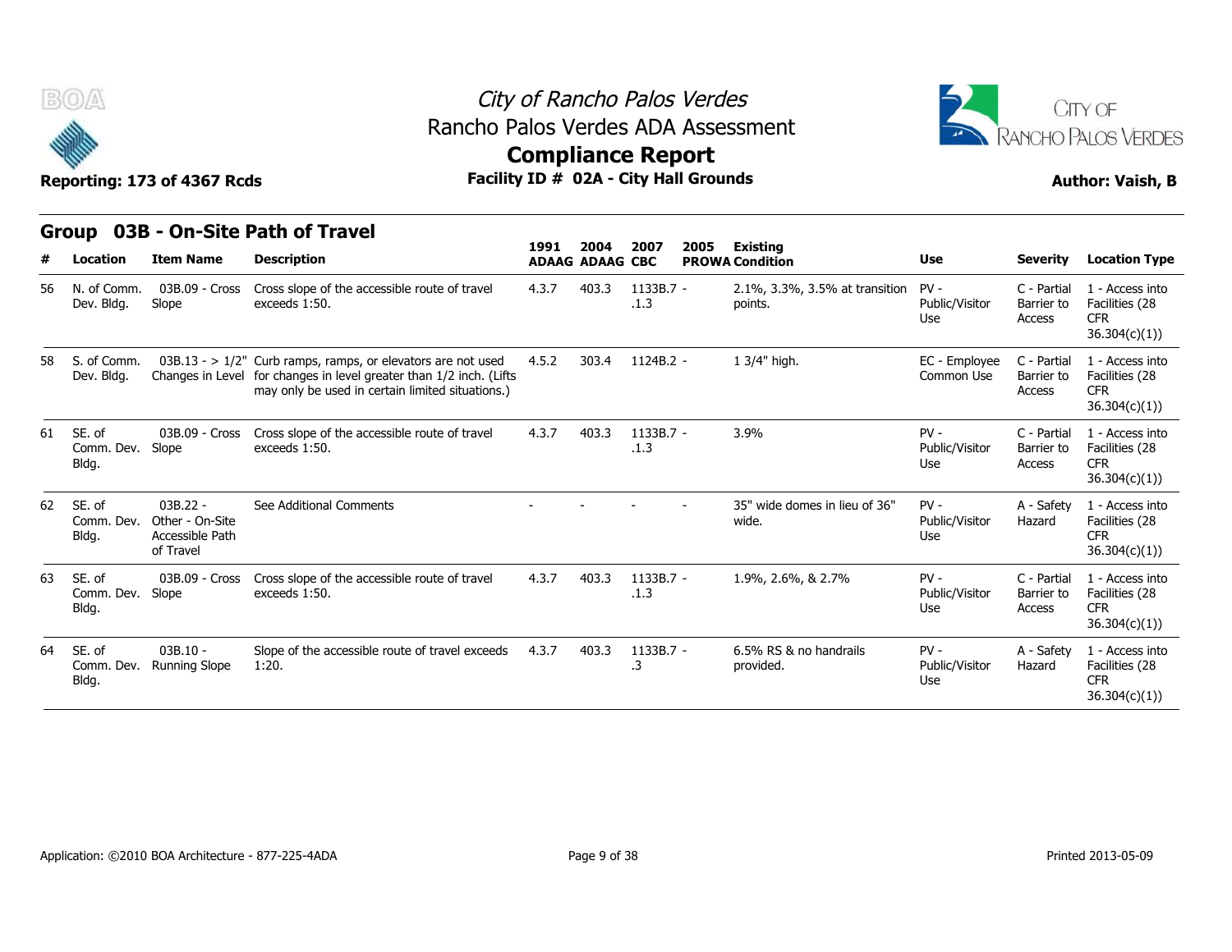# City of Rancho Palos Verdes

## Rancho Palos Verdes ADA Assessment

## Compliance Report

**Reporting: 173 of 4367 Rcds**

**Facility ID # 02A - City Hall Grounds**

**Author: Vaish, B**

## Group 03B - On-Site Path of Travel

| # | Location | Item Name | Description | 1991 ADAAG | 2004 ADAAG | 2007 CBC | 2005 PROWA | Existing Condition | Use | Severity | Location Type |
|---|---|---|---|---|---|---|---|---|---|---|---|
| 56 | N. of Comm. Dev. Bldg. | 03B.09 - Cross Slope | Cross slope of the accessible route of travel exceeds 1:50. | 4.3.7 | 403.3 | 1133B.7 - .1.3 | | 2.1%, 3.3%, 3.5% at transition points. | PV - Public/Visitor Use | C - Partial Barrier to Access | 1 - Access into Facilities (28 CFR 36.304(c)(1)) |
| 58 | S. of Comm. Dev. Bldg. | 03B.13 - > 1/2" Changes in Level | Curb ramps, ramps, or elevators are not used for changes in level greater than 1/2 inch. (Lifts may only be used in certain limited situations.) | 4.5.2 | 303.4 | 1124B.2 - | | 1 3/4" high. | EC - Employee Common Use | C - Partial Barrier to Access | 1 - Access into Facilities (28 CFR 36.304(c)(1)) |
| 61 | SE. of Comm. Dev. Bldg. | 03B.09 - Cross Slope | Cross slope of the accessible route of travel exceeds 1:50. | 4.3.7 | 403.3 | 1133B.7 - .1.3 | | 3.9% | PV - Public/Visitor Use | C - Partial Barrier to Access | 1 - Access into Facilities (28 CFR 36.304(c)(1)) |
| 62 | SE. of Comm. Dev. Bldg. | 03B.22 - Other - On-Site Accessible Path of Travel | See Additional Comments | - | - | - | - | 35" wide domes in lieu of 36" wide. | PV - Public/Visitor Use | A - Safety Hazard | 1 - Access into Facilities (28 CFR 36.304(c)(1)) |
| 63 | SE. of Comm. Dev. Bldg. | 03B.09 - Cross Slope | Cross slope of the accessible route of travel exceeds 1:50. | 4.3.7 | 403.3 | 1133B.7 - .1.3 | | 1.9%, 2.6%, & 2.7% | PV - Public/Visitor Use | C - Partial Barrier to Access | 1 - Access into Facilities (28 CFR 36.304(c)(1)) |
| 64 | SE. of Comm. Dev. Bldg. | 03B.10 - Running Slope | Slope of the accessible route of travel exceeds 1:20. | 4.3.7 | 403.3 | 1133B.7 - .3 | | 6.5% RS & no handrails provided. | PV - Public/Visitor Use | A - Safety Hazard | 1 - Access into Facilities (28 CFR 36.304(c)(1)) |

Application: ©2010 BOA Architecture - 877-225-4ADA

Printed 2013-05-09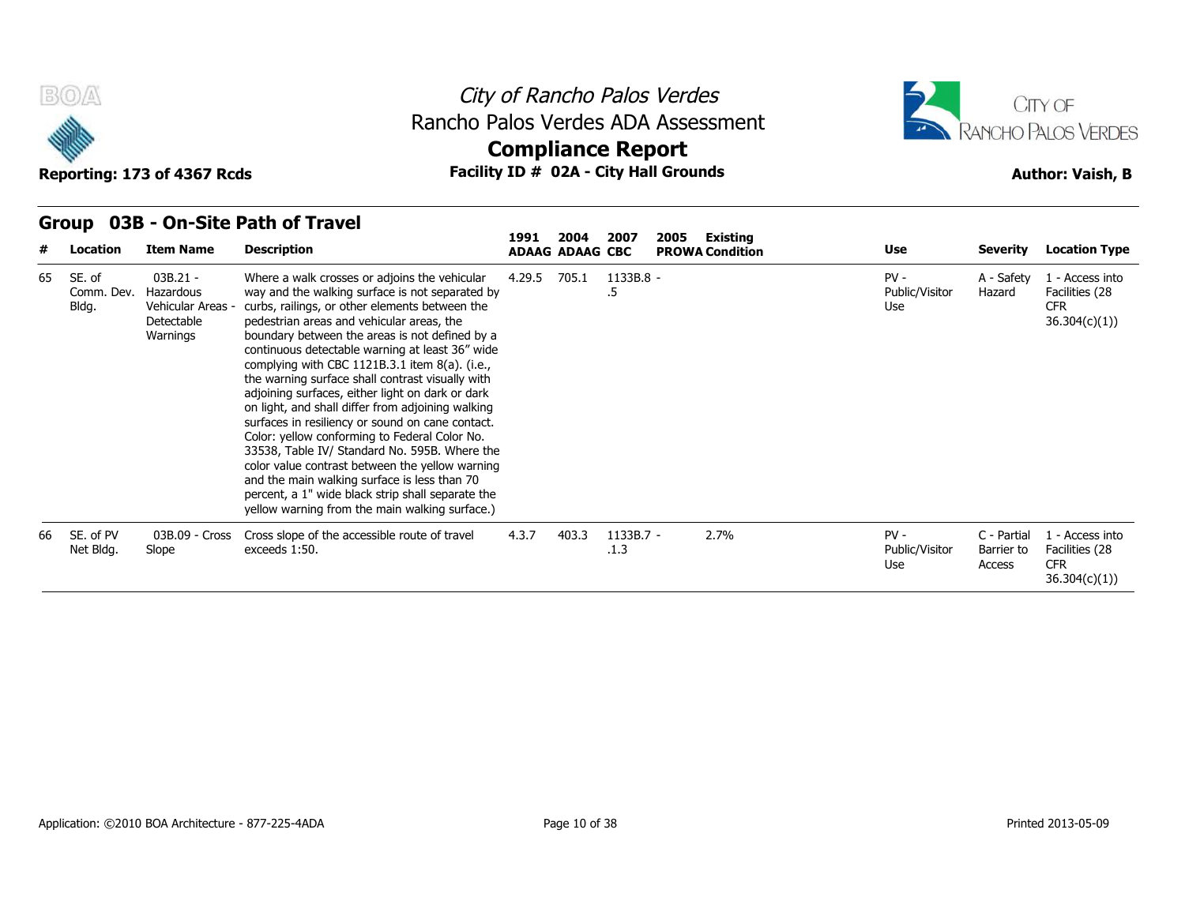# City of Rancho Palos Verdes
## Rancho Palos Verdes ADA Assessment
## Compliance Report

**Reporting: 173 of 4367 Rcds** | **Facility ID # 02A - City Hall Grounds** | **Author: Vaish, B**

### Group 03B - On-Site Path of Travel

| # | Location | Item Name | Description | 1991 ADAAG | 2004 ADAAG | 2007 CBC | 2005 PROWA | Existing Condition | Use | Severity | Location Type |
|---|---|---|---|---|---|---|---|---|---|---|---|
| 65 | SE. of Comm. Dev. Bldg. | 03B.21 - Hazardous Vehicular Areas - Detectable Warnings | Where a walk crosses or adjoins the vehicular way and the walking surface is not separated by curbs, railings, or other elements between the pedestrian areas and vehicular areas, the boundary between the areas is not defined by a continuous detectable warning at least 36" wide complying with CBC 1121B.3.1 item 8(a). (i.e., the warning surface shall contrast visually with adjoining surfaces, either light on dark or dark on light, and shall differ from adjoining walking surfaces in resiliency or sound on cane contact. Color: yellow conforming to Federal Color No. 33538, Table IV/ Standard No. 595B. Where the color value contrast between the yellow warning and the main walking surface is less than 70 percent, a 1" wide black strip shall separate the yellow warning from the main walking surface.) | 4.29.5 | 705.1 | 1133B.8 - .5 | | | PV - Public/Visitor Use | A - Safety Hazard | 1 - Access into Facilities (28 CFR 36.304(c)(1)) |
| 66 | SE. of PV Net Bldg. | 03B.09 - Cross Slope | Cross slope of the accessible route of travel exceeds 1:50. | 4.3.7 | 403.3 | 1133B.7 - .1.3 | | 2.7% | PV - Public/Visitor Use | C - Partial Barrier to Access | 1 - Access into Facilities (28 CFR 36.304(c)(1)) |

Application: ©2010 BOA Architecture - 877-225-4ADA

Printed 2013-05-09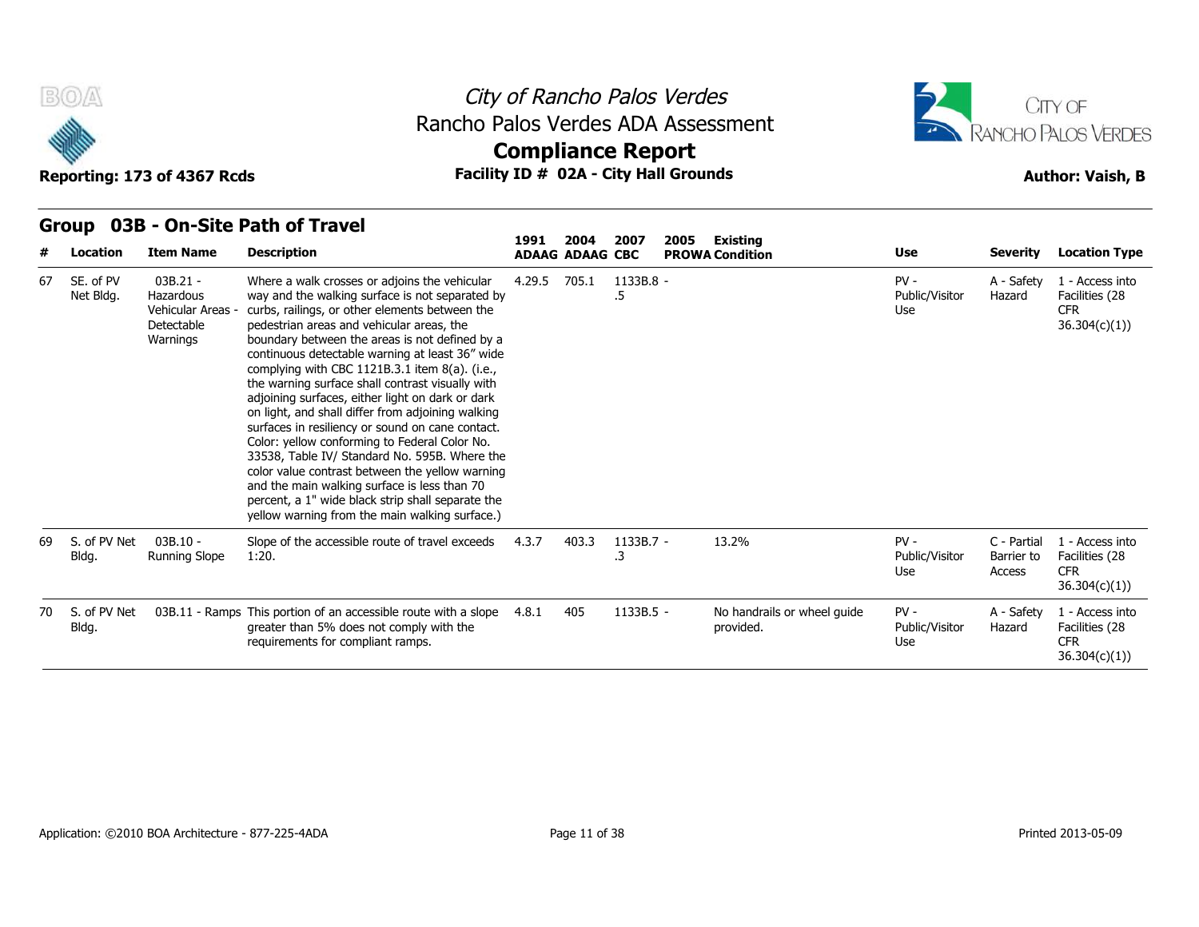# City of Rancho Palos Verdes
## Rancho Palos Verdes ADA Assessment
## Compliance Report

Reporting: 173 of 4367 Rcds

Facility ID # 02A - City Hall Grounds

Author: Vaish, B

### Group 03B - On-Site Path of Travel

| # | Location | Item Name | Description | 1991 ADAAG | 2004 ADAAG | 2007 CBC | 2005 PROWA | Existing Condition | Use | Severity | Location Type |
|---|---|---|---|---|---|---|---|---|---|---|---|
| 67 | SE. of PV Net Bldg. | 03B.21 - Hazardous Vehicular Areas - Detectable Warnings | Where a walk crosses or adjoins the vehicular way and the walking surface is not separated by curbs, railings, or other elements between the pedestrian areas and vehicular areas, the boundary between the areas is not defined by a continuous detectable warning at least 36" wide complying with CBC 1121B.3.1 item 8(a). (i.e., the warning surface shall contrast visually with adjoining surfaces, either light on dark or dark on light, and shall differ from adjoining walking surfaces in resiliency or sound on cane contact. Color: yellow conforming to Federal Color No. 33538, Table IV/ Standard No. 595B. Where the color value contrast between the yellow warning and the main walking surface is less than 70 percent, a 1" wide black strip shall separate the yellow warning from the main walking surface.) | 4.29.5 | 705.1 | 1133B.8 - .5 | | | PV - Public/Visitor Use | A - Safety Hazard | 1 - Access into Facilities (28 CFR 36.304(c)(1)) |
| 69 | S. of PV Net Bldg. | 03B.10 - Running Slope | Slope of the accessible route of travel exceeds 1:20. | 4.3.7 | 403.3 | 1133B.7 - .3 | | 13.2% | PV - Public/Visitor Use | C - Partial Barrier to Access | 1 - Access into Facilities (28 CFR 36.304(c)(1)) |
| 70 | S. of PV Net Bldg. | 03B.11 - Ramps | This portion of an accessible route with a slope greater than 5% does not comply with the requirements for compliant ramps. | 4.8.1 | 405 | 1133B.5 - | | No handrails or wheel guide provided. | PV - Public/Visitor Use | A - Safety Hazard | 1 - Access into Facilities (28 CFR 36.304(c)(1)) |

Application: ©2010 BOA Architecture - 877-225-4ADA

Printed 2013-05-09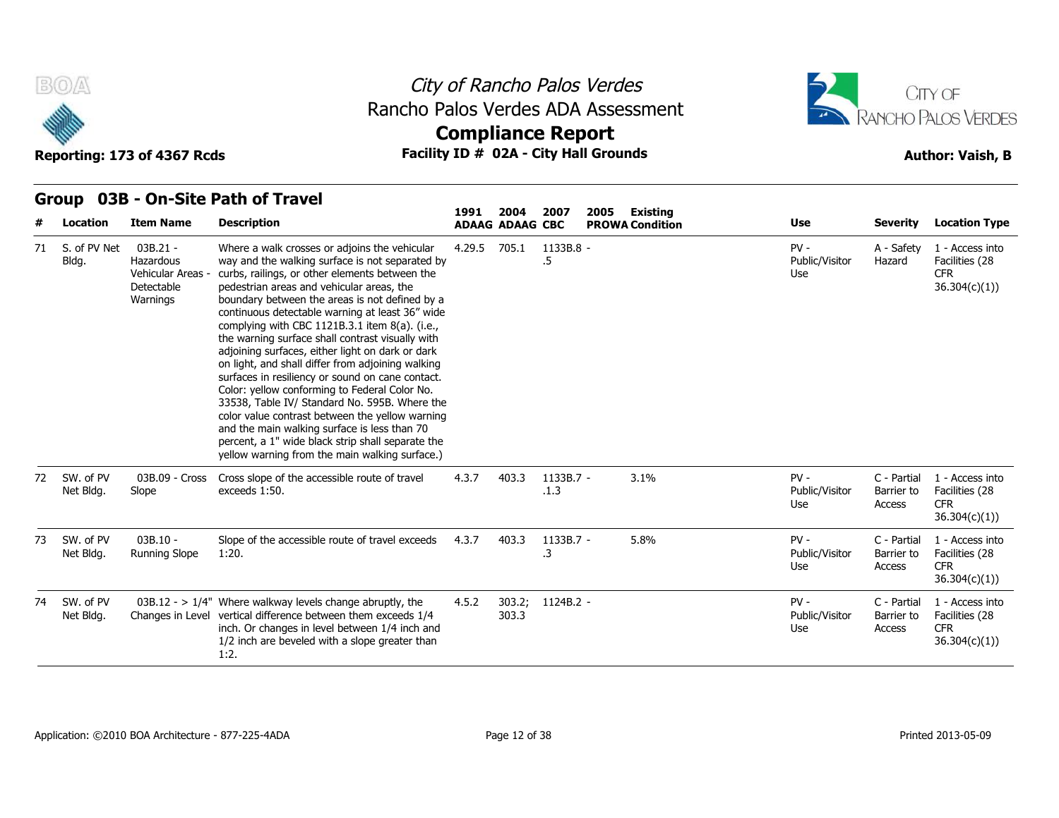BOA

City of Rancho Palos Verdes
Rancho Palos Verdes ADA Assessment
**Compliance Report**
**Facility ID # 02A - City Hall Grounds**

Reporting: 173 of 4367 Rcds

Author: Vaish, B

## Group 03B - On-Site Path of Travel

| # | Location | Item Name | Description | 1991 ADAAG | 2004 ADAAG | 2007 CBC | 2005 PROWA | Existing Condition | Use | Severity | Location Type |
|---|---|---|---|---|---|---|---|---|---|---|---|
| 71 | S. of PV Net Bldg. | 03B.21 - Hazardous Vehicular Areas - Detectable Warnings | Where a walk crosses or adjoins the vehicular way and the walking surface is not separated by curbs, railings, or other elements between the pedestrian areas and vehicular areas, the boundary between the areas is not defined by a continuous detectable warning at least 36" wide complying with CBC 1121B.3.1 item 8(a). (i.e., the warning surface shall contrast visually with adjoining surfaces, either light on dark or dark on light, and shall differ from adjoining walking surfaces in resiliency or sound on cane contact. Color: yellow conforming to Federal Color No. 33538, Table IV/ Standard No. 595B. Where the color value contrast between the yellow warning and the main walking surface is less than 70 percent, a 1" wide black strip shall separate the yellow warning from the main walking surface.) | 4.29.5 | 705.1 | 1133B.8 - .5 | | | PV - Public/Visitor Use | A - Safety Hazard | 1 - Access into Facilities (28 CFR 36.304(c)(1)) |
| 72 | SW. of PV Net Bldg. | 03B.09 - Cross Slope | Cross slope of the accessible route of travel exceeds 1:50. | 4.3.7 | 403.3 | 1133B.7 - .1.3 | | 3.1% | PV - Public/Visitor Use | C - Partial Barrier to Access | 1 - Access into Facilities (28 CFR 36.304(c)(1)) |
| 73 | SW. of PV Net Bldg. | 03B.10 - Running Slope | Slope of the accessible route of travel exceeds 1:20. | 4.3.7 | 403.3 | 1133B.7 - .3 | | 5.8% | PV - Public/Visitor Use | C - Partial Barrier to Access | 1 - Access into Facilities (28 CFR 36.304(c)(1)) |
| 74 | SW. of PV Net Bldg. | 03B.12 - > 1/4" Changes in Level | Where walkway levels change abruptly, the vertical difference between them exceeds 1/4 inch. Or changes in level between 1/4 inch and 1/2 inch are beveled with a slope greater than 1:2. | 4.5.2 | 303.2; 303.3 | 1124B.2 - | | | PV - Public/Visitor Use | C - Partial Barrier to Access | 1 - Access into Facilities (28 CFR 36.304(c)(1)) |

Application: ©2010 BOA Architecture - 877-225-4ADA

Printed 2013-05-09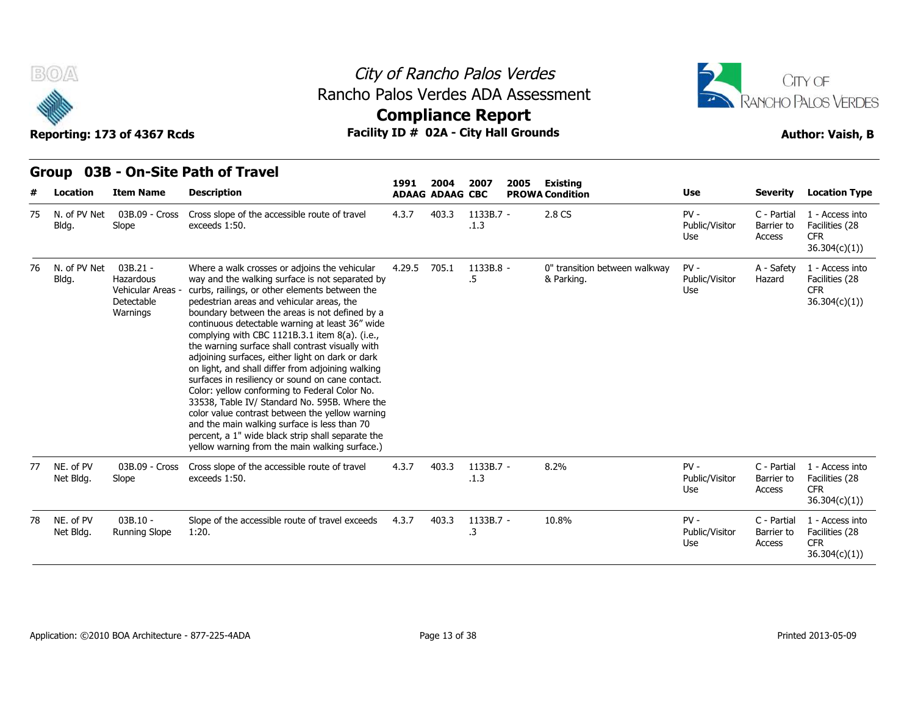# City of Rancho Palos Verdes

## Rancho Palos Verdes ADA Assessment

## Compliance Report

**Reporting: 173 of 4367 Rcds** **Facility ID # 02A - City Hall Grounds** **Author: Vaish, B**

### Group 03B - On-Site Path of Travel

| # | Location | Item Name | Description | 1991 ADAAG | 2004 ADAAG | 2007 CBC | 2005 PROWA | Existing Condition | Use | Severity | Location Type |
|---|---|---|---|---|---|---|---|---|---|---|---|
| 75 | N. of PV Net Bldg. | 03B.09 - Cross Slope | Cross slope of the accessible route of travel exceeds 1:50. | 4.3.7 | 403.3 | 1133B.7 - .1.3 | | 2.8 CS | PV - Public/Visitor Use | C - Partial Barrier to Access | 1 - Access into Facilities (28 CFR 36.304(c)(1)) |
| 76 | N. of PV Net Bldg. | 03B.21 - Hazardous Vehicular Areas - Detectable Warnings | Where a walk crosses or adjoins the vehicular way and the walking surface is not separated by curbs, railings, or other elements between the pedestrian areas and vehicular areas, the boundary between the areas is not defined by a continuous detectable warning at least 36" wide complying with CBC 1121B.3.1 item 8(a). (i.e., the warning surface shall contrast visually with adjoining surfaces, either light on dark or dark on light, and shall differ from adjoining walking surfaces in resiliency or sound on cane contact. Color: yellow conforming to Federal Color No. 33538, Table IV/ Standard No. 595B. Where the color value contrast between the yellow warning and the main walking surface is less than 70 percent, a 1" wide black strip shall separate the yellow warning from the main walking surface.) | 4.29.5 | 705.1 | 1133B.8 - .5 | | 0" transition between walkway & Parking. | PV - Public/Visitor Use | A - Safety Hazard | 1 - Access into Facilities (28 CFR 36.304(c)(1)) |
| 77 | NE. of PV Net Bldg. | 03B.09 - Cross Slope | Cross slope of the accessible route of travel exceeds 1:50. | 4.3.7 | 403.3 | 1133B.7 - .1.3 | | 8.2% | PV - Public/Visitor Use | C - Partial Barrier to Access | 1 - Access into Facilities (28 CFR 36.304(c)(1)) |
| 78 | NE. of PV Net Bldg. | 03B.10 - Running Slope | Slope of the accessible route of travel exceeds 1:20. | 4.3.7 | 403.3 | 1133B.7 - .3 | | 10.8% | PV - Public/Visitor Use | C - Partial Barrier to Access | 1 - Access into Facilities (28 CFR 36.304(c)(1)) |

Application: ©2010 BOA Architecture - 877-225-4ADA

Printed 2013-05-09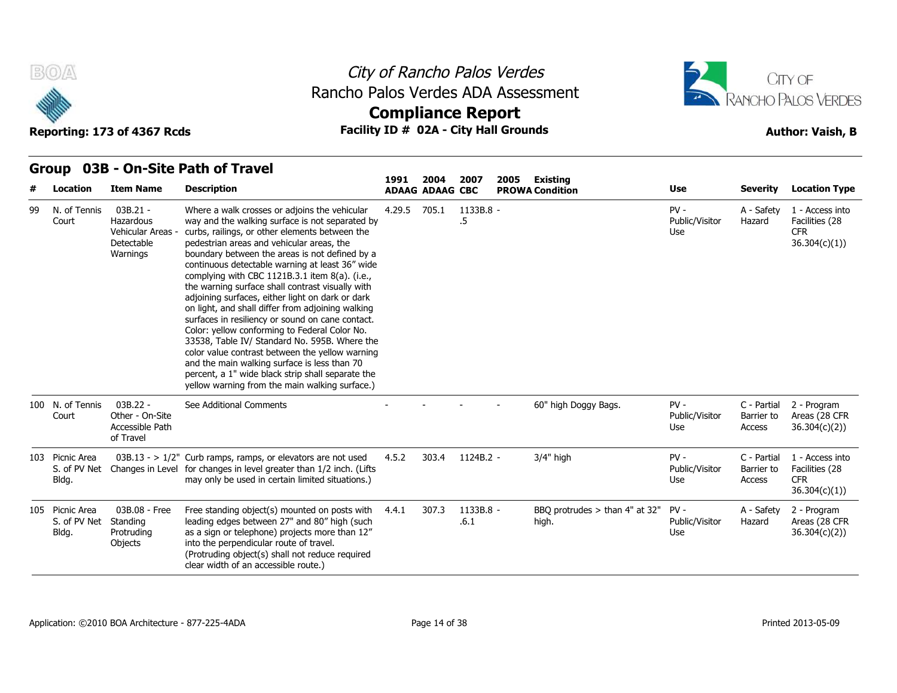# City of Rancho Palos Verdes

## Rancho Palos Verdes ADA Assessment

## Compliance Report

**Reporting: 173 of 4367 Rcds** — **Facility ID # 02A - City Hall Grounds** — **Author: Vaish, B**

## Group 03B - On-Site Path of Travel

| # | Location | Item Name | Description | 1991 ADAAG | 2004 ADAAG | 2007 CBC | 2005 PROWA | Existing Condition | Use | Severity | Location Type |
|---|---|---|---|---|---|---|---|---|---|---|---|
| 99 | N. of Tennis Court | 03B.21 - Hazardous Vehicular Areas - Detectable Warnings | Where a walk crosses or adjoins the vehicular way and the walking surface is not separated by curbs, railings, or other elements between the pedestrian areas and vehicular areas, the boundary between the areas is not defined by a continuous detectable warning at least 36" wide complying with CBC 1121B.3.1 item 8(a). (i.e., the warning surface shall contrast visually with adjoining surfaces, either light on dark or dark on light, and shall differ from adjoining walking surfaces in resiliency or sound on cane contact. Color: yellow conforming to Federal Color No. 33538, Table IV/ Standard No. 595B. Where the color value contrast between the yellow warning and the main walking surface is less than 70 percent, a 1" wide black strip shall separate the yellow warning from the main walking surface.) | 4.29.5 | 705.1 | 1133B.8 - .5 | | | PV - Public/Visitor Use | A - Safety Hazard | 1 - Access into Facilities (28 CFR 36.304(c)(1)) |
| 100 | N. of Tennis Court | 03B.22 - Other - On-Site Accessible Path of Travel | See Additional Comments | - | - | - | - | 60" high Doggy Bags. | PV - Public/Visitor Use | C - Partial Barrier to Access | 2 - Program Areas (28 CFR 36.304(c)(2)) |
| 103 | Picnic Area S. of PV Net Bldg. | 03B.13 - > 1/2" Changes in Level | Curb ramps, ramps, or elevators are not used for changes in level greater than 1/2 inch. (Lifts may only be used in certain limited situations.) | 4.5.2 | 303.4 | 1124B.2 - | | 3/4" high | PV - Public/Visitor Use | C - Partial Barrier to Access | 1 - Access into Facilities (28 CFR 36.304(c)(1)) |
| 105 | Picnic Area S. of PV Net Bldg. | 03B.08 - Free Standing Protruding Objects | Free standing object(s) mounted on posts with leading edges between 27" and 80" high (such as a sign or telephone) projects more than 12" into the perpendicular route of travel. (Protruding object(s) shall not reduce required clear width of an accessible route.) | 4.4.1 | 307.3 | 1133B.8 - .6.1 | | BBQ protrudes > than 4" at 32" high. | PV - Public/Visitor Use | A - Safety Hazard | 2 - Program Areas (28 CFR 36.304(c)(2)) |

Application: ©2010 BOA Architecture - 877-225-4ADA

Printed 2013-05-09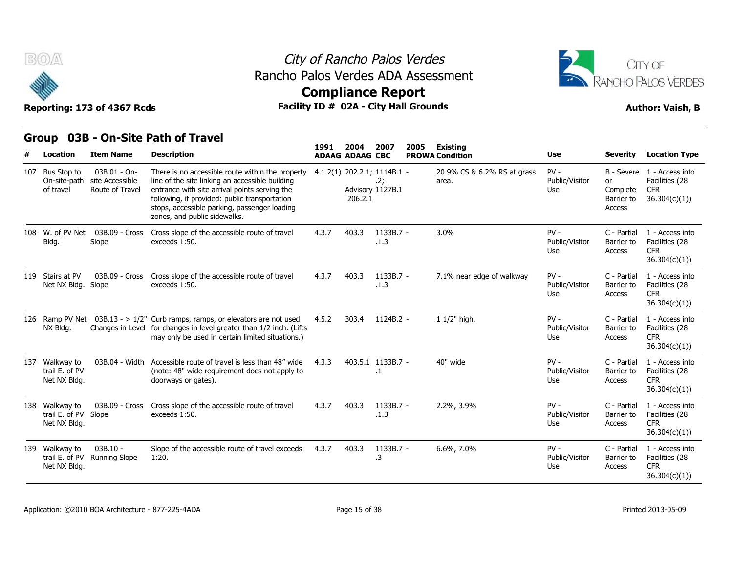# City of Rancho Palos Verdes
## Rancho Palos Verdes ADA Assessment
## Compliance Report

**Reporting: 173 of 4367 Rcds** — **Facility ID # 02A - City Hall Grounds** — **Author: Vaish, B**

### Group 03B - On-Site Path of Travel

| # | Location | Item Name | Description | 1991 ADAAG | 2004 ADAAG | 2007 CBC | 2005 PROWA | Existing Condition | Use | Severity | Location Type |
|---|---|---|---|---|---|---|---|---|---|---|---|
| 107 | Bus Stop to On-site-path of travel | 03B.01 - On-site Accessible Route of Travel | There is no accessible route within the property line of the site linking an accessible building entrance with site arrival points serving the following, if provided: public transportation stops, accessible parking, passenger loading zones, and public sidewalks. | 4.1.2(1) | 202.2.1; Advisory 206.2.1 | 1114B.1 .2; 1127B.1 | - | 20.9% CS & 6.2% RS at grass area. | PV - Public/Visitor Use | B - Severe or Complete Barrier to Access | 1 - Access into Facilities (28 CFR 36.304(c)(1)) |
| 108 | W. of PV Net Bldg. | 03B.09 - Cross Slope | Cross slope of the accessible route of travel exceeds 1:50. | 4.3.7 | 403.3 | 1133B.7 .1.3 | - | 3.0% | PV - Public/Visitor Use | C - Partial Barrier to Access | 1 - Access into Facilities (28 CFR 36.304(c)(1)) |
| 119 | Stairs at PV Net NX Bldg. | 03B.09 - Cross Slope | Cross slope of the accessible route of travel exceeds 1:50. | 4.3.7 | 403.3 | 1133B.7 .1.3 | - | 7.1% near edge of walkway | PV - Public/Visitor Use | C - Partial Barrier to Access | 1 - Access into Facilities (28 CFR 36.304(c)(1)) |
| 126 | Ramp PV Net NX Bldg. | 03B.13 - > 1/2" Changes in Level | Curb ramps, ramps, or elevators are not used for changes in level greater than 1/2 inch. (Lifts may only be used in certain limited situations.) | 4.5.2 | 303.4 | 1124B.2 | - | 1 1/2" high. | PV - Public/Visitor Use | C - Partial Barrier to Access | 1 - Access into Facilities (28 CFR 36.304(c)(1)) |
| 137 | Walkway to trail E. of PV Net NX Bldg. | 03B.04 - Width | Accessible route of travel is less than 48" wide (note: 48" wide requirement does not apply to doorways or gates). | 4.3.3 | 403.5.1 | 1133B.7 .1 | - | 40" wide | PV - Public/Visitor Use | C - Partial Barrier to Access | 1 - Access into Facilities (28 CFR 36.304(c)(1)) |
| 138 | Walkway to trail E. of PV Net NX Bldg. | 03B.09 - Cross Slope | Cross slope of the accessible route of travel exceeds 1:50. | 4.3.7 | 403.3 | 1133B.7 .1.3 | - | 2.2%, 3.9% | PV - Public/Visitor Use | C - Partial Barrier to Access | 1 - Access into Facilities (28 CFR 36.304(c)(1)) |
| 139 | Walkway to trail E. of PV Net NX Bldg. | 03B.10 - Running Slope | Slope of the accessible route of travel exceeds 1:20. | 4.3.7 | 403.3 | 1133B.7 .3 | - | 6.6%, 7.0% | PV - Public/Visitor Use | C - Partial Barrier to Access | 1 - Access into Facilities (28 CFR 36.304(c)(1)) |

Application: ©2010 BOA Architecture - 877-225-4ADA — Printed 2013-05-09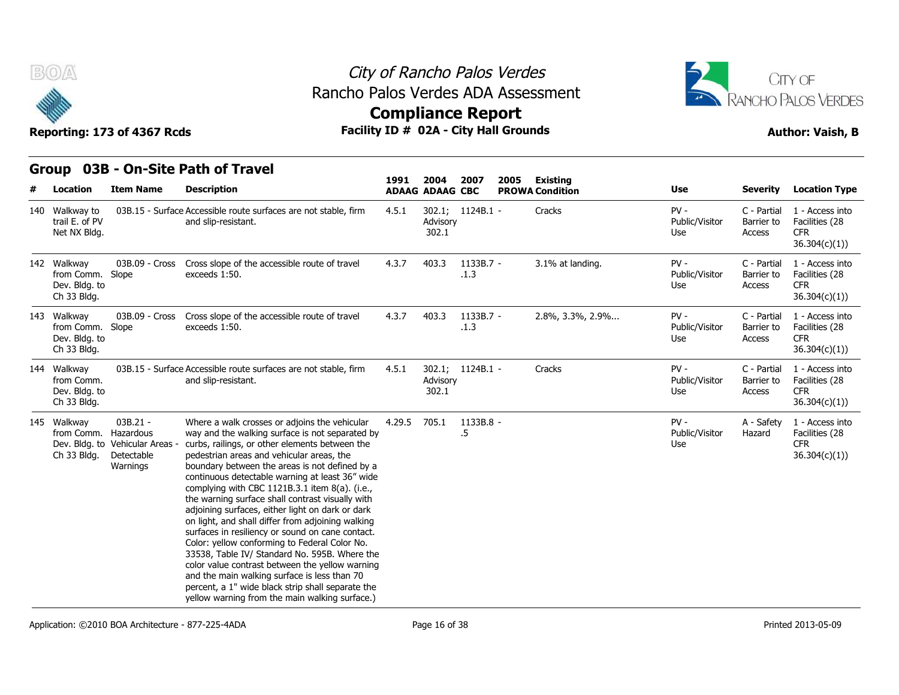# City of Rancho Palos Verdes
## Rancho Palos Verdes ADA Assessment
## Compliance Report

**Reporting: 173 of 4367 Rcds** | **Facility ID # 02A - City Hall Grounds** | **Author: Vaish, B**

## Group 03B - On-Site Path of Travel

| # | Location | Item Name | Description | 1991 ADAAG | 2004 ADAAG | 2007 CBC | 2005 PROWA | Existing Condition | Use | Severity | Location Type |
|---|---|---|---|---|---|---|---|---|---|---|---|
| 140 | Walkway to trail E. of PV Net NX Bldg. | 03B.15 - Surface | Accessible route surfaces are not stable, firm and slip-resistant. | 4.5.1 | 302.1; Advisory 302.1 | 1124B.1 - | | Cracks | PV - Public/Visitor Use | C - Partial Barrier to Access | 1 - Access into Facilities (28 CFR 36.304(c)(1)) |
| 142 | Walkway from Comm. Dev. Bldg. to Ch 33 Bldg. | 03B.09 - Cross Slope | Cross slope of the accessible route of travel exceeds 1:50. | 4.3.7 | 403.3 | 1133B.7 - .1.3 | | 3.1% at landing. | PV - Public/Visitor Use | C - Partial Barrier to Access | 1 - Access into Facilities (28 CFR 36.304(c)(1)) |
| 143 | Walkway from Comm. Dev. Bldg. to Ch 33 Bldg. | 03B.09 - Cross Slope | Cross slope of the accessible route of travel exceeds 1:50. | 4.3.7 | 403.3 | 1133B.7 - .1.3 | | 2.8%, 3.3%, 2.9%... | PV - Public/Visitor Use | C - Partial Barrier to Access | 1 - Access into Facilities (28 CFR 36.304(c)(1)) |
| 144 | Walkway from Comm. Dev. Bldg. to Ch 33 Bldg. | 03B.15 - Surface | Accessible route surfaces are not stable, firm and slip-resistant. | 4.5.1 | 302.1; Advisory 302.1 | 1124B.1 - | | Cracks | PV - Public/Visitor Use | C - Partial Barrier to Access | 1 - Access into Facilities (28 CFR 36.304(c)(1)) |
| 145 | Walkway from Comm. Dev. Bldg. to Ch 33 Bldg. | 03B.21 - Hazardous Vehicular Areas - Detectable Warnings | Where a walk crosses or adjoins the vehicular way and the walking surface is not separated by curbs, railings, or other elements between the pedestrian areas and vehicular areas, the boundary between the areas is not defined by a continuous detectable warning at least 36" wide complying with CBC 1121B.3.1 item 8(a). (i.e., the warning surface shall contrast visually with adjoining surfaces, either light on dark or dark on light, and shall differ from adjoining walking surfaces in resiliency or sound on cane contact. Color: yellow conforming to Federal Color No. 33538, Table IV/ Standard No. 595B. Where the color value contrast between the yellow warning and the main walking surface is less than 70 percent, a 1" wide black strip shall separate the yellow warning from the main walking surface.) | 4.29.5 | 705.1 | 1133B.8 - .5 | | | PV - Public/Visitor Use | A - Safety Hazard | 1 - Access into Facilities (28 CFR 36.304(c)(1)) |

Application: ©2010 BOA Architecture - 877-225-4ADA | Printed 2013-05-09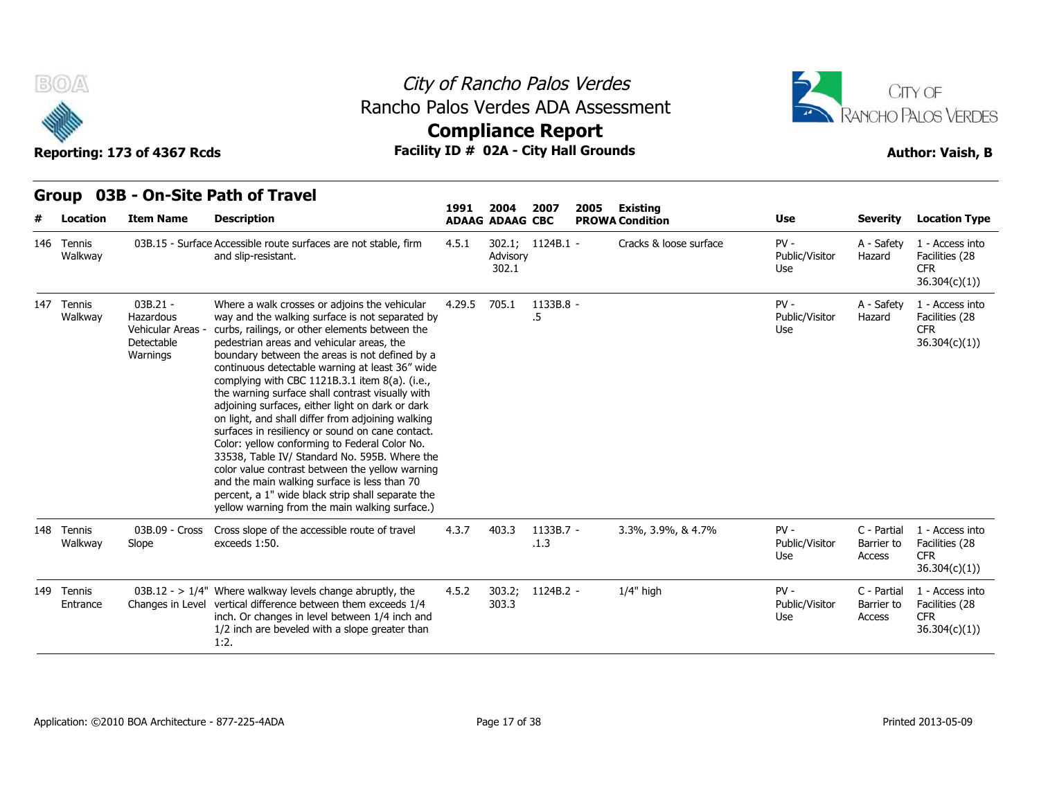# City of Rancho Palos Verdes
## Rancho Palos Verdes ADA Assessment
## Compliance Report

**Reporting: 173 of 4367 Rcds** | **Facility ID # 02A - City Hall Grounds** | **Author: Vaish, B**

## Group 03B - On-Site Path of Travel

| # | Location | Item Name | Description | 1991 ADAAG | 2004 ADAAG | 2007 CBC | 2005 PROWA | Existing Condition | Use | Severity | Location Type |
|---|---|---|---|---|---|---|---|---|---|---|---|
| 146 | Tennis Walkway | 03B.15 - Surface | Accessible route surfaces are not stable, firm and slip-resistant. | 4.5.1 | 302.1; Advisory 302.1 | 1124B.1 | - | Cracks & loose surface | PV - Public/Visitor Use | A - Safety Hazard | 1 - Access into Facilities (28 CFR 36.304(c)(1)) |
| 147 | Tennis Walkway | 03B.21 - Hazardous Vehicular Areas - Detectable Warnings | Where a walk crosses or adjoins the vehicular way and the walking surface is not separated by curbs, railings, or other elements between the pedestrian areas and vehicular areas, the boundary between the areas is not defined by a continuous detectable warning at least 36" wide complying with CBC 1121B.3.1 item 8(a). (i.e., the warning surface shall contrast visually with adjoining surfaces, either light on dark or dark on light, and shall differ from adjoining walking surfaces in resiliency or sound on cane contact. Color: yellow conforming to Federal Color No. 33538, Table IV/ Standard No. 595B. Where the color value contrast between the yellow warning and the main walking surface is less than 70 percent, a 1" wide black strip shall separate the yellow warning from the main walking surface.) | 4.29.5 | 705.1 | 1133B.8 .5 | - | | PV - Public/Visitor Use | A - Safety Hazard | 1 - Access into Facilities (28 CFR 36.304(c)(1)) |
| 148 | Tennis Walkway | 03B.09 - Cross Slope | Cross slope of the accessible route of travel exceeds 1:50. | 4.3.7 | 403.3 | 1133B.7 .1.3 | - | 3.3%, 3.9%, & 4.7% | PV - Public/Visitor Use | C - Partial Barrier to Access | 1 - Access into Facilities (28 CFR 36.304(c)(1)) |
| 149 | Tennis Entrance | 03B.12 - > 1/4" Changes in Level | Where walkway levels change abruptly, the vertical difference between them exceeds 1/4 inch. Or changes in level between 1/4 inch and 1/2 inch are beveled with a slope greater than 1:2. | 4.5.2 | 303.2; 303.3 | 1124B.2 | - | 1/4" high | PV - Public/Visitor Use | C - Partial Barrier to Access | 1 - Access into Facilities (28 CFR 36.304(c)(1)) |

Application: ©2010 BOA Architecture - 877-225-4ADA | Printed 2013-05-09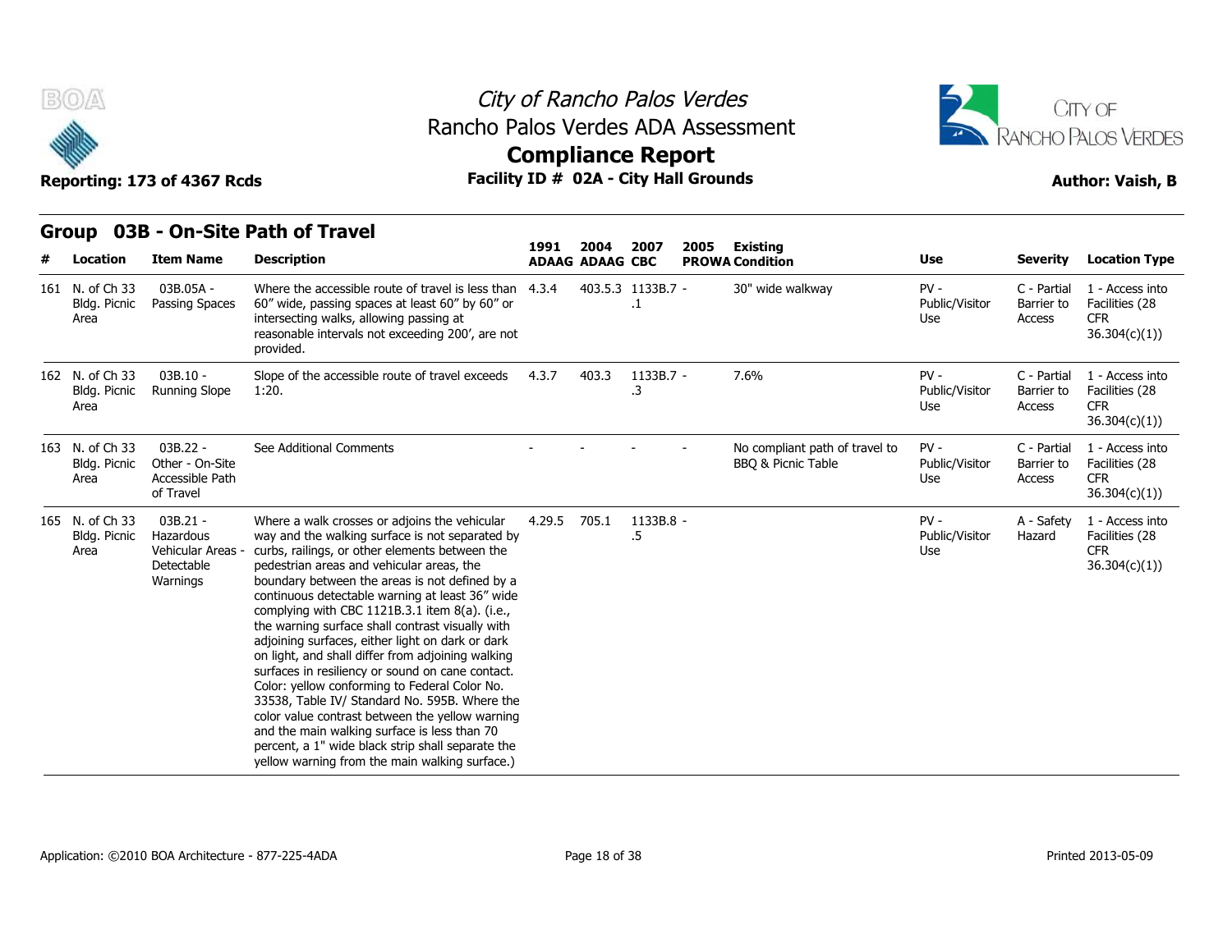City of Rancho Palos Verdes
Rancho Palos Verdes ADA Assessment
**Compliance Report**

Reporting: 173 of 4367 Rcds

**Facility ID # 02A - City Hall Grounds**

Author: Vaish, B

## Group 03B - On-Site Path of Travel

| # | Location | Item Name | Description | 1991 ADAAG | 2004 ADAAG | 2007 CBC | 2005 PROWA | Existing Condition | Use | Severity | Location Type |
|---|---|---|---|---|---|---|---|---|---|---|---|
| 161 | N. of Ch 33 Bldg. Picnic Area | 03B.05A - Passing Spaces | Where the accessible route of travel is less than 60" wide, passing spaces at least 60" by 60" or intersecting walks, allowing passing at reasonable intervals not exceeding 200', are not provided. | 4.3.4 | 403.5.3 | 1133B.7 .1 | - | 30" wide walkway | PV - Public/Visitor Use | C - Partial Barrier to Access | 1 - Access into Facilities (28 CFR 36.304(c)(1)) |
| 162 | N. of Ch 33 Bldg. Picnic Area | 03B.10 - Running Slope | Slope of the accessible route of travel exceeds 1:20. | 4.3.7 | 403.3 | 1133B.7 .3 | - | 7.6% | PV - Public/Visitor Use | C - Partial Barrier to Access | 1 - Access into Facilities (28 CFR 36.304(c)(1)) |
| 163 | N. of Ch 33 Bldg. Picnic Area | 03B.22 - Other - On-Site Accessible Path of Travel | See Additional Comments | - | - | - | - | No compliant path of travel to BBQ & Picnic Table | PV - Public/Visitor Use | C - Partial Barrier to Access | 1 - Access into Facilities (28 CFR 36.304(c)(1)) |
| 165 | N. of Ch 33 Bldg. Picnic Area | 03B.21 - Hazardous Vehicular Areas - Detectable Warnings | Where a walk crosses or adjoins the vehicular way and the walking surface is not separated by curbs, railings, or other elements between the pedestrian areas and vehicular areas, the boundary between the areas is not defined by a continuous detectable warning at least 36" wide complying with CBC 1121B.3.1 item 8(a). (i.e., the warning surface shall contrast visually with adjoining surfaces, either light on dark or dark on light, and shall differ from adjoining walking surfaces in resiliency or sound on cane contact. Color: yellow conforming to Federal Color No. 33538, Table IV/ Standard No. 595B. Where the color value contrast between the yellow warning and the main walking surface is less than 70 percent, a 1" wide black strip shall separate the yellow warning from the main walking surface.) | 4.29.5 | 705.1 | 1133B.8 .5 | - | | PV - Public/Visitor Use | A - Safety Hazard | 1 - Access into Facilities (28 CFR 36.304(c)(1)) |

Application: ©2010 BOA Architecture - 877-225-4ADA

Printed 2013-05-09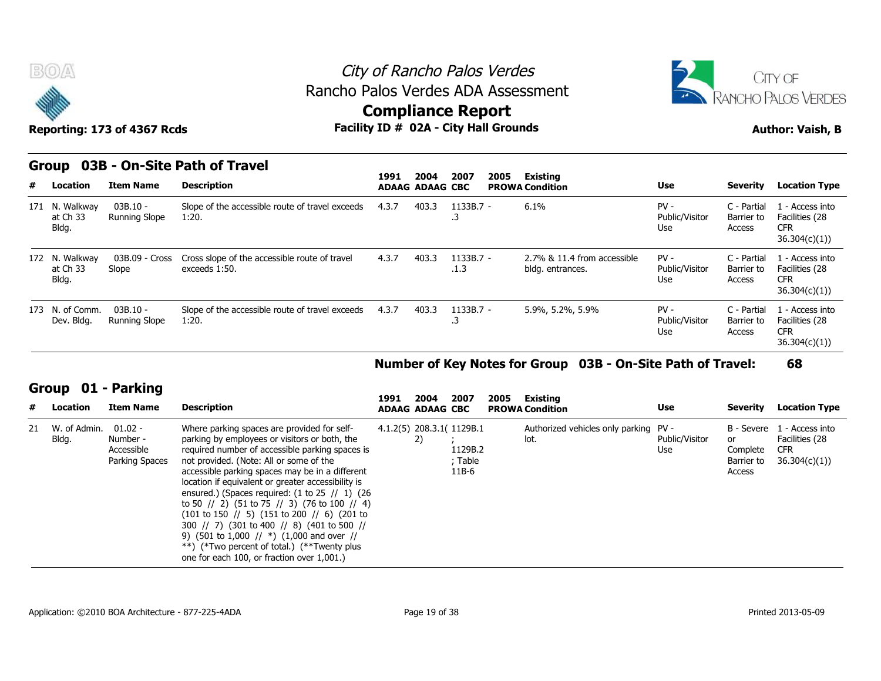City of Rancho Palos Verdes
Rancho Palos Verdes ADA Assessment

**Compliance Report**

**Reporting: 173 of 4367 Rcds** **Facility ID # 02A - City Hall Grounds** **Author: Vaish, B**

## Group 03B - On-Site Path of Travel

| # | Location | Item Name | Description | 1991 ADAAG | 2004 ADAAG | 2007 CBC | 2005 PROWA | Existing Condition | Use | Severity | Location Type |
|---|---|---|---|---|---|---|---|---|---|---|---|
| 171 | N. Walkway at Ch 33 Bldg. | 03B.10 - Running Slope | Slope of the accessible route of travel exceeds 1:20. | 4.3.7 | 403.3 | 1133B.7 - .3 | | 6.1% | PV - Public/Visitor Use | C - Partial Barrier to Access | 1 - Access into Facilities (28 CFR 36.304(c)(1)) |
| 172 | N. Walkway at Ch 33 Bldg. | 03B.09 - Cross Slope | Cross slope of the accessible route of travel exceeds 1:50. | 4.3.7 | 403.3 | 1133B.7 - .1.3 | | 2.7% & 11.4 from accessible bldg. entrances. | PV - Public/Visitor Use | C - Partial Barrier to Access | 1 - Access into Facilities (28 CFR 36.304(c)(1)) |
| 173 | N. of Comm. Dev. Bldg. | 03B.10 - Running Slope | Slope of the accessible route of travel exceeds 1:20. | 4.3.7 | 403.3 | 1133B.7 - .3 | | 5.9%, 5.2%, 5.9% | PV - Public/Visitor Use | C - Partial Barrier to Access | 1 - Access into Facilities (28 CFR 36.304(c)(1)) |

**Number of Key Notes for Group 03B - On-Site Path of Travel: 68**

## Group 01 - Parking

| # | Location | Item Name | Description | 1991 ADAAG | 2004 ADAAG | 2007 CBC | 2005 PROWA | Existing Condition | Use | Severity | Location Type |
|---|---|---|---|---|---|---|---|---|---|---|---|
| 21 | W. of Admin. Bldg. | 01.02 - Number - Accessible Parking Spaces | Where parking spaces are provided for self-parking by employees or visitors or both, the required number of accessible parking spaces is not provided. (Note: All or some of the accessible parking spaces may be in a different location if equivalent or greater accessibility is ensured.) (Spaces required: (1 to 25 // 1) (26 to 50 // 2) (51 to 75 // 3) (76 to 100 // 4) (101 to 150 // 5) (151 to 200 // 6) (201 to 300 // 7) (301 to 400 // 8) (401 to 500 // 9) (501 to 1,000 // *) (1,000 and over // **) (*Two percent of total.) (**Twenty plus one for each 100, or fraction over 1,001.) | 4.1.2(5) | 208.3.1(2) | 1129B.1; 1129B.2; Table 11B-6 | | Authorized vehicles only parking lot. | PV - Public/Visitor Use | B - Severe or Complete Barrier to Access | 1 - Access into Facilities (28 CFR 36.304(c)(1)) |

Application: ©2010 BOA Architecture - 877-225-4ADA Printed 2013-05-09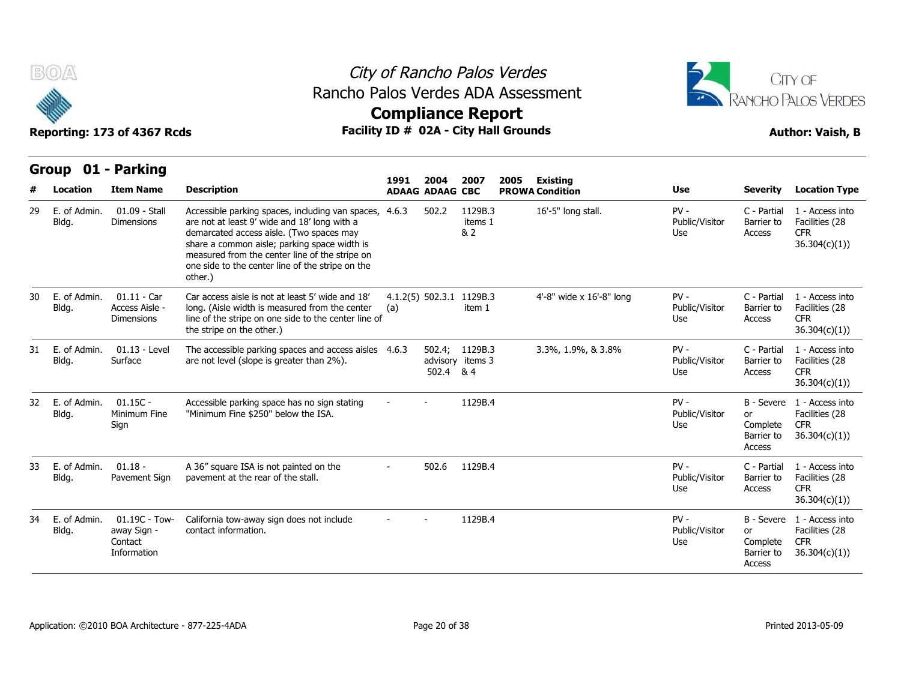# City of Rancho Palos Verdes

## Rancho Palos Verdes ADA Assessment

## Compliance Report

**Reporting: 173 of 4367 Rcds** | **Facility ID # 02A - City Hall Grounds** | **Author: Vaish, B**

### Group 01 - Parking

| # | Location | Item Name | Description | 1991 ADAAG | 2004 ADAAG | 2007 CBC | 2005 PROWA | Existing Condition | Use | Severity | Location Type |
|---|---|---|---|---|---|---|---|---|---|---|---|
| 29 | E. of Admin. Bldg. | 01.09 - Stall Dimensions | Accessible parking spaces, including van spaces, are not at least 9' wide and 18' long with a demarcated access aisle. (Two spaces may share a common aisle; parking space width is measured from the center line of the stripe on one side to the center line of the stripe on the other.) | 4.6.3 | 502.2 | 1129B.3 items 1 & 2 | | 16'-5" long stall. | PV - Public/Visitor Use | C - Partial Barrier to Access | 1 - Access into Facilities (28 CFR 36.304(c)(1)) |
| 30 | E. of Admin. Bldg. | 01.11 - Car Access Aisle - Dimensions | Car access aisle is not at least 5' wide and 18' long. (Aisle width is measured from the center line of the stripe on one side to the center line of the stripe on the other.) | 4.1.2(5)(a) | 502.3.1 | 1129B.3 item 1 | | 4'-8" wide x 16'-8" long | PV - Public/Visitor Use | C - Partial Barrier to Access | 1 - Access into Facilities (28 CFR 36.304(c)(1)) |
| 31 | E. of Admin. Bldg. | 01.13 - Level Surface | The accessible parking spaces and access aisles are not level (slope is greater than 2%). | 4.6.3 | 502.4; advisory 502.4 | 1129B.3 items 3 & 4 | | 3.3%, 1.9%, & 3.8% | PV - Public/Visitor Use | C - Partial Barrier to Access | 1 - Access into Facilities (28 CFR 36.304(c)(1)) |
| 32 | E. of Admin. Bldg. | 01.15C - Minimum Fine Sign | Accessible parking space has no sign stating "Minimum Fine $250" below the ISA. | - | - | 1129B.4 | | | PV - Public/Visitor Use | B - Severe or Complete Barrier to Access | 1 - Access into Facilities (28 CFR 36.304(c)(1)) |
| 33 | E. of Admin. Bldg. | 01.18 - Pavement Sign | A 36" square ISA is not painted on the pavement at the rear of the stall. | - | 502.6 | 1129B.4 | | | PV - Public/Visitor Use | C - Partial Barrier to Access | 1 - Access into Facilities (28 CFR 36.304(c)(1)) |
| 34 | E. of Admin. Bldg. | 01.19C - Tow-away Sign - Contact Information | California tow-away sign does not include contact information. | - | - | 1129B.4 | | | PV - Public/Visitor Use | B - Severe or Complete Barrier to Access | 1 - Access into Facilities (28 CFR 36.304(c)(1)) |

Application: ©2010 BOA Architecture - 877-225-4ADA | Printed 2013-05-09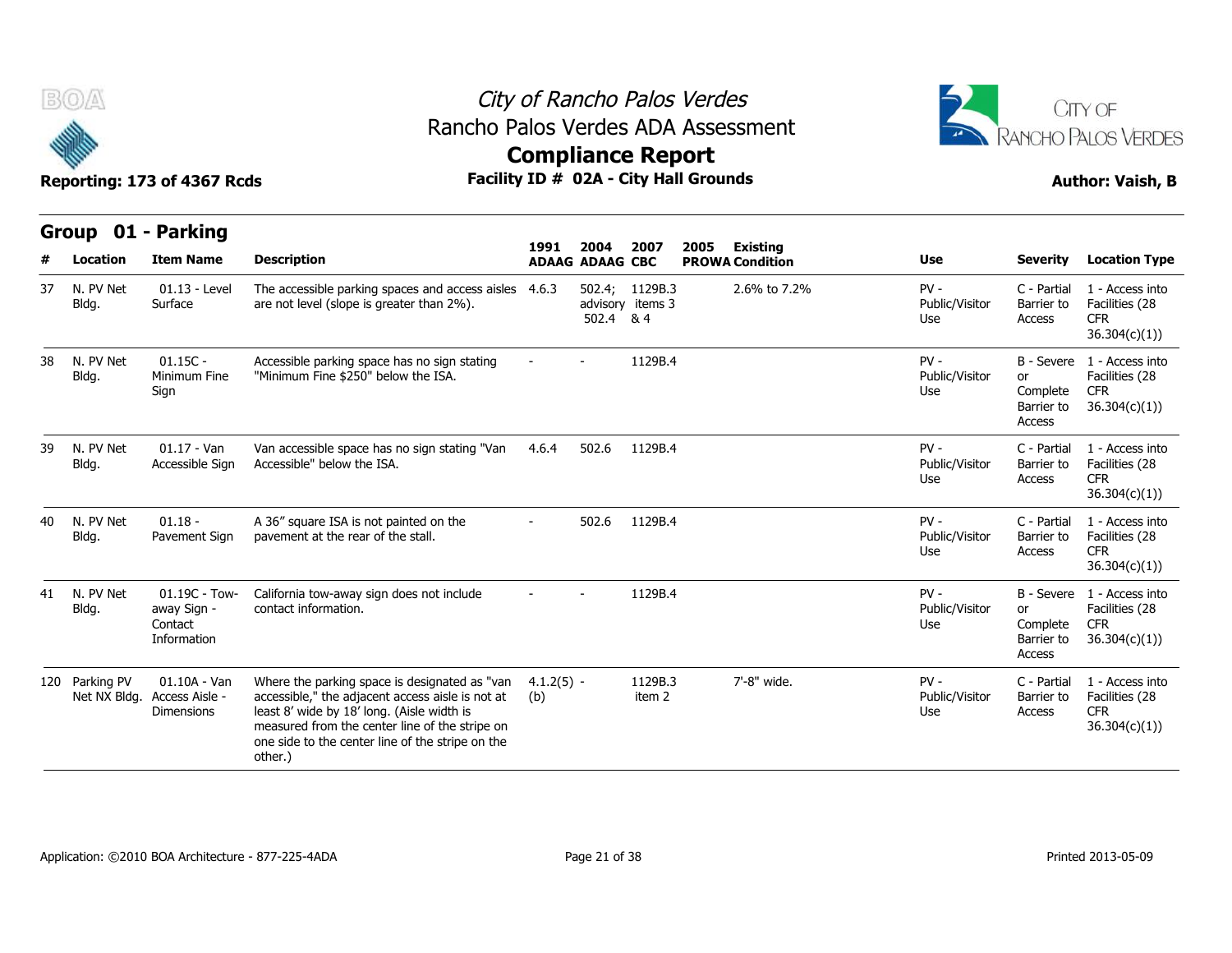# City of Rancho Palos Verdes
## Rancho Palos Verdes ADA Assessment
## Compliance Report

**Reporting: 173 of 4367 Rcds** | **Facility ID # 02A - City Hall Grounds** | **Author: Vaish, B**

## Group 01 - Parking

| # | Location | Item Name | Description | 1991 ADAAG | 2004 ADAAG | 2007 CBC | 2005 PROWA | Existing Condition | Use | Severity | Location Type |
|---|---|---|---|---|---|---|---|---|---|---|---|
| 37 | N. PV Net Bldg. | 01.13 - Level Surface | The accessible parking spaces and access aisles are not level (slope is greater than 2%). | 4.6.3 | 502.4; advisory 502.4 | 1129B.3 items 3 & 4 | | 2.6% to 7.2% | PV - Public/Visitor Use | C - Partial Barrier to Access | 1 - Access into Facilities (28 CFR 36.304(c)(1)) |
| 38 | N. PV Net Bldg. | 01.15C - Minimum Fine Sign | Accessible parking space has no sign stating "Minimum Fine $250" below the ISA. | - | - | 1129B.4 | | | PV - Public/Visitor Use | B - Severe or Complete Barrier to Access | 1 - Access into Facilities (28 CFR 36.304(c)(1)) |
| 39 | N. PV Net Bldg. | 01.17 - Van Accessible Sign | Van accessible space has no sign stating "Van Accessible" below the ISA. | 4.6.4 | 502.6 | 1129B.4 | | | PV - Public/Visitor Use | C - Partial Barrier to Access | 1 - Access into Facilities (28 CFR 36.304(c)(1)) |
| 40 | N. PV Net Bldg. | 01.18 - Pavement Sign | A 36" square ISA is not painted on the pavement at the rear of the stall. | - | 502.6 | 1129B.4 | | | PV - Public/Visitor Use | C - Partial Barrier to Access | 1 - Access into Facilities (28 CFR 36.304(c)(1)) |
| 41 | N. PV Net Bldg. | 01.19C - Tow-away Sign - Contact Information | California tow-away sign does not include contact information. | - | - | 1129B.4 | | | PV - Public/Visitor Use | B - Severe or Complete Barrier to Access | 1 - Access into Facilities (28 CFR 36.304(c)(1)) |
| 120 | Parking PV Net NX Bldg. | 01.10A - Van Access Aisle - Dimensions | Where the parking space is designated as "van accessible," the adjacent access aisle is not at least 8' wide by 18' long. (Aisle width is measured from the center line of the stripe on one side to the center line of the stripe on the other.) | 4.1.2(5)(b) | - | 1129B.3 item 2 | | 7'-8" wide. | PV - Public/Visitor Use | C - Partial Barrier to Access | 1 - Access into Facilities (28 CFR 36.304(c)(1)) |

Application: ©2010 BOA Architecture - 877-225-4ADA | Printed 2013-05-09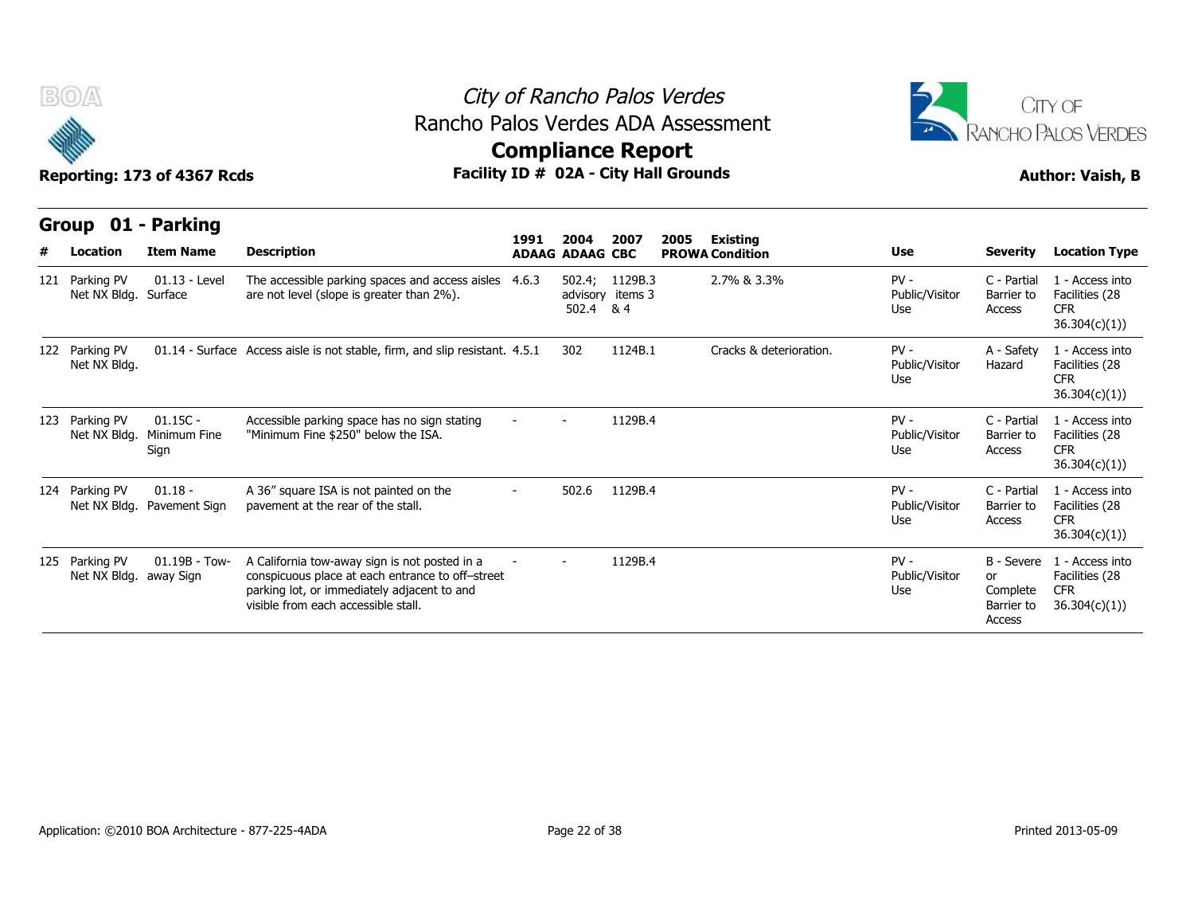# City of Rancho Palos Verdes
## Rancho Palos Verdes ADA Assessment
## Compliance Report

**Reporting: 173 of 4367 Rcds** — **Facility ID # 02A - City Hall Grounds** — **Author: Vaish, B**

## Group 01 - Parking

| # | Location | Item Name | Description | 1991 ADAAG | 2004 ADAAG | 2007 CBC | 2005 PROWA | Existing Condition | Use | Severity | Location Type |
|---|---|---|---|---|---|---|---|---|---|---|---|
| 121 | Parking PV Net NX Bldg. | 01.13 - Level Surface | The accessible parking spaces and access aisles are not level (slope is greater than 2%). | 4.6.3 | 502.4; advisory 502.4 | 1129B.3 items 3 & 4 | | 2.7% & 3.3% | PV - Public/Visitor Use | C - Partial Barrier to Access | 1 - Access into Facilities (28 CFR 36.304(c)(1)) |
| 122 | Parking PV Net NX Bldg. | 01.14 - Surface | Access aisle is not stable, firm, and slip resistant. | 4.5.1 | 302 | 1124B.1 | | Cracks & deterioration. | PV - Public/Visitor Use | A - Safety Hazard | 1 - Access into Facilities (28 CFR 36.304(c)(1)) |
| 123 | Parking PV Net NX Bldg. | 01.15C - Minimum Fine Sign | Accessible parking space has no sign stating "Minimum Fine $250" below the ISA. | - | - | 1129B.4 | | | PV - Public/Visitor Use | C - Partial Barrier to Access | 1 - Access into Facilities (28 CFR 36.304(c)(1)) |
| 124 | Parking PV Net NX Bldg. | 01.18 - Pavement Sign | A 36" square ISA is not painted on the pavement at the rear of the stall. | - | 502.6 | 1129B.4 | | | PV - Public/Visitor Use | C - Partial Barrier to Access | 1 - Access into Facilities (28 CFR 36.304(c)(1)) |
| 125 | Parking PV Net NX Bldg. | 01.19B - Tow-away Sign | A California tow-away sign is not posted in a conspicuous place at each entrance to off–street parking lot, or immediately adjacent to and visible from each accessible stall. | - | - | 1129B.4 | | | PV - Public/Visitor Use | B - Severe or Complete Barrier to Access | 1 - Access into Facilities (28 CFR 36.304(c)(1)) |

Application: ©2010 BOA Architecture - 877-225-4ADA — Printed 2013-05-09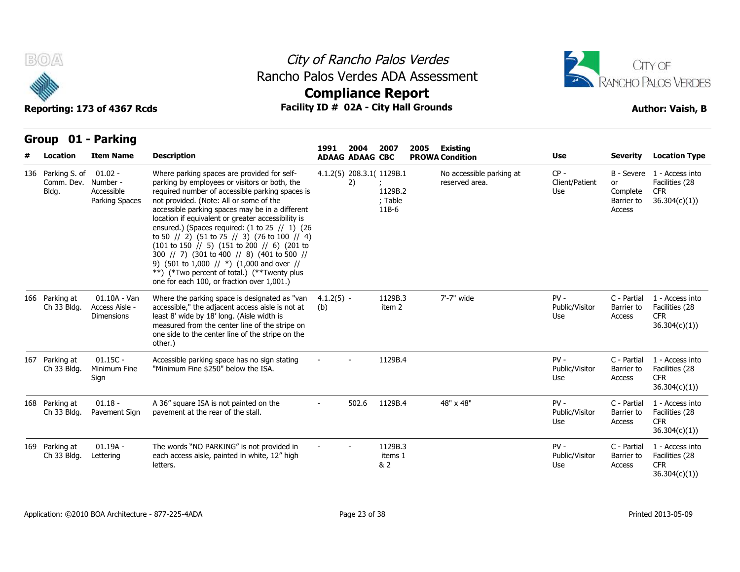# City of Rancho Palos Verdes
## Rancho Palos Verdes ADA Assessment
## Compliance Report

**Reporting: 173 of 4367 Rcds** | **Facility ID # 02A - City Hall Grounds** | **Author: Vaish, B**

## Group 01 - Parking

| # | Location | Item Name | Description | 1991 ADAAG | 2004 ADAAG | 2007 CBC | 2005 PROWA | Existing Condition | Use | Severity | Location Type |
|---|---|---|---|---|---|---|---|---|---|---|---|
| 136 | Parking S. of Comm. Dev. Bldg. | 01.02 - Number - Accessible Parking Spaces | Where parking spaces are provided for self-parking by employees or visitors or both, the required number of accessible parking spaces is not provided. (Note: All or some of the accessible parking spaces may be in a different location if equivalent or greater accessibility is ensured.) (Spaces required: (1 to 25 // 1) (26 to 50 // 2) (51 to 75 // 3) (76 to 100 // 4) (101 to 150 // 5) (151 to 200 // 6) (201 to 300 // 7) (301 to 400 // 8) (401 to 500 // 9) (501 to 1,000 // *) (1,000 and over // **) (*Two percent of total.) (**Twenty plus one for each 100, or fraction over 1,001.) | 4.1.2(5) | 208.3.1(2) | 1129B.1; 1129B.2; Table 11B-6 | | No accessible parking at reserved area. | CP - Client/Patient Use | B - Severe or Complete Barrier to Access | 1 - Access into Facilities (28 CFR 36.304(c)(1)) |
| 166 | Parking at Ch 33 Bldg. | 01.10A - Van Access Aisle - Dimensions | Where the parking space is designated as "van accessible," the adjacent access aisle is not at least 8' wide by 18' long. (Aisle width is measured from the center line of the stripe on one side to the center line of the stripe on the other.) | 4.1.2(5)(b) | - | 1129B.3 item 2 | | 7'-7" wide | PV - Public/Visitor Use | C - Partial Barrier to Access | 1 - Access into Facilities (28 CFR 36.304(c)(1)) |
| 167 | Parking at Ch 33 Bldg. | 01.15C - Minimum Fine Sign | Accessible parking space has no sign stating "Minimum Fine $250" below the ISA. | - | - | 1129B.4 | | | PV - Public/Visitor Use | C - Partial Barrier to Access | 1 - Access into Facilities (28 CFR 36.304(c)(1)) |
| 168 | Parking at Ch 33 Bldg. | 01.18 - Pavement Sign | A 36" square ISA is not painted on the pavement at the rear of the stall. | - | 502.6 | 1129B.4 | | 48" x 48" | PV - Public/Visitor Use | C - Partial Barrier to Access | 1 - Access into Facilities (28 CFR 36.304(c)(1)) |
| 169 | Parking at Ch 33 Bldg. | 01.19A - Lettering | The words "NO PARKING" is not provided in each access aisle, painted in white, 12" high letters. | - | - | 1129B.3 items 1 & 2 | | | PV - Public/Visitor Use | C - Partial Barrier to Access | 1 - Access into Facilities (28 CFR 36.304(c)(1)) |

Application: ©2010 BOA Architecture - 877-225-4ADA | Printed 2013-05-09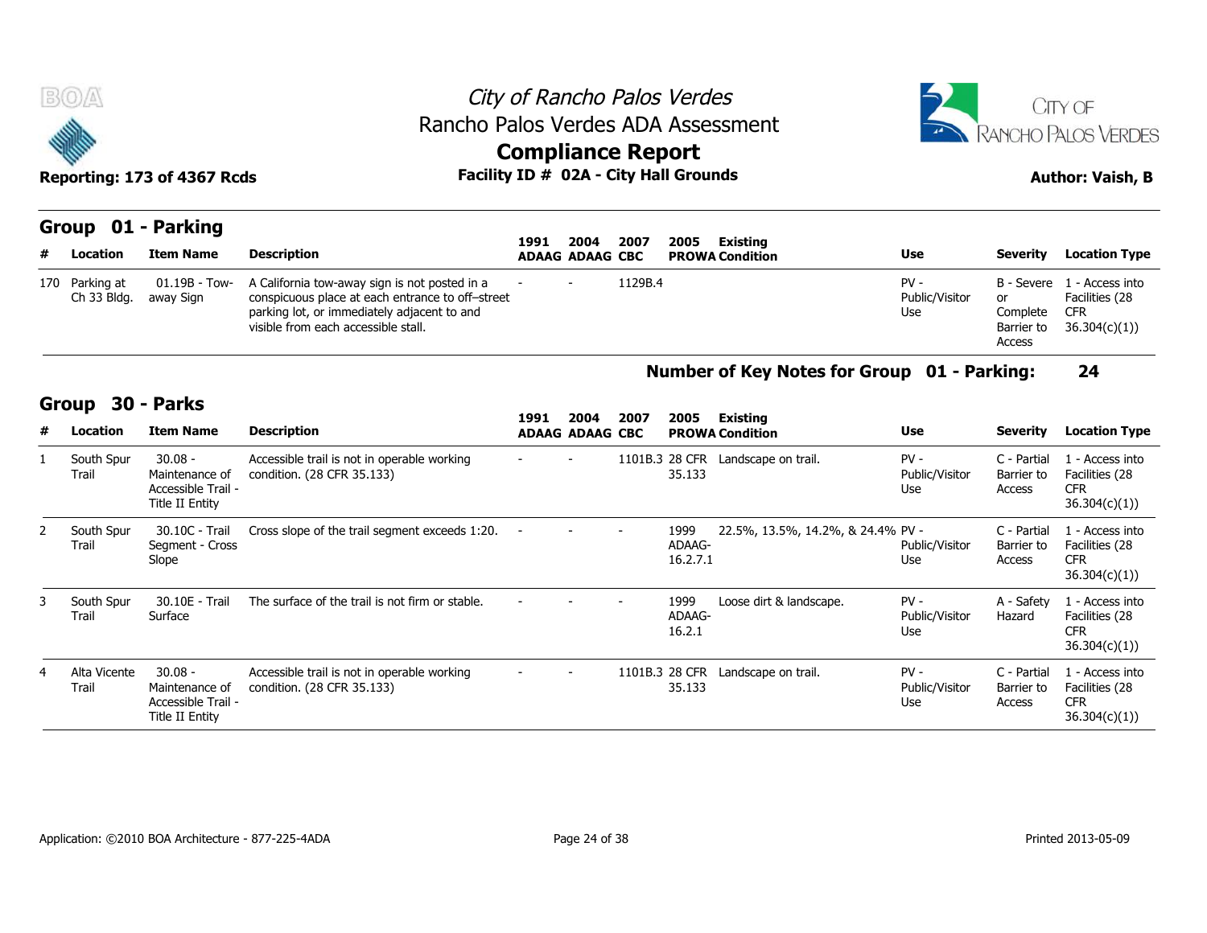City of Rancho Palos Verdes
Rancho Palos Verdes ADA Assessment
**Compliance Report**

**Reporting: 173 of 4367 Rcds** | **Facility ID # 02A - City Hall Grounds** | **Author: Vaish, B**

## Group 01 - Parking

| # | Location | Item Name | Description | 1991 ADAAG | 2004 ADAAG | 2007 CBC | 2005 PROWA | Existing Condition | Use | Severity | Location Type |
|---|---|---|---|---|---|---|---|---|---|---|---|
| 170 | Parking at Ch 33 Bldg. | 01.19B - Tow-away Sign | A California tow-away sign is not posted in a conspicuous place at each entrance to off–street parking lot, or immediately adjacent to and visible from each accessible stall. | - | - | 1129B.4 | | | PV - Public/Visitor Use | B - Severe or Complete Barrier to Access | 1 - Access into Facilities (28 CFR 36.304(c)(1)) |

**Number of Key Notes for Group 01 - Parking: 24**

## Group 30 - Parks

| # | Location | Item Name | Description | 1991 ADAAG | 2004 ADAAG | 2007 CBC | 2005 PROWA | Existing Condition | Use | Severity | Location Type |
|---|---|---|---|---|---|---|---|---|---|---|---|
| 1 | South Spur Trail | 30.08 - Maintenance of Accessible Trail - Title II Entity | Accessible trail is not in operable working condition. (28 CFR 35.133) | - | - | 1101B.3 | 28 CFR 35.133 | Landscape on trail. | PV - Public/Visitor Use | C - Partial Barrier to Access | 1 - Access into Facilities (28 CFR 36.304(c)(1)) |
| 2 | South Spur Trail | 30.10C - Trail Segment - Cross Slope | Cross slope of the trail segment exceeds 1:20. | - | - | - | 1999 ADAAG-16.2.7.1 | 22.5%, 13.5%, 14.2%, & 24.4% | PV - Public/Visitor Use | C - Partial Barrier to Access | 1 - Access into Facilities (28 CFR 36.304(c)(1)) |
| 3 | South Spur Trail | 30.10E - Trail Surface | The surface of the trail is not firm or stable. | - | - | - | 1999 ADAAG-16.2.1 | Loose dirt & landscape. | PV - Public/Visitor Use | A - Safety Hazard | 1 - Access into Facilities (28 CFR 36.304(c)(1)) |
| 4 | Alta Vicente Trail | 30.08 - Maintenance of Accessible Trail - Title II Entity | Accessible trail is not in operable working condition. (28 CFR 35.133) | - | - | 1101B.3 | 28 CFR 35.133 | Landscape on trail. | PV - Public/Visitor Use | C - Partial Barrier to Access | 1 - Access into Facilities (28 CFR 36.304(c)(1)) |

Application: ©2010 BOA Architecture - 877-225-4ADA

Printed 2013-05-09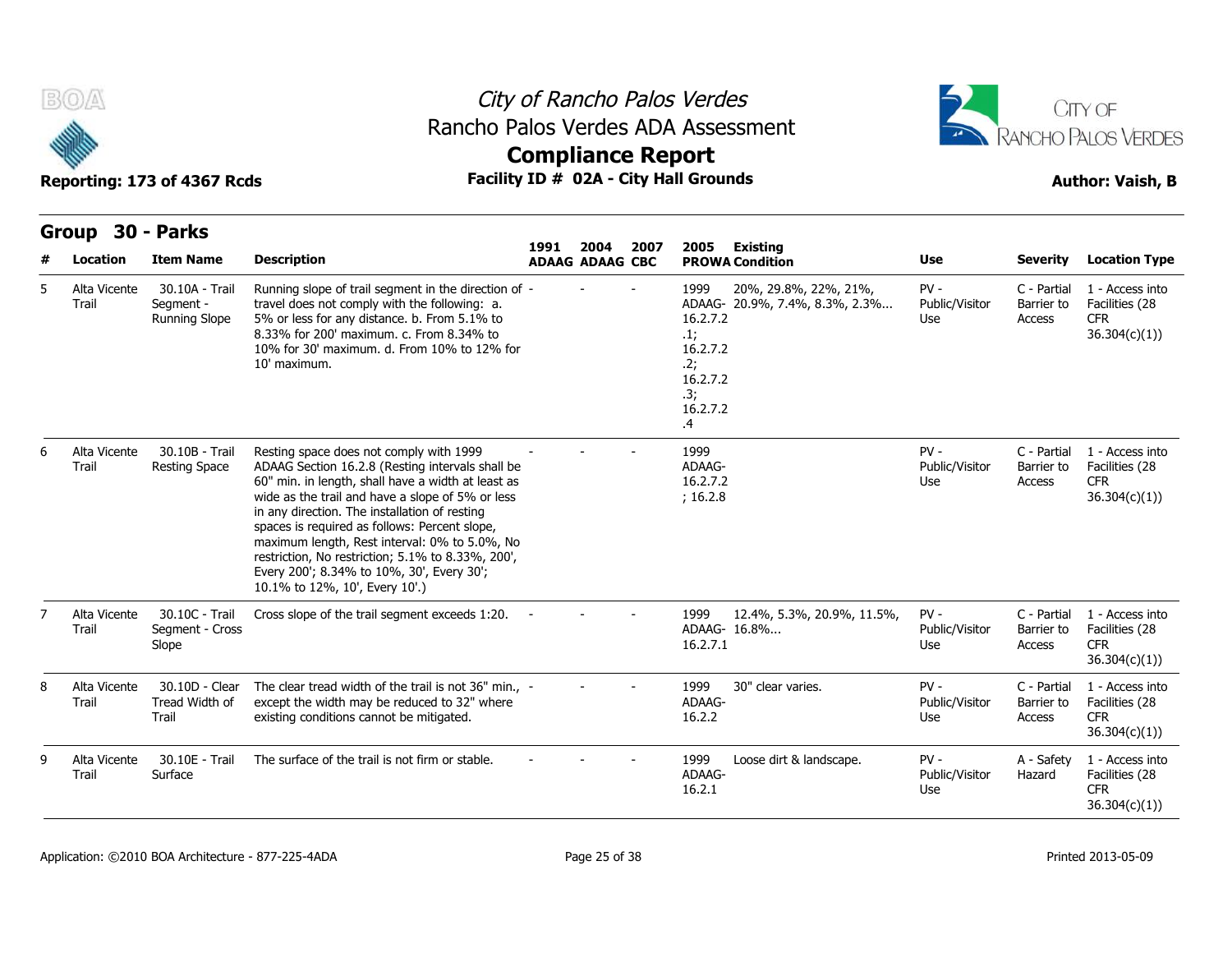# City of Rancho Palos Verdes
## Rancho Palos Verdes ADA Assessment
## Compliance Report

**Reporting: 173 of 4367 Rcds** | **Facility ID # 02A - City Hall Grounds** | **Author: Vaish, B**

## Group 30 - Parks

| # | Location | Item Name | Description | 1991 ADAAG | 2004 ADAAG | 2007 CBC | 2005 PROWA | Existing Condition | Use | Severity | Location Type |
|---|---|---|---|---|---|---|---|---|---|---|---|
| 5 | Alta Vicente Trail | 30.10A - Trail Segment - Running Slope | Running slope of trail segment in the direction of travel does not comply with the following: a. 5% or less for any distance. b. From 5.1% to 8.33% for 200' maximum. c. From 8.34% to 10% for 30' maximum. d. From 10% to 12% for 10' maximum. | - | - | - | 1999 ADAAG- 16.2.7.2.1; 16.2.7.2.2; 16.2.7.2.3; 16.2.7.2.4 | 20%, 29.8%, 22%, 21%, 20.9%, 7.4%, 8.3%, 2.3%... | PV - Public/Visitor Use | C - Partial Barrier to Access | 1 - Access into Facilities (28 CFR 36.304(c)(1)) |
| 6 | Alta Vicente Trail | 30.10B - Trail Resting Space | Resting space does not comply with 1999 ADAAG Section 16.2.8 (Resting intervals shall be 60" min. in length, shall have a width at least as wide as the trail and have a slope of 5% or less in any direction. The installation of resting spaces is required as follows: Percent slope, maximum length, Rest interval: 0% to 5.0%, No restriction, No restriction; 5.1% to 8.33%, 200', Every 200'; 8.34% to 10%, 30', Every 30'; 10.1% to 12%, 10', Every 10'.) | - | - | - | 1999 ADAAG- 16.2.7.2; 16.2.8 | | PV - Public/Visitor Use | C - Partial Barrier to Access | 1 - Access into Facilities (28 CFR 36.304(c)(1)) |
| 7 | Alta Vicente Trail | 30.10C - Trail Segment - Cross Slope | Cross slope of the trail segment exceeds 1:20. | - | - | - | 1999 ADAAG- 16.2.7.1 | 12.4%, 5.3%, 20.9%, 11.5%, 16.8%... | PV - Public/Visitor Use | C - Partial Barrier to Access | 1 - Access into Facilities (28 CFR 36.304(c)(1)) |
| 8 | Alta Vicente Trail | 30.10D - Clear Tread Width of Trail | The clear tread width of the trail is not 36" min., except the width may be reduced to 32" where existing conditions cannot be mitigated. | - | - | - | 1999 ADAAG- 16.2.2 | 30" clear varies. | PV - Public/Visitor Use | C - Partial Barrier to Access | 1 - Access into Facilities (28 CFR 36.304(c)(1)) |
| 9 | Alta Vicente Trail | 30.10E - Trail Surface | The surface of the trail is not firm or stable. | - | - | - | 1999 ADAAG- 16.2.1 | Loose dirt & landscape. | PV - Public/Visitor Use | A - Safety Hazard | 1 - Access into Facilities (28 CFR 36.304(c)(1)) |

Application: ©2010 BOA Architecture - 877-225-4ADA | Printed 2013-05-09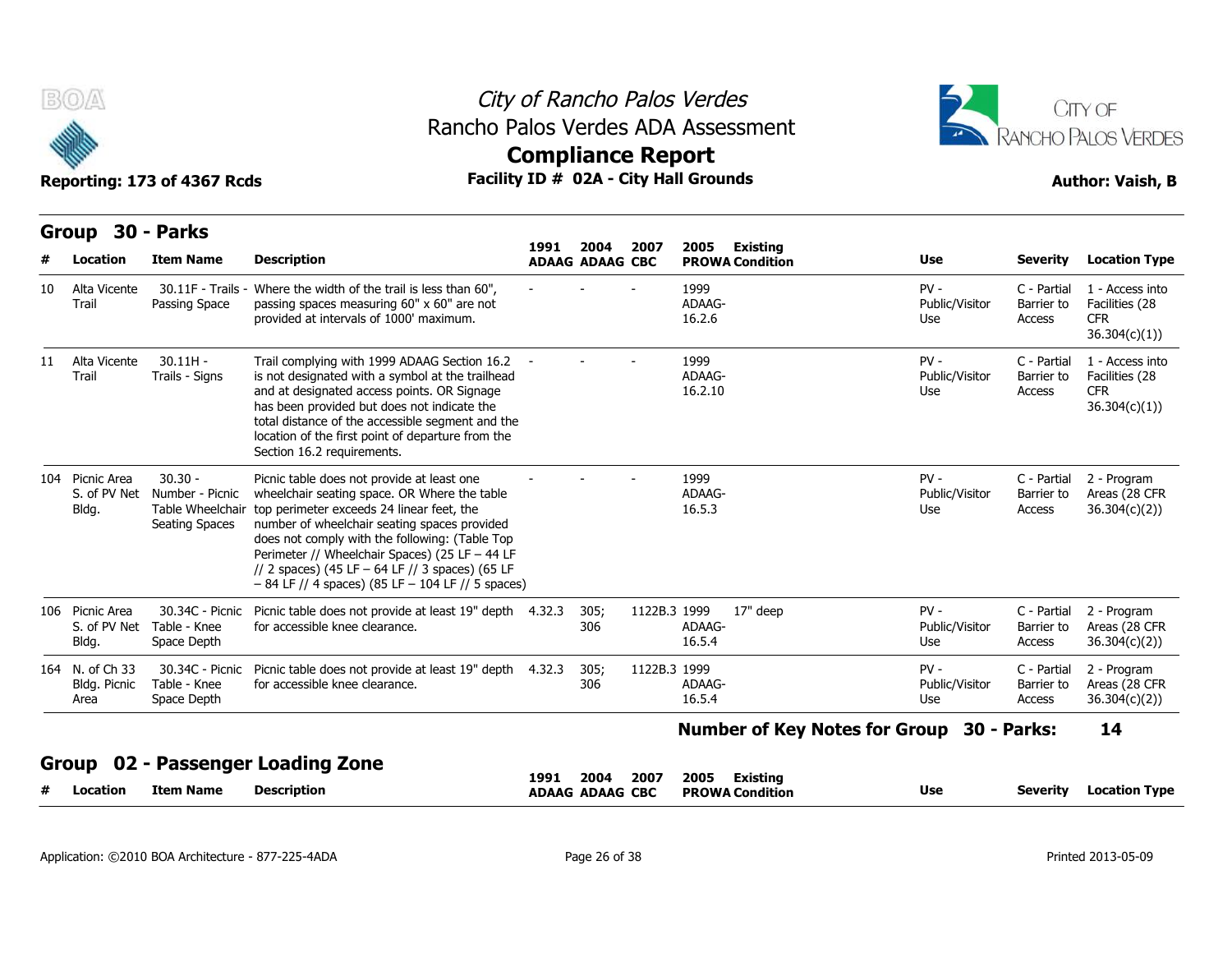# City of Rancho Palos Verdes
## Rancho Palos Verdes ADA Assessment
## Compliance Report

**Reporting: 173 of 4367 Rcds** | **Facility ID # 02A - City Hall Grounds** | **Author: Vaish, B**

## Group 30 - Parks

| # | Location | Item Name | Description | 1991 ADAAG | 2004 ADAAG | 2007 CBC | 2005 PROWA | Existing Condition | Use | Severity | Location Type |
|---|---|---|---|---|---|---|---|---|---|---|---|
| 10 | Alta Vicente Trail | 30.11F - Trails - Passing Space | Where the width of the trail is less than 60", passing spaces measuring 60" x 60" are not provided at intervals of 1000' maximum. | - | - | - | 1999 ADAAG-16.2.6 | | PV - Public/Visitor Use | C - Partial Barrier to Access | 1 - Access into Facilities (28 CFR 36.304(c)(1)) |
| 11 | Alta Vicente Trail | 30.11H - Trails - Signs | Trail complying with 1999 ADAAG Section 16.2 is not designated with a symbol at the trailhead and at designated access points. OR Signage has been provided but does not indicate the total distance of the accessible segment and the location of the first point of departure from the Section 16.2 requirements. | - | - | - | 1999 ADAAG-16.2.10 | | PV - Public/Visitor Use | C - Partial Barrier to Access | 1 - Access into Facilities (28 CFR 36.304(c)(1)) |
| 104 | Picnic Area S. of PV Net Bldg. | 30.30 - Number - Picnic Table Wheelchair Seating Spaces | Picnic table does not provide at least one wheelchair seating space. OR Where the table top perimeter exceeds 24 linear feet, the number of wheelchair seating spaces provided does not comply with the following: (Table Top Perimeter // Wheelchair Spaces) (25 LF – 44 LF // 2 spaces) (45 LF – 64 LF // 3 spaces) (65 LF – 84 LF // 4 spaces) (85 LF – 104 LF // 5 spaces) | - | - | - | 1999 ADAAG-16.5.3 | | PV - Public/Visitor Use | C - Partial Barrier to Access | 2 - Program Areas (28 CFR 36.304(c)(2)) |
| 106 | Picnic Area S. of PV Net Bldg. | 30.34C - Picnic Table - Knee Space Depth | Picnic table does not provide at least 19" depth for accessible knee clearance. | 4.32.3 | 305; 306 | 1122B.3 | 1999 ADAAG-16.5.4 | 17" deep | PV - Public/Visitor Use | C - Partial Barrier to Access | 2 - Program Areas (28 CFR 36.304(c)(2)) |
| 164 | N. of Ch 33 Bldg. Picnic Area | 30.34C - Picnic Table - Knee Space Depth | Picnic table does not provide at least 19" depth for accessible knee clearance. | 4.32.3 | 305; 306 | 1122B.3 | 1999 ADAAG-16.5.4 | | PV - Public/Visitor Use | C - Partial Barrier to Access | 2 - Program Areas (28 CFR 36.304(c)(2)) |

**Number of Key Notes for Group 30 - Parks: 14**

## Group 02 - Passenger Loading Zone

| # | Location | Item Name | Description | 1991 ADAAG | 2004 ADAAG | 2007 CBC | 2005 PROWA | Existing Condition | Use | Severity | Location Type |
|---|---|---|---|---|---|---|---|---|---|---|---|

Application: ©2010 BOA Architecture - 877-225-4ADA

Printed 2013-05-09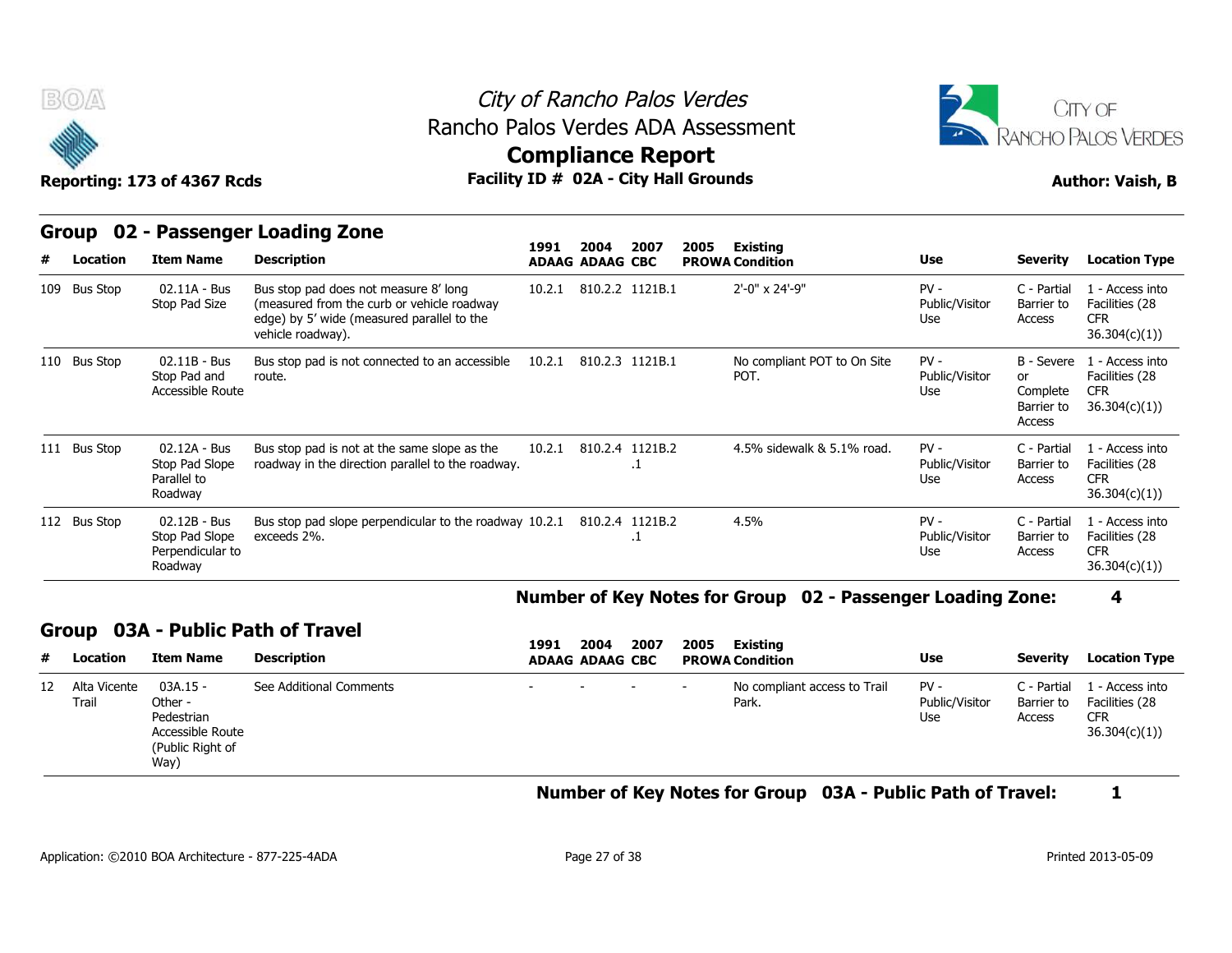# City of Rancho Palos Verdes
## Rancho Palos Verdes ADA Assessment
## Compliance Report

**Reporting: 173 of 4367 Rcds** | **Facility ID # 02A - City Hall Grounds** | **Author: Vaish, B**

## Group 02 - Passenger Loading Zone

| # | Location | Item Name | Description | 1991 ADAAG | 2004 ADAAG | 2007 CBC | 2005 PROWA | Existing Condition | Use | Severity | Location Type |
|---|---|---|---|---|---|---|---|---|---|---|---|
| 109 | Bus Stop | 02.11A - Bus Stop Pad Size | Bus stop pad does not measure 8' long (measured from the curb or vehicle roadway edge) by 5' wide (measured parallel to the vehicle roadway). | 10.2.1 | 810.2.2 | 1121B.1 | | 2'-0" x 24'-9" | PV - Public/Visitor Use | C - Partial Barrier to Access | 1 - Access into Facilities (28 CFR 36.304(c)(1)) |
| 110 | Bus Stop | 02.11B - Bus Stop Pad and Accessible Route | Bus stop pad is not connected to an accessible route. | 10.2.1 | 810.2.3 | 1121B.1 | | No compliant POT to On Site POT. | PV - Public/Visitor Use | B - Severe or Complete Barrier to Access | 1 - Access into Facilities (28 CFR 36.304(c)(1)) |
| 111 | Bus Stop | 02.12A - Bus Stop Pad Slope Parallel to Roadway | Bus stop pad is not at the same slope as the roadway in the direction parallel to the roadway. | 10.2.1 | 810.2.4 | 1121B.2.1 | | 4.5% sidewalk & 5.1% road. | PV - Public/Visitor Use | C - Partial Barrier to Access | 1 - Access into Facilities (28 CFR 36.304(c)(1)) |
| 112 | Bus Stop | 02.12B - Bus Stop Pad Slope Perpendicular to Roadway | Bus stop pad slope perpendicular to the roadway exceeds 2%. | 10.2.1 | 810.2.4 | 1121B.2.1 | | 4.5% | PV - Public/Visitor Use | C - Partial Barrier to Access | 1 - Access into Facilities (28 CFR 36.304(c)(1)) |

**Number of Key Notes for Group 02 - Passenger Loading Zone: 4**

## Group 03A - Public Path of Travel

| # | Location | Item Name | Description | 1991 ADAAG | 2004 ADAAG | 2007 CBC | 2005 PROWA | Existing Condition | Use | Severity | Location Type |
|---|---|---|---|---|---|---|---|---|---|---|---|
| 12 | Alta Vicente Trail | 03A.15 - Other - Pedestrian Accessible Route (Public Right of Way) | See Additional Comments | - | - | - | - | No compliant access to Trail Park. | PV - Public/Visitor Use | C - Partial Barrier to Access | 1 - Access into Facilities (28 CFR 36.304(c)(1)) |

**Number of Key Notes for Group 03A - Public Path of Travel: 1**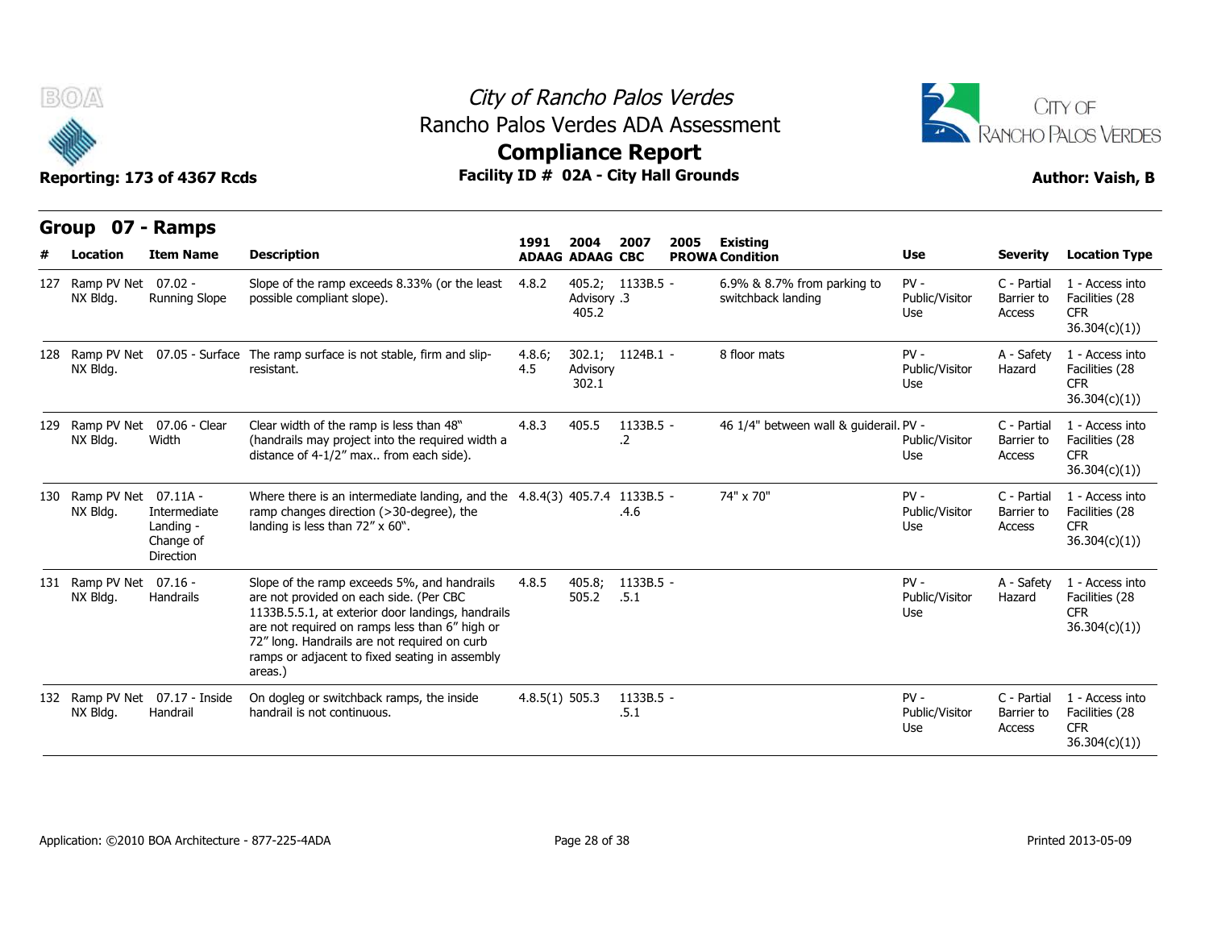# City of Rancho Palos Verdes
## Rancho Palos Verdes ADA Assessment
## Compliance Report

**Reporting: 173 of 4367 Rcds** | **Facility ID # 02A - City Hall Grounds** | **Author: Vaish, B**

## Group 07 - Ramps

| # | Location | Item Name | Description | 1991 ADAAG | 2004 ADAAG | 2007 CBC | 2005 PROWA | Existing Condition | Use | Severity | Location Type |
|---|---|---|---|---|---|---|---|---|---|---|---|
| 127 | Ramp PV Net NX Bldg. | 07.02 - Running Slope | Slope of the ramp exceeds 8.33% (or the least possible compliant slope). | 4.8.2 | 405.2; Advisory 405.2 | 1133B.5 - .3 | | 6.9% & 8.7% from parking to switchback landing | PV - Public/Visitor Use | C - Partial Barrier to Access | 1 - Access into Facilities (28 CFR 36.304(c)(1)) |
| 128 | Ramp PV Net NX Bldg. | 07.05 - Surface | The ramp surface is not stable, firm and slip-resistant. | 4.8.6; 4.5 | 302.1; Advisory 302.1 | 1124B.1 - | | 8 floor mats | PV - Public/Visitor Use | A - Safety Hazard | 1 - Access into Facilities (28 CFR 36.304(c)(1)) |
| 129 | Ramp PV Net NX Bldg. | 07.06 - Clear Width | Clear width of the ramp is less than 48" (handrails may project into the required width a distance of 4-1/2" max.. from each side). | 4.8.3 | 405.5 | 1133B.5 - .2 | | 46 1/4" between wall & guiderail. | PV - Public/Visitor Use | C - Partial Barrier to Access | 1 - Access into Facilities (28 CFR 36.304(c)(1)) |
| 130 | Ramp PV Net NX Bldg. | 07.11A - Intermediate Landing - Change of Direction | Where there is an intermediate landing, and the ramp changes direction (>30-degree), the landing is less than 72" x 60". | 4.8.4(3) | 405.7.4 | 1133B.5 - .4.6 | | 74" x 70" | PV - Public/Visitor Use | C - Partial Barrier to Access | 1 - Access into Facilities (28 CFR 36.304(c)(1)) |
| 131 | Ramp PV Net NX Bldg. | 07.16 - Handrails | Slope of the ramp exceeds 5%, and handrails are not provided on each side. (Per CBC 1133B.5.5.1, at exterior door landings, handrails are not required on ramps less than 6" high or 72" long. Handrails are not required on curb ramps or adjacent to fixed seating in assembly areas.) | 4.8.5 | 405.8; 505.2 | 1133B.5 - .5.1 | | | PV - Public/Visitor Use | A - Safety Hazard | 1 - Access into Facilities (28 CFR 36.304(c)(1)) |
| 132 | Ramp PV Net NX Bldg. | 07.17 - Inside Handrail | On dogleg or switchback ramps, the inside handrail is not continuous. | 4.8.5(1) | 505.3 | 1133B.5 - .5.1 | | | PV - Public/Visitor Use | C - Partial Barrier to Access | 1 - Access into Facilities (28 CFR 36.304(c)(1)) |

Application: ©2010 BOA Architecture - 877-225-4ADA | Printed 2013-05-09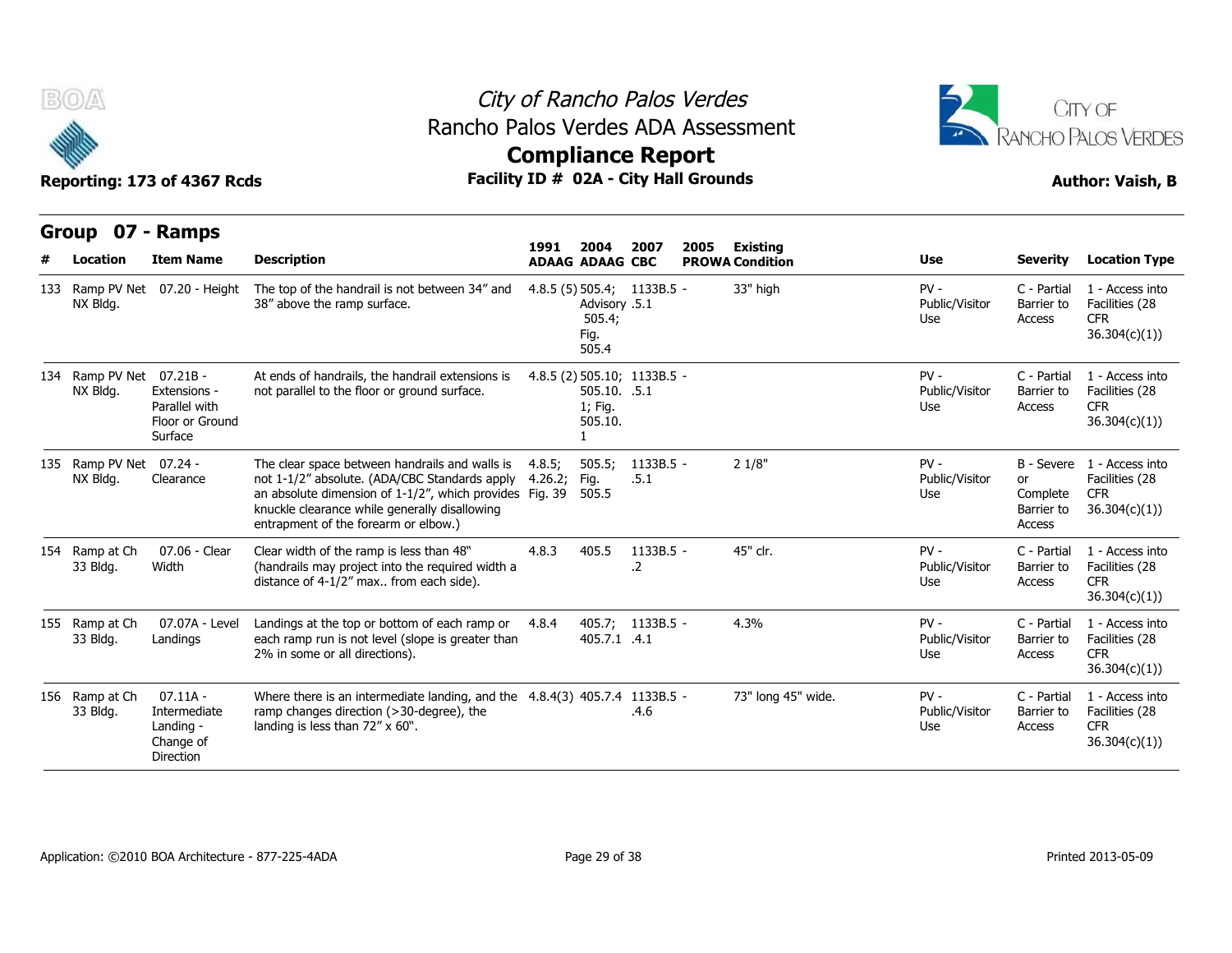# City of Rancho Palos Verdes
## Rancho Palos Verdes ADA Assessment
## Compliance Report

**Reporting: 173 of 4367 Rcds** | **Facility ID # 02A - City Hall Grounds** | **Author: Vaish, B**

## Group 07 - Ramps

| # | Location | Item Name | Description | 1991 ADAAG | 2004 ADAAG | 2007 CBC | 2005 PROWA | Existing Condition | Use | Severity | Location Type |
|---|---|---|---|---|---|---|---|---|---|---|---|
| 133 | Ramp PV Net NX Bldg. | 07.20 - Height | The top of the handrail is not between 34" and 38" above the ramp surface. | 4.8.5 (5) | 505.4; Advisory 505.4; Fig. 505.4 | 1133B.5.5.1 | - | 33" high | PV - Public/Visitor Use | C - Partial Barrier to Access | 1 - Access into Facilities (28 CFR 36.304(c)(1)) |
| 134 | Ramp PV Net NX Bldg. | 07.21B - Extensions - Parallel with Floor or Ground Surface | At ends of handrails, the handrail extensions is not parallel to the floor or ground surface. | 4.8.5 (2) | 505.10; 505.10.1; Fig. 505.10.1 | 1133B.5.5.1 | - | | PV - Public/Visitor Use | C - Partial Barrier to Access | 1 - Access into Facilities (28 CFR 36.304(c)(1)) |
| 135 | Ramp PV Net NX Bldg. | 07.24 - Clearance | The clear space between handrails and walls is not 1-1/2" absolute. (ADA/CBC Standards apply an absolute dimension of 1-1/2", which provides knuckle clearance while generally disallowing entrapment of the forearm or elbow.) | 4.8.5; 4.26.2; Fig. 39 | 505.5; Fig. 505.5 | 1133B.5.5.1 | - | 2 1/8" | PV - Public/Visitor Use | B - Severe or Complete Barrier to Access | 1 - Access into Facilities (28 CFR 36.304(c)(1)) |
| 154 | Ramp at Ch 33 Bldg. | 07.06 - Clear Width | Clear width of the ramp is less than 48" (handrails may project into the required width a distance of 4-1/2" max.. from each side). | 4.8.3 | 405.5 | 1133B.5.2 | - | 45" clr. | PV - Public/Visitor Use | C - Partial Barrier to Access | 1 - Access into Facilities (28 CFR 36.304(c)(1)) |
| 155 | Ramp at Ch 33 Bldg. | 07.07A - Level Landings | Landings at the top or bottom of each ramp or each ramp run is not level (slope is greater than 2% in some or all directions). | 4.8.4 | 405.7; 405.7.1 | 1133B.5.4.1 | - | 4.3% | PV - Public/Visitor Use | C - Partial Barrier to Access | 1 - Access into Facilities (28 CFR 36.304(c)(1)) |
| 156 | Ramp at Ch 33 Bldg. | 07.11A - Intermediate Landing - Change of Direction | Where there is an intermediate landing, and the ramp changes direction (>30-degree), the landing is less than 72" x 60". | 4.8.4(3) | 405.7.4 | 1133B.5.4.6 | - | 73" long 45" wide. | PV - Public/Visitor Use | C - Partial Barrier to Access | 1 - Access into Facilities (28 CFR 36.304(c)(1)) |

Application: ©2010 BOA Architecture - 877-225-4ADA | Printed 2013-05-09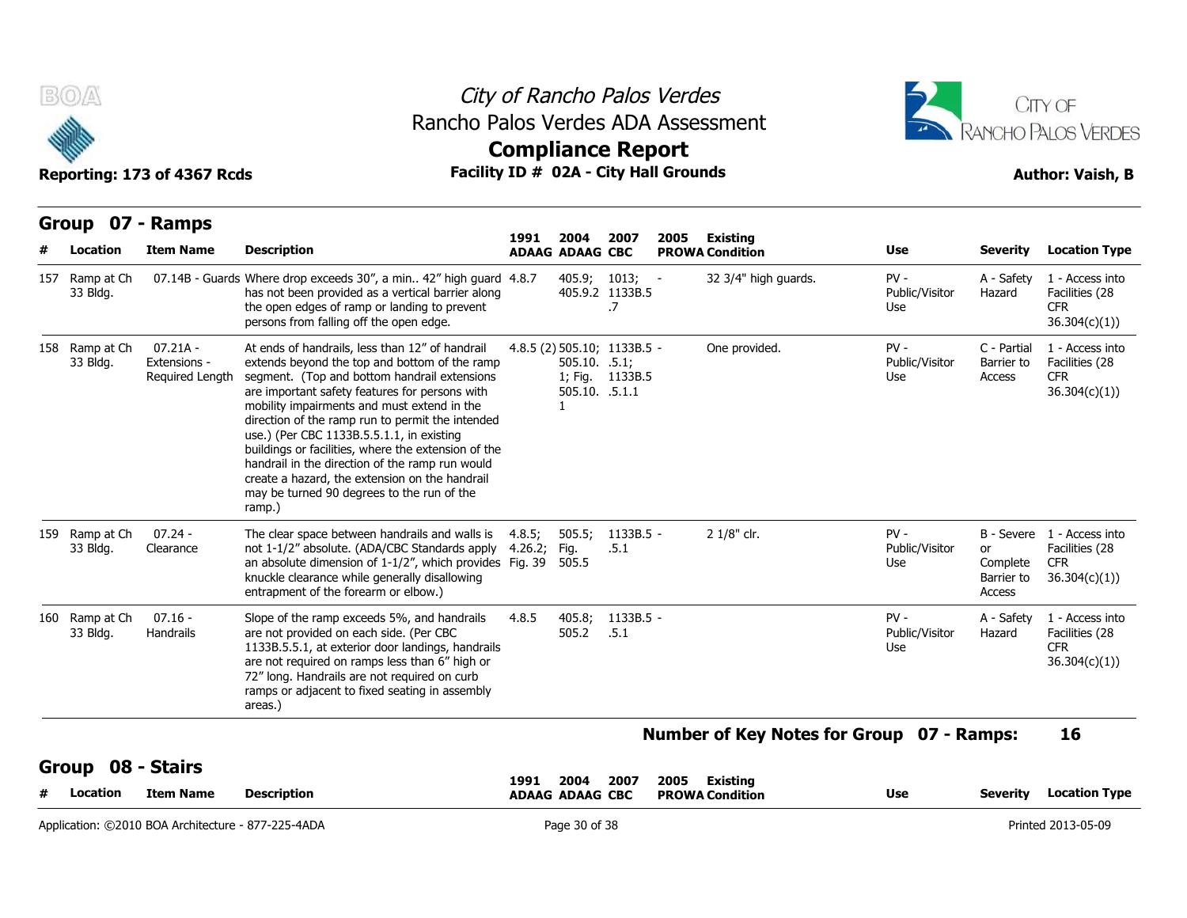## Group 07 - Ramps

| # | Location | Item Name | Description | 1991 ADAAG | 2004 ADAAG | 2007 CBC | 2005 PROWA | Existing Condition | Use | Severity | Location Type |
|---|---|---|---|---|---|---|---|---|---|---|---|
| 157 | Ramp at Ch 33 Bldg. | 07.14B - Guards | Where drop exceeds 30", a min.. 42" high guard has not been provided as a vertical barrier along the open edges of ramp or landing to prevent persons from falling off the open edge. | 4.8.7 | 405.9; 405.9.2 | 1013; 1133B.5.7 | - | 32 3/4" high guards. | PV - Public/Visitor Use | A - Safety Hazard | 1 - Access into Facilities (28 CFR 36.304(c)(1)) |
| 158 | Ramp at Ch 33 Bldg. | 07.21A - Extensions - Required Length | At ends of handrails, less than 12" of handrail extends beyond the top and bottom of the ramp segment. (Top and bottom handrail extensions are important safety features for persons with mobility impairments and must extend in the direction of the ramp run to permit the intended use.) (Per CBC 1133B.5.5.1.1, in existing buildings or facilities, where the extension of the handrail in the direction of the ramp run would create a hazard, the extension on the handrail may be turned 90 degrees to the run of the ramp.) | 4.8.5 (2) | 505.10; 505.10.1; Fig. 505.10.1 | 1133B.5.5.1; 1133B.5.5.1.1 | - | One provided. | PV - Public/Visitor Use | C - Partial Barrier to Access | 1 - Access into Facilities (28 CFR 36.304(c)(1)) |
| 159 | Ramp at Ch 33 Bldg. | 07.24 - Clearance | The clear space between handrails and walls is not 1-1/2" absolute. (ADA/CBC Standards apply an absolute dimension of 1-1/2", which provides knuckle clearance while generally disallowing entrapment of the forearm or elbow.) | 4.8.5; 4.26.2; Fig. 39 | 505.5; Fig. 505.5 | 1133B.5.5.1 | - | 2 1/8" clr. | PV - Public/Visitor Use | B - Severe or Complete Barrier to Access | 1 - Access into Facilities (28 CFR 36.304(c)(1)) |
| 160 | Ramp at Ch 33 Bldg. | 07.16 - Handrails | Slope of the ramp exceeds 5%, and handrails are not provided on each side. (Per CBC 1133B.5.5.1, at exterior door landings, handrails are not required on ramps less than 6" high or 72" long. Handrails are not required on curb ramps or adjacent to fixed seating in assembly areas.) | 4.8.5 | 405.8; 505.2 | 1133B.5.5.1 | - | | PV - Public/Visitor Use | A - Safety Hazard | 1 - Access into Facilities (28 CFR 36.304(c)(1)) |

**Number of Key Notes for Group 07 - Ramps: 16**

## Group 08 - Stairs

| # | Location | Item Name | Description | 1991 ADAAG | 2004 ADAAG | 2007 CBC | 2005 PROWA | Existing Condition | Use | Severity | Location Type |
|---|---|---|---|---|---|---|---|---|---|---|---|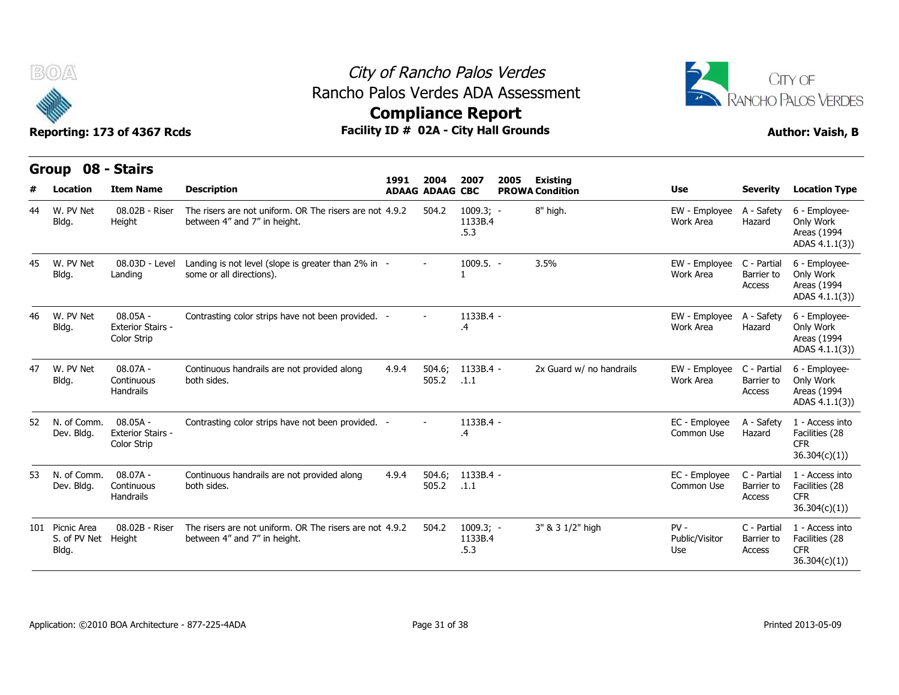# City of Rancho Palos Verdes
## Rancho Palos Verdes ADA Assessment
## Compliance Report

**Reporting: 173 of 4367 Rcds** | **Facility ID # 02A - City Hall Grounds** | **Author: Vaish, B**

## Group 08 - Stairs

| # | Location | Item Name | Description | 1991 ADAAG | 2004 ADAAG | 2007 CBC | 2005 PROWA | Existing Condition | Use | Severity | Location Type |
|---|---|---|---|---|---|---|---|---|---|---|---|
| 44 | W. PV Net Bldg. | 08.02B - Riser Height | The risers are not uniform. OR The risers are not between 4" and 7" in height. | 4.9.2 | 504.2 | 1009.3; 1133B.4 .5.3 | - | 8" high. | EW - Employee Work Area | A - Safety Hazard | 6 - Employee-Only Work Areas (1994 ADAS 4.1.1(3)) |
| 45 | W. PV Net Bldg. | 08.03D - Level Landing | Landing is not level (slope is greater than 2% in some or all directions). | - | - | 1009.5. 1 | - | 3.5% | EW - Employee Work Area | C - Partial Barrier to Access | 6 - Employee-Only Work Areas (1994 ADAS 4.1.1(3)) |
| 46 | W. PV Net Bldg. | 08.05A - Exterior Stairs - Color Strip | Contrasting color strips have not been provided. | - | - | 1133B.4 .4 | - | | EW - Employee Work Area | A - Safety Hazard | 6 - Employee-Only Work Areas (1994 ADAS 4.1.1(3)) |
| 47 | W. PV Net Bldg. | 08.07A - Continuous Handrails | Continuous handrails are not provided along both sides. | 4.9.4 | 504.6; 505.2 | 1133B.4 .1.1 | - | 2x Guard w/ no handrails | EW - Employee Work Area | C - Partial Barrier to Access | 6 - Employee-Only Work Areas (1994 ADAS 4.1.1(3)) |
| 52 | N. of Comm. Dev. Bldg. | 08.05A - Exterior Stairs - Color Strip | Contrasting color strips have not been provided. | - | - | 1133B.4 .4 | - | | EC - Employee Common Use | A - Safety Hazard | 1 - Access into Facilities (28 CFR 36.304(c)(1)) |
| 53 | N. of Comm. Dev. Bldg. | 08.07A - Continuous Handrails | Continuous handrails are not provided along both sides. | 4.9.4 | 504.6; 505.2 | 1133B.4 .1.1 | - | | EC - Employee Common Use | C - Partial Barrier to Access | 1 - Access into Facilities (28 CFR 36.304(c)(1)) |
| 101 | Picnic Area S. of PV Net Bldg. | 08.02B - Riser Height | The risers are not uniform. OR The risers are not between 4" and 7" in height. | 4.9.2 | 504.2 | 1009.3; 1133B.4 .5.3 | - | 3" & 3 1/2" high | PV - Public/Visitor Use | C - Partial Barrier to Access | 1 - Access into Facilities (28 CFR 36.304(c)(1)) |

Application: ©2010 BOA Architecture - 877-225-4ADA | Printed 2013-05-09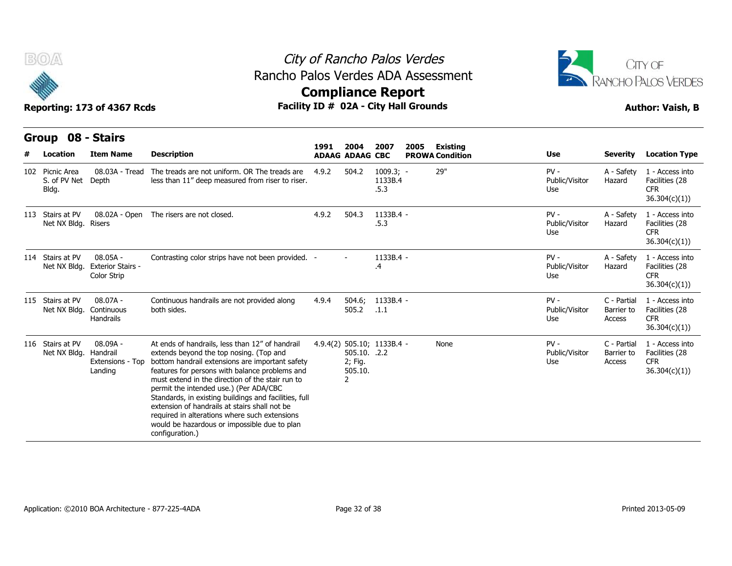# City of Rancho Palos Verdes

## Rancho Palos Verdes ADA Assessment

## Compliance Report

**Reporting: 173 of 4367 Rcds** | **Facility ID # 02A - City Hall Grounds** | **Author: Vaish, B**

## Group 08 - Stairs

| # | Location | Item Name | Description | 1991 ADAAG | 2004 ADAAG | 2007 CBC | 2005 PROWA | Existing Condition | Use | Severity | Location Type |
|---|---|---|---|---|---|---|---|---|---|---|---|
| 102 | Picnic Area S. of PV Net Bldg. | 08.03A - Tread Depth | The treads are not uniform. OR The treads are less than 11" deep measured from riser to riser. | 4.9.2 | 504.2 | 1009.3; 1133B.4 .5.3 | - | 29" | PV - Public/Visitor Use | A - Safety Hazard | 1 - Access into Facilities (28 CFR 36.304(c)(1)) |
| 113 | Stairs at PV Net NX Bldg. | 08.02A - Open Risers | The risers are not closed. | 4.9.2 | 504.3 | 1133B.4 .5.3 | - | | PV - Public/Visitor Use | A - Safety Hazard | 1 - Access into Facilities (28 CFR 36.304(c)(1)) |
| 114 | Stairs at PV Net NX Bldg. | 08.05A - Exterior Stairs - Color Strip | Contrasting color strips have not been provided. | - | - | 1133B.4 .4 | - | | PV - Public/Visitor Use | A - Safety Hazard | 1 - Access into Facilities (28 CFR 36.304(c)(1)) |
| 115 | Stairs at PV Net NX Bldg. | 08.07A - Continuous Handrails | Continuous handrails are not provided along both sides. | 4.9.4 | 504.6; 505.2 | 1133B.4 .1.1 | - | | PV - Public/Visitor Use | C - Partial Barrier to Access | 1 - Access into Facilities (28 CFR 36.304(c)(1)) |
| 116 | Stairs at PV Net NX Bldg. | 08.09A - Handrail Extensions - Top Landing | At ends of handrails, less than 12" of handrail extends beyond the top nosing. (Top and bottom handrail extensions are important safety features for persons with balance problems and must extend in the direction of the stair run to permit the intended use.) (Per ADA/CBC Standards, in existing buildings and facilities, full extension of handrails at stairs shall not be required in alterations where such extensions would be hazardous or impossible due to plan configuration.) | 4.9.4(2) | 505.10; 505.10.2; Fig. 505.10.2 | 1133B.4 .2.2 | - | None | PV - Public/Visitor Use | C - Partial Barrier to Access | 1 - Access into Facilities (28 CFR 36.304(c)(1)) |

Application: ©2010 BOA Architecture - 877-225-4ADA

Printed 2013-05-09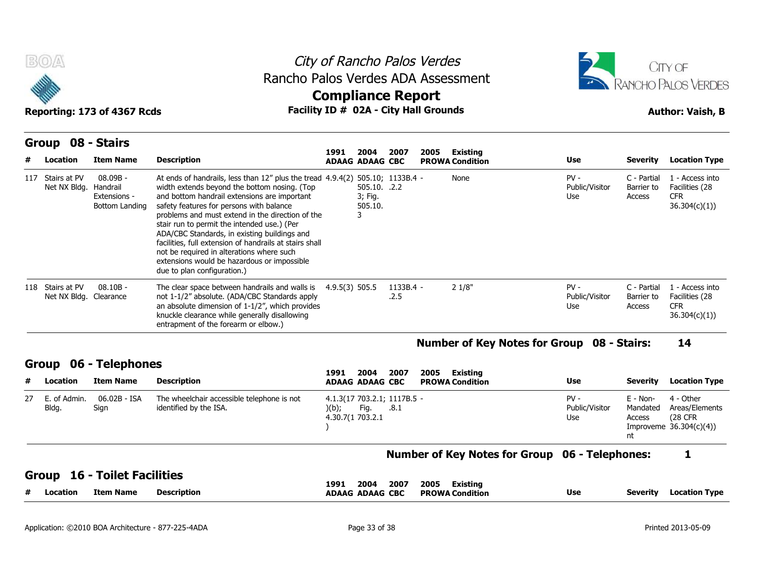City of Rancho Palos Verdes
Rancho Palos Verdes ADA Assessment
**Compliance Report**

**Reporting: 173 of 4367 Rcds** — **Facility ID # 02A - City Hall Grounds** — **Author: Vaish, B**

## Group 08 - Stairs

| # | Location | Item Name | Description | 1991 ADAAG | 2004 ADAAG | 2007 CBC | 2005 PROWA | Existing Condition | Use | Severity | Location Type |
|---|---|---|---|---|---|---|---|---|---|---|---|
| 117 | Stairs at PV Net NX Bldg. | 08.09B - Handrail Extensions - Bottom Landing | At ends of handrails, less than 12" plus the tread width extends beyond the bottom nosing. (Top and bottom handrail extensions are important safety features for persons with balance problems and must extend in the direction of the stair run to permit the intended use.) (Per ADA/CBC Standards, in existing buildings and facilities, full extension of handrails at stairs shall not be required in alterations where such extensions would be hazardous or impossible due to plan configuration.) | 4.9.4(2) | 505.10; 505.10.3; Fig. 505.10.3 | 1133B.4.2.2 | - | None | PV - Public/Visitor Use | C - Partial Barrier to Access | 1 - Access into Facilities (28 CFR 36.304(c)(1)) |
| 118 | Stairs at PV Net NX Bldg. | 08.10B - Clearance | The clear space between handrails and walls is not 1-1/2" absolute. (ADA/CBC Standards apply an absolute dimension of 1-1/2", which provides knuckle clearance while generally disallowing entrapment of the forearm or elbow.) | 4.9.5(3) | 505.5 | 1133B.4.2.5 | - | 2 1/8" | PV - Public/Visitor Use | C - Partial Barrier to Access | 1 - Access into Facilities (28 CFR 36.304(c)(1)) |

**Number of Key Notes for Group 08 - Stairs: 14**

## Group 06 - Telephones

| # | Location | Item Name | Description | 1991 ADAAG | 2004 ADAAG | 2007 CBC | 2005 PROWA | Existing Condition | Use | Severity | Location Type |
|---|---|---|---|---|---|---|---|---|---|---|---|
| 27 | E. of Admin. Bldg. | 06.02B - ISA Sign | The wheelchair accessible telephone is not identified by the ISA. | 4.1.3(17)(b); 4.30.7(1) | 703.2.1; Fig. 703.2.1 | 1117B.5.8.1 | - | | PV - Public/Visitor Use | E - Non-Mandated Access Improvement | 4 - Other Areas/Elements (28 CFR 36.304(c)(4)) |

**Number of Key Notes for Group 06 - Telephones: 1**

## Group 16 - Toilet Facilities

| # | Location | Item Name | Description | 1991 ADAAG | 2004 ADAAG | 2007 CBC | 2005 PROWA | Existing Condition | Use | Severity | Location Type |
|---|---|---|---|---|---|---|---|---|---|---|---|

Application: ©2010 BOA Architecture - 877-225-4ADA — Printed 2013-05-09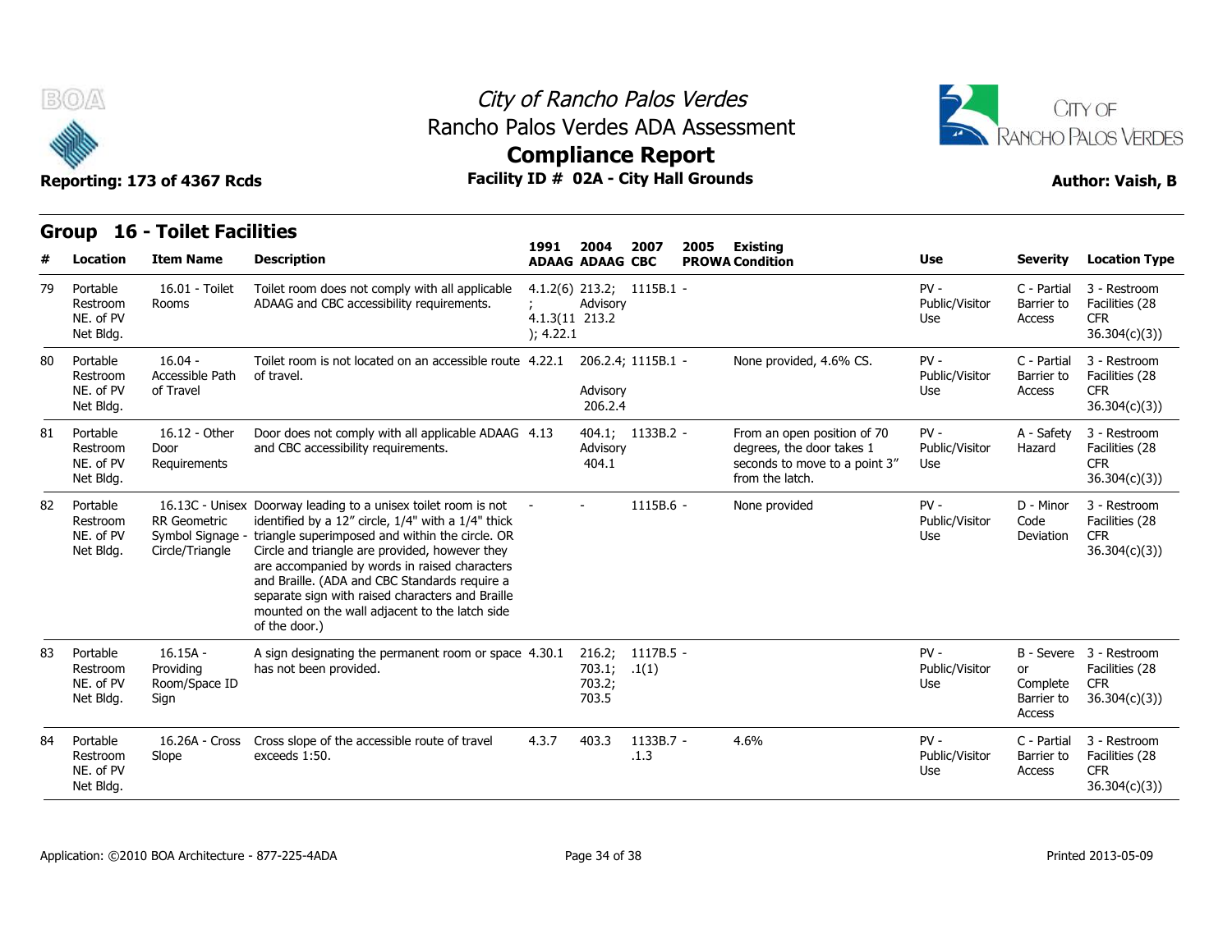# City of Rancho Palos Verdes
## Rancho Palos Verdes ADA Assessment
## Compliance Report

**Reporting: 173 of 4367 Rcds** — **Facility ID # 02A - City Hall Grounds** — **Author: Vaish, B**

## Group 16 - Toilet Facilities

| # | Location | Item Name | Description | 1991 ADAAG | 2004 ADAAG | 2007 CBC | 2005 PROWA | Existing Condition | Use | Severity | Location Type |
|---|---|---|---|---|---|---|---|---|---|---|---|
| 79 | Portable Restroom NE. of PV Net Bldg. | 16.01 - Toilet Rooms | Toilet room does not comply with all applicable ADAAG and CBC accessibility requirements. | 4.1.2(6); 4.1.3(11); 4.22.1 | 213.2; Advisory 213.2 | 1115B.1 | - | | PV - Public/Visitor Use | C - Partial Barrier to Access | 3 - Restroom Facilities (28 CFR 36.304(c)(3)) |
| 80 | Portable Restroom NE. of PV Net Bldg. | 16.04 - Accessible Path of Travel | Toilet room is not located on an accessible route of travel. | 4.22.1 | 206.2.4; Advisory 206.2.4 | 1115B.1 | - | None provided, 4.6% CS. | PV - Public/Visitor Use | C - Partial Barrier to Access | 3 - Restroom Facilities (28 CFR 36.304(c)(3)) |
| 81 | Portable Restroom NE. of PV Net Bldg. | 16.12 - Other Door Requirements | Door does not comply with all applicable ADAAG and CBC accessibility requirements. | 4.13 | 404.1; Advisory 404.1 | 1133B.2 | - | From an open position of 70 degrees, the door takes 1 seconds to move to a point 3" from the latch. | PV - Public/Visitor Use | A - Safety Hazard | 3 - Restroom Facilities (28 CFR 36.304(c)(3)) |
| 82 | Portable Restroom NE. of PV Net Bldg. | 16.13C - Unisex RR Geometric Symbol Signage - Circle/Triangle | Doorway leading to a unisex toilet room is not identified by a 12" circle, 1/4" with a 1/4" thick triangle superimposed and within the circle. OR Circle and triangle are provided, however they are accompanied by words in raised characters and Braille. (ADA and CBC Standards require a separate sign with raised characters and Braille mounted on the wall adjacent to the latch side of the door.) | - | - | 1115B.6 | - | None provided | PV - Public/Visitor Use | D - Minor Code Deviation | 3 - Restroom Facilities (28 CFR 36.304(c)(3)) |
| 83 | Portable Restroom NE. of PV Net Bldg. | 16.15A - Providing Room/Space ID Sign | A sign designating the permanent room or space has not been provided. | 4.30.1 | 216.2; 703.1; 703.2; 703.5 | 1117B.5.1(1) | - | | PV - Public/Visitor Use | B - Severe or Complete Barrier to Access | 3 - Restroom Facilities (28 CFR 36.304(c)(3)) |
| 84 | Portable Restroom NE. of PV Net Bldg. | 16.26A - Cross Slope | Cross slope of the accessible route of travel exceeds 1:50. | 4.3.7 | 403.3 | 1133B.7.1.3 | - | 4.6% | PV - Public/Visitor Use | C - Partial Barrier to Access | 3 - Restroom Facilities (28 CFR 36.304(c)(3)) |

Application: ©2010 BOA Architecture - 877-225-4ADA — Printed 2013-05-09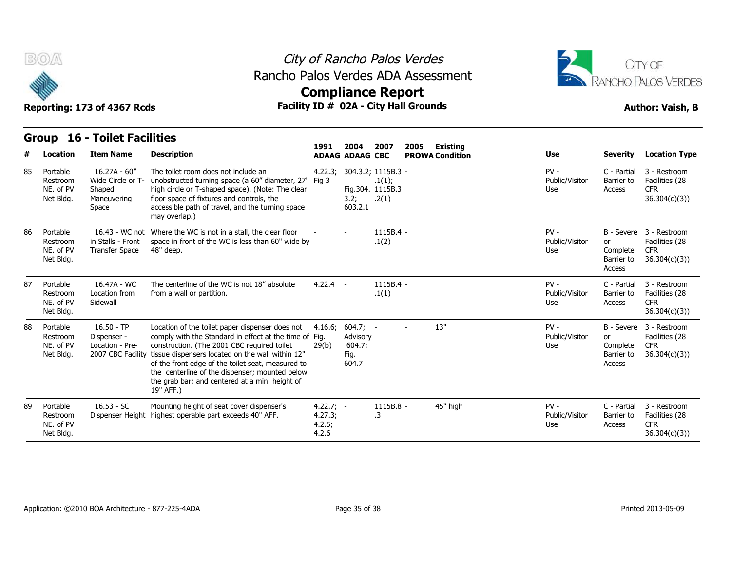City of Rancho Palos Verdes
Rancho Palos Verdes ADA Assessment
**Compliance Report**

**Reporting: 173 of 4367 Rcds** | **Facility ID # 02A - City Hall Grounds** | **Author: Vaish, B**

## Group 16 - Toilet Facilities

| # | Location | Item Name | Description | 1991 ADAAG | 2004 ADAAG | 2007 CBC | 2005 PROWA | Existing Condition | Use | Severity | Location Type |
|---|---|---|---|---|---|---|---|---|---|---|---|
| 85 | Portable Restroom NE. of PV Net Bldg. | 16.27A - 60" Wide Circle or T-Shaped Maneuvering Space | The toilet room does not include an unobstructed turning space (a 60" diameter, 27" high circle or T-shaped space). (Note: The clear floor space of fixtures and controls, the accessible path of travel, and the turning space may overlap.) | 4.22.3; Fig 3 | 304.3.2; Fig.304.3.2; 603.2.1 | 1115B.3.1(1); 1115B.3.2(1) | - | | PV - Public/Visitor Use | C - Partial Barrier to Access | 3 - Restroom Facilities (28 CFR 36.304(c)(3)) |
| 86 | Portable Restroom NE. of PV Net Bldg. | 16.43 - WC not in Stalls - Front Transfer Space | Where the WC is not in a stall, the clear floor space in front of the WC is less than 60" wide by 48" deep. | - | - | 1115B.4.1(2) | - | | PV - Public/Visitor Use | B - Severe or Complete Barrier to Access | 3 - Restroom Facilities (28 CFR 36.304(c)(3)) |
| 87 | Portable Restroom NE. of PV Net Bldg. | 16.47A - WC Location from Sidewall | The centerline of the WC is not 18" absolute from a wall or partition. | 4.22.4 | - | 1115B.4.1(1) | - | | PV - Public/Visitor Use | C - Partial Barrier to Access | 3 - Restroom Facilities (28 CFR 36.304(c)(3)) |
| 88 | Portable Restroom NE. of PV Net Bldg. | 16.50 - TP Dispenser - Location - Pre-2007 CBC Facility | Location of the toilet paper dispenser does not comply with the Standard in effect at the time of construction. (The 2001 CBC required toilet tissue dispensers located on the wall within 12" of the front edge of the toilet seat, measured to the centerline of the dispenser; mounted below the grab bar; and centered at a min. height of 19" AFF.) | 4.16.6; Fig. 29(b) | 604.7; Advisory 604.7; Fig. 604.7 | - | - | 13" | PV - Public/Visitor Use | B - Severe or Complete Barrier to Access | 3 - Restroom Facilities (28 CFR 36.304(c)(3)) |
| 89 | Portable Restroom NE. of PV Net Bldg. | 16.53 - SC Dispenser Height | Mounting height of seat cover dispenser's highest operable part exceeds 40" AFF. | 4.22.7; 4.27.3; 4.2.5; 4.2.6 | - | 1115B.8.3 | - | 45" high | PV - Public/Visitor Use | C - Partial Barrier to Access | 3 - Restroom Facilities (28 CFR 36.304(c)(3)) |

Application: ©2010 BOA Architecture - 877-225-4ADA | Printed 2013-05-09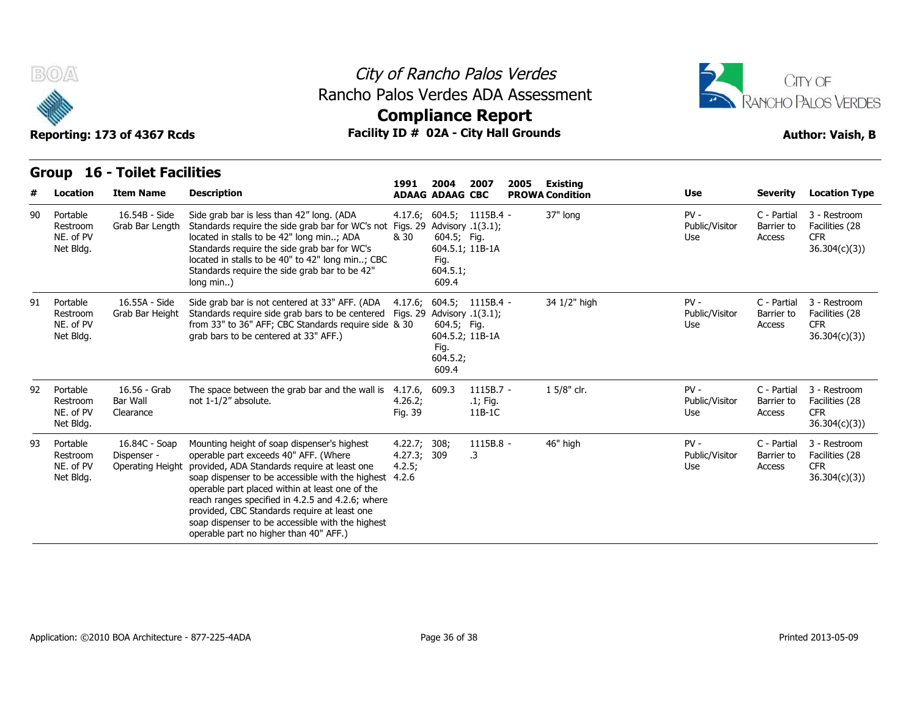# City of Rancho Palos Verdes
## Rancho Palos Verdes ADA Assessment
## Compliance Report

**Reporting: 173 of 4367 Rcds** | **Facility ID # 02A - City Hall Grounds** | **Author: Vaish, B**

### Group 16 - Toilet Facilities

| # | Location | Item Name | Description | 1991 ADAAG | 2004 ADAAG | 2007 CBC | 2005 PROWA | Existing Condition | Use | Severity | Location Type |
|---|---|---|---|---|---|---|---|---|---|---|---|
| 90 | Portable Restroom NE. of PV Net Bldg. | 16.54B - Side Grab Bar Length | Side grab bar is less than 42" long. (ADA Standards require the side grab bar for WC's not located in stalls to be 42" long min..; ADA Standards require the side grab bar for WC's located in stalls to be 40" to 42" long min..; CBC Standards require the side grab bar to be 42" long min..) | 4.17.6; Figs. 29 & 30 | 604.5; Advisory 604.5; 604.5.1; Fig. 604.5.1; 609.4 | 1115B.4 - .1(3.1); Fig. 11B-1A | | 37" long | PV - Public/Visitor Use | C - Partial Barrier to Access | 3 - Restroom Facilities (28 CFR 36.304(c)(3)) |
| 91 | Portable Restroom NE. of PV Net Bldg. | 16.55A - Side Grab Bar Height | Side grab bar is not centered at 33" AFF. (ADA Standards require side grab bars to be centered from 33" to 36" AFF; CBC Standards require side grab bars to be centered at 33" AFF.) | 4.17.6; Figs. 29 & 30 | 604.5; Advisory 604.5; 604.5.2; Fig. 604.5.2; 609.4 | 1115B.4 - .1(3.1); Fig. 11B-1A | | 34 1/2" high | PV - Public/Visitor Use | C - Partial Barrier to Access | 3 - Restroom Facilities (28 CFR 36.304(c)(3)) |
| 92 | Portable Restroom NE. of PV Net Bldg. | 16.56 - Grab Bar Wall Clearance | The space between the grab bar and the wall is not 1-1/2" absolute. | 4.17.6, 4.26.2; Fig. 39 | 609.3 | 1115B.7 - .1; Fig. 11B-1C | | 1 5/8" clr. | PV - Public/Visitor Use | C - Partial Barrier to Access | 3 - Restroom Facilities (28 CFR 36.304(c)(3)) |
| 93 | Portable Restroom NE. of PV Net Bldg. | 16.84C - Soap Dispenser - Operating Height | Mounting height of soap dispenser's highest operable part exceeds 40" AFF. (Where provided, ADA Standards require at least one soap dispenser to be accessible with the highest operable part placed within at least one of the reach ranges specified in 4.2.5 and 4.2.6; where provided, CBC Standards require at least one soap dispenser to be accessible with the highest operable part no higher than 40" AFF.) | 4.22.7; 4.27.3; 4.2.5; 4.2.6 | 308; 309 | 1115B.8 - .3 | | 46" high | PV - Public/Visitor Use | C - Partial Barrier to Access | 3 - Restroom Facilities (28 CFR 36.304(c)(3)) |

Application: ©2010 BOA Architecture - 877-225-4ADA | Printed 2013-05-09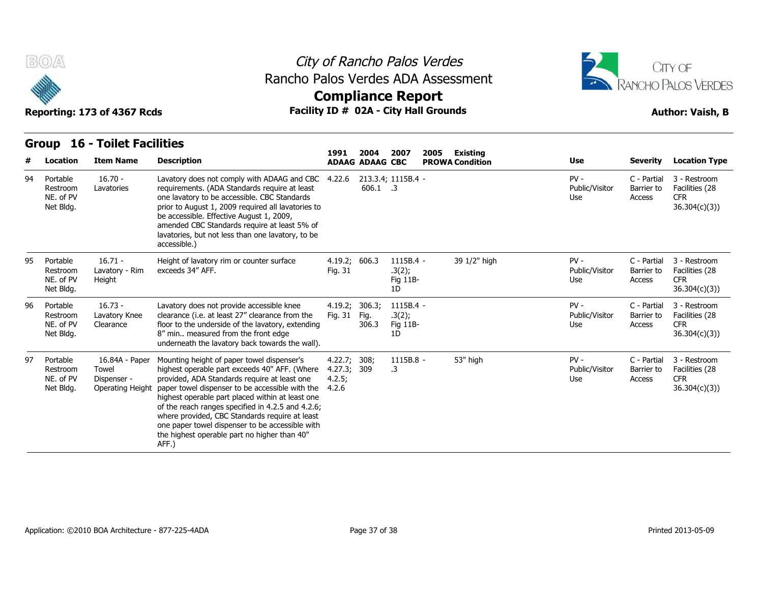# City of Rancho Palos Verdes
## Rancho Palos Verdes ADA Assessment
## Compliance Report

**Reporting: 173 of 4367 Rcds** | **Facility ID # 02A - City Hall Grounds** | **Author: Vaish, B**

## Group 16 - Toilet Facilities

| # | Location | Item Name | Description | 1991 ADAAG | 2004 ADAAG | 2007 CBC | 2005 PROWA | Existing Condition | Use | Severity | Location Type |
|---|---|---|---|---|---|---|---|---|---|---|---|
| 94 | Portable Restroom NE. of PV Net Bldg. | 16.70 - Lavatories | Lavatory does not comply with ADAAG and CBC requirements. (ADA Standards require at least one lavatory to be accessible. CBC Standards prior to August 1, 2009 required all lavatories to be accessible. Effective August 1, 2009, amended CBC Standards require at least 5% of lavatories, but not less than one lavatory, to be accessible.) | 4.22.6 | 213.3.4; 606.1 | 1115B.4 - .3 | | | PV - Public/Visitor Use | C - Partial Barrier to Access | 3 - Restroom Facilities (28 CFR 36.304(c)(3)) |
| 95 | Portable Restroom NE. of PV Net Bldg. | 16.71 - Lavatory - Rim Height | Height of lavatory rim or counter surface exceeds 34” AFF. | 4.19.2; Fig. 31 | 606.3 | 1115B.4 - .3(2); Fig 11B-1D | | 39 1/2" high | PV - Public/Visitor Use | C - Partial Barrier to Access | 3 - Restroom Facilities (28 CFR 36.304(c)(3)) |
| 96 | Portable Restroom NE. of PV Net Bldg. | 16.73 - Lavatory Knee Clearance | Lavatory does not provide accessible knee clearance (i.e. at least 27” clearance from the floor to the underside of the lavatory, extending 8” min.. measured from the front edge underneath the lavatory back towards the wall). | 4.19.2; Fig. 31 | 306.3; Fig. 306.3 | 1115B.4 - .3(2); Fig 11B-1D | | | PV - Public/Visitor Use | C - Partial Barrier to Access | 3 - Restroom Facilities (28 CFR 36.304(c)(3)) |
| 97 | Portable Restroom NE. of PV Net Bldg. | 16.84A - Paper Towel Dispenser - Operating Height | Mounting height of paper towel dispenser's highest operable part exceeds 40" AFF. (Where provided, ADA Standards require at least one paper towel dispenser to be accessible with the highest operable part placed within at least one of the reach ranges specified in 4.2.5 and 4.2.6; where provided, CBC Standards require at least one paper towel dispenser to be accessible with the highest operable part no higher than 40" AFF.) | 4.22.7; 4.27.3; 4.2.5; 4.2.6 | 308; 309 | 1115B.8 - .3 | | 53" high | PV - Public/Visitor Use | C - Partial Barrier to Access | 3 - Restroom Facilities (28 CFR 36.304(c)(3)) |

Application: ©2010 BOA Architecture - 877-225-4ADA

Printed 2013-05-09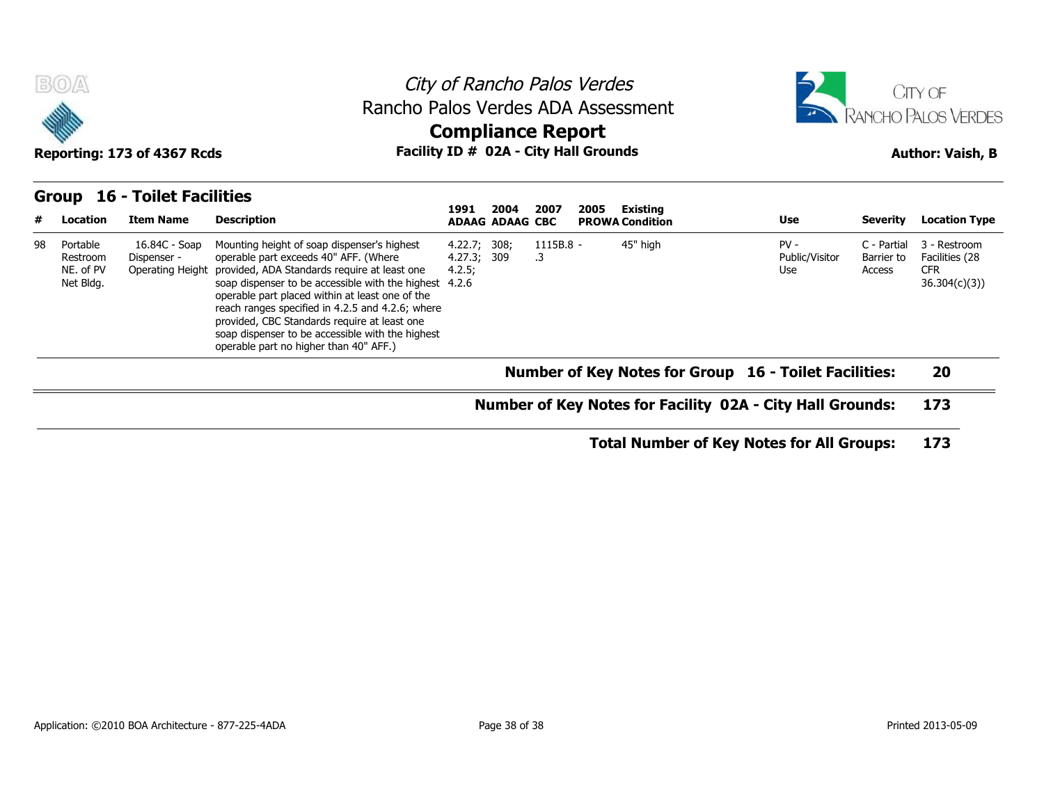## Group 16 - Toilet Facilities

| # | Location | Item Name | Description | 1991 ADAAG | 2004 ADAAG | 2007 CBC | 2005 PROWA | Existing Condition | Use | Severity | Location Type |
|---|---|---|---|---|---|---|---|---|---|---|---|
| 98 | Portable Restroom NE. of PV Net Bldg. | 16.84C - Soap Dispenser - Operating Height | Mounting height of soap dispenser's highest operable part exceeds 40" AFF. (Where provided, ADA Standards require at least one soap dispenser to be accessible with the highest operable part placed within at least one of the reach ranges specified in 4.2.5 and 4.2.6; where provided, CBC Standards require at least one soap dispenser to be accessible with the highest operable part no higher than 40" AFF.) | 4.22.7; 4.27.3; 4.2.5; 4.2.6 | 308; 309 | 1115B.8 - .3 | | 45" high | PV - Public/Visitor Use | C - Partial Barrier to Access | 3 - Restroom Facilities (28 CFR 36.304(c)(3)) |

**Number of Key Notes for Group 16 - Toilet Facilities: 20**

**Number of Key Notes for Facility 02A - City Hall Grounds: 173**

**Total Number of Key Notes for All Groups: 173**